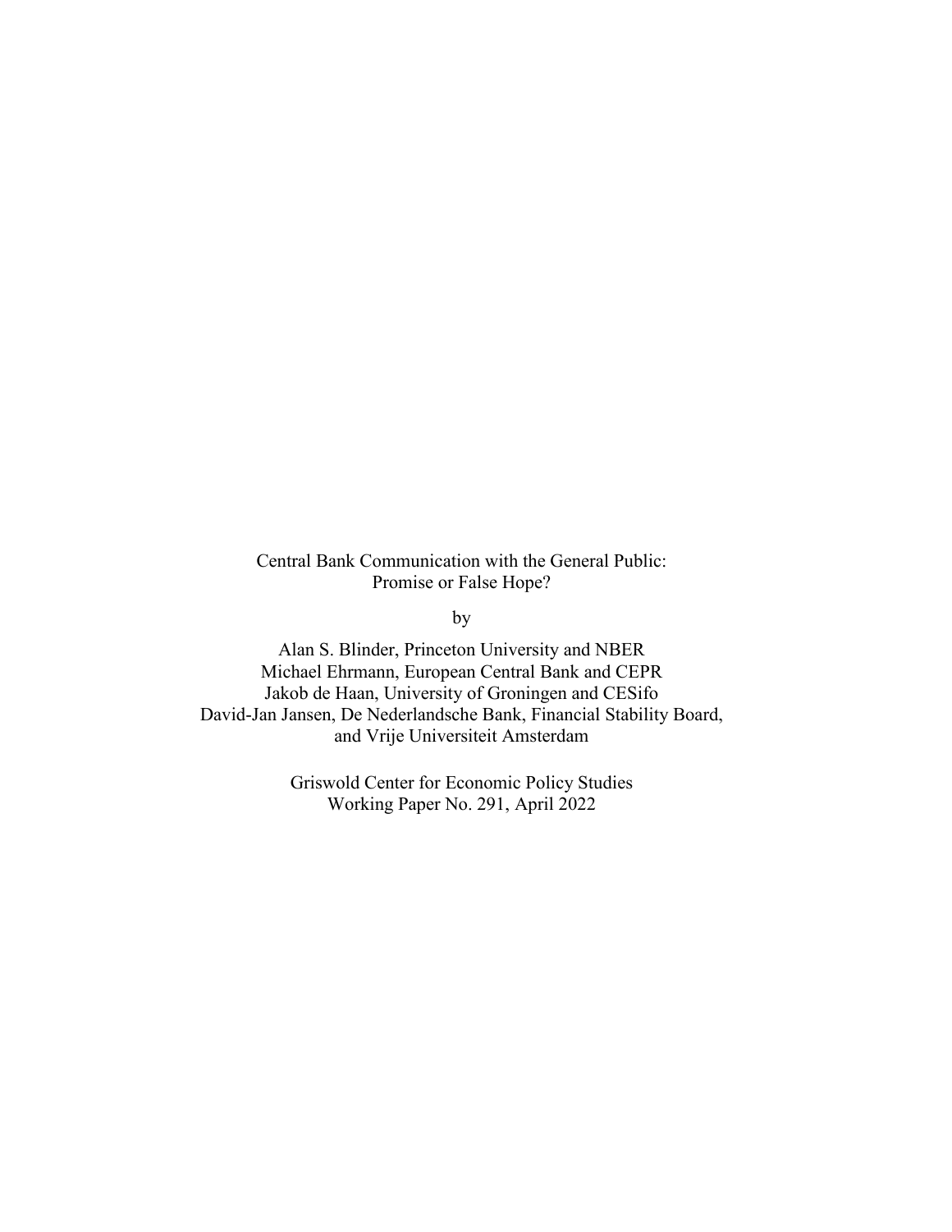# Central Bank Communication with the General Public: Promise or False Hope?

by

Alan S. Blinder, Princeton University and NBER
Michael Ehrmann, European Central Bank and CEPR
Jakob de Haan, University of Groningen and CESifo
David-Jan Jansen, De Nederlandsche Bank, Financial Stability Board, and Vrije Universiteit Amsterdam

Griswold Center for Economic Policy Studies
Working Paper No. 291, April 2022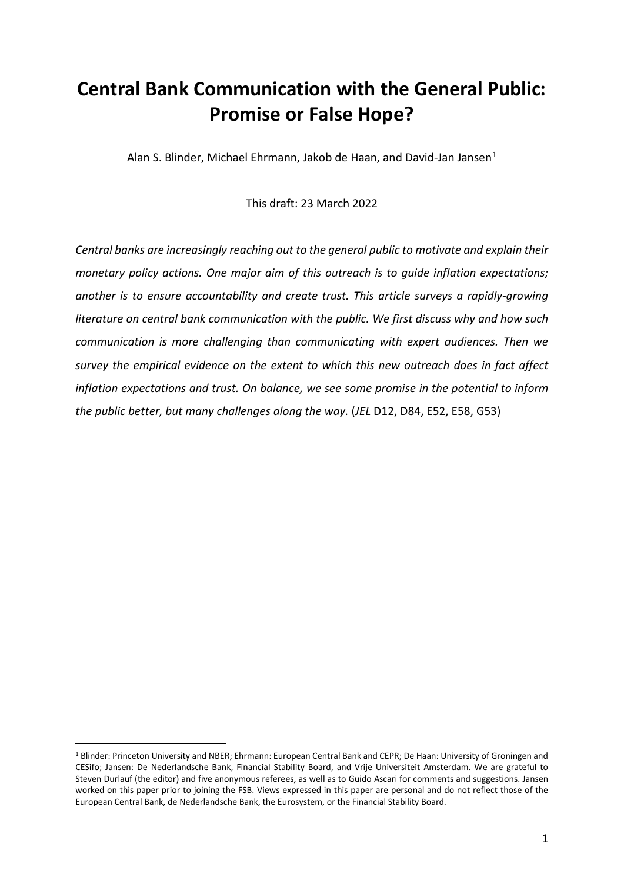# Central Bank Communication with the General Public: Promise or False Hope?

Alan S. Blinder, Michael Ehrmann, Jakob de Haan, and David-Jan Jansen[1]

This draft: 23 March 2022

*Central banks are increasingly reaching out to the general public to motivate and explain their monetary policy actions. One major aim of this outreach is to guide inflation expectations; another is to ensure accountability and create trust. This article surveys a rapidly-growing literature on central bank communication with the public. We first discuss why and how such communication is more challenging than communicating with expert audiences. Then we survey the empirical evidence on the extent to which this new outreach does in fact affect inflation expectations and trust. On balance, we see some promise in the potential to inform the public better, but many challenges along the way.* (*JEL* D12, D84, E52, E58, G53)

[1] Blinder: Princeton University and NBER; Ehrmann: European Central Bank and CEPR; De Haan: University of Groningen and CESifo; Jansen: De Nederlandsche Bank, Financial Stability Board, and Vrije Universiteit Amsterdam. We are grateful to Steven Durlauf (the editor) and five anonymous referees, as well as to Guido Ascari for comments and suggestions. Jansen worked on this paper prior to joining the FSB. Views expressed in this paper are personal and do not reflect those of the European Central Bank, de Nederlandsche Bank, the Eurosystem, or the Financial Stability Board.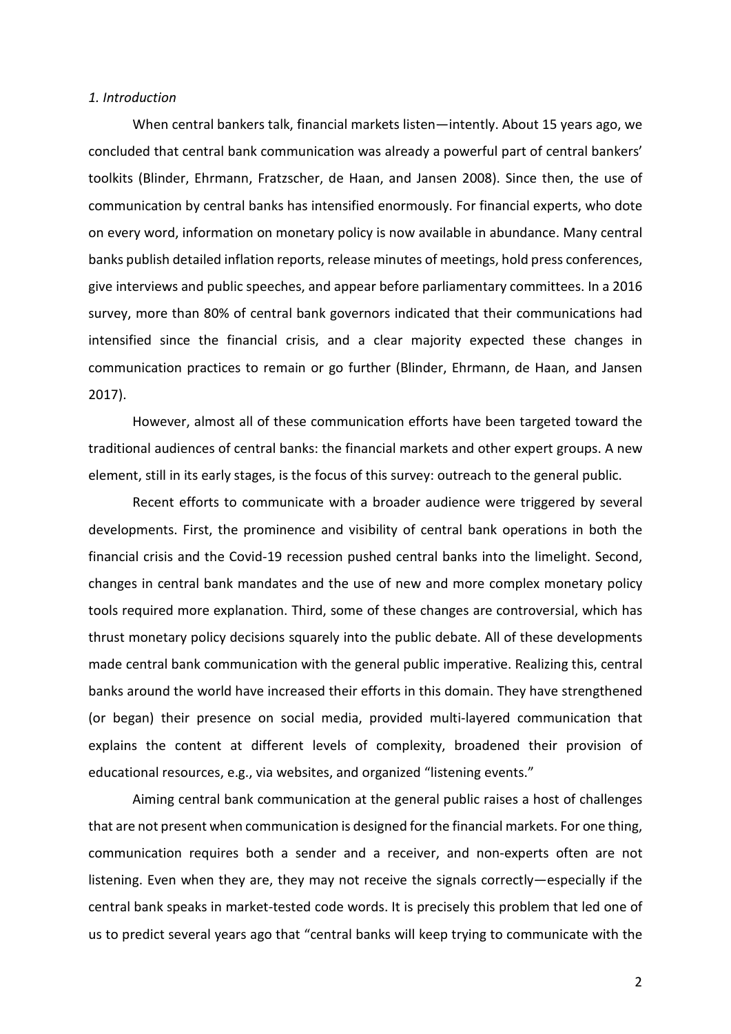*1. Introduction*

When central bankers talk, financial markets listen—intently. About 15 years ago, we concluded that central bank communication was already a powerful part of central bankers' toolkits (Blinder, Ehrmann, Fratzscher, de Haan, and Jansen 2008). Since then, the use of communication by central banks has intensified enormously. For financial experts, who dote on every word, information on monetary policy is now available in abundance. Many central banks publish detailed inflation reports, release minutes of meetings, hold press conferences, give interviews and public speeches, and appear before parliamentary committees. In a 2016 survey, more than 80% of central bank governors indicated that their communications had intensified since the financial crisis, and a clear majority expected these changes in communication practices to remain or go further (Blinder, Ehrmann, de Haan, and Jansen 2017).

However, almost all of these communication efforts have been targeted toward the traditional audiences of central banks: the financial markets and other expert groups. A new element, still in its early stages, is the focus of this survey: outreach to the general public.

Recent efforts to communicate with a broader audience were triggered by several developments. First, the prominence and visibility of central bank operations in both the financial crisis and the Covid-19 recession pushed central banks into the limelight. Second, changes in central bank mandates and the use of new and more complex monetary policy tools required more explanation. Third, some of these changes are controversial, which has thrust monetary policy decisions squarely into the public debate. All of these developments made central bank communication with the general public imperative. Realizing this, central banks around the world have increased their efforts in this domain. They have strengthened (or began) their presence on social media, provided multi-layered communication that explains the content at different levels of complexity, broadened their provision of educational resources, e.g., via websites, and organized "listening events."

Aiming central bank communication at the general public raises a host of challenges that are not present when communication is designed for the financial markets. For one thing, communication requires both a sender and a receiver, and non-experts often are not listening. Even when they are, they may not receive the signals correctly—especially if the central bank speaks in market-tested code words. It is precisely this problem that led one of us to predict several years ago that "central banks will keep trying to communicate with the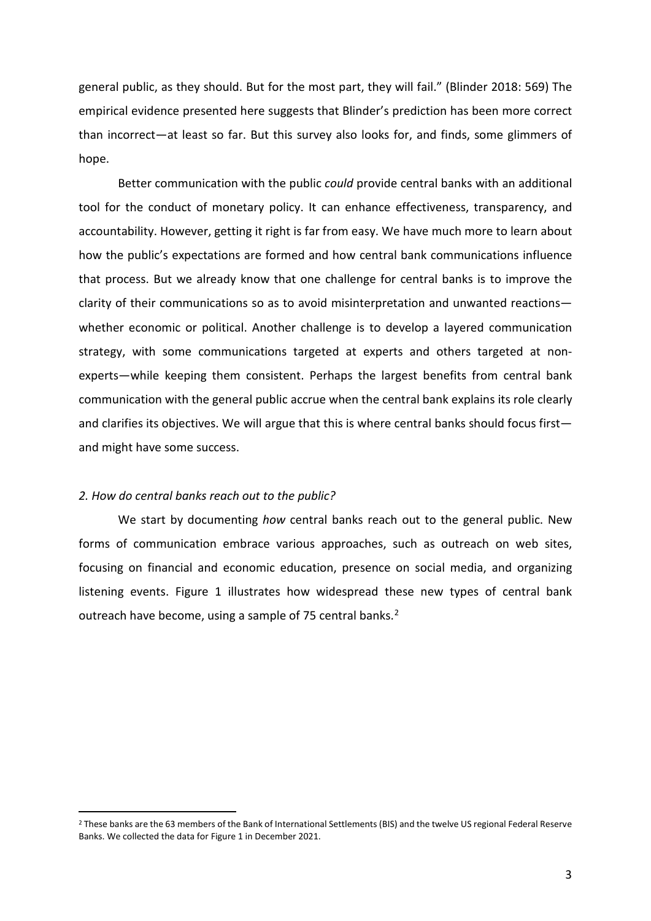general public, as they should. But for the most part, they will fail." (Blinder 2018: 569) The empirical evidence presented here suggests that Blinder's prediction has been more correct than incorrect—at least so far. But this survey also looks for, and finds, some glimmers of hope.

Better communication with the public *could* provide central banks with an additional tool for the conduct of monetary policy. It can enhance effectiveness, transparency, and accountability. However, getting it right is far from easy. We have much more to learn about how the public's expectations are formed and how central bank communications influence that process. But we already know that one challenge for central banks is to improve the clarity of their communications so as to avoid misinterpretation and unwanted reactions—whether economic or political. Another challenge is to develop a layered communication strategy, with some communications targeted at experts and others targeted at non-experts—while keeping them consistent. Perhaps the largest benefits from central bank communication with the general public accrue when the central bank explains its role clearly and clarifies its objectives. We will argue that this is where central banks should focus first—and might have some success.

## *2. How do central banks reach out to the public?*

We start by documenting *how* central banks reach out to the general public. New forms of communication embrace various approaches, such as outreach on web sites, focusing on financial and economic education, presence on social media, and organizing listening events. Figure 1 illustrates how widespread these new types of central bank outreach have become, using a sample of 75 central banks.[2]

---

[2] These banks are the 63 members of the Bank of International Settlements (BIS) and the twelve US regional Federal Reserve Banks. We collected the data for Figure 1 in December 2021.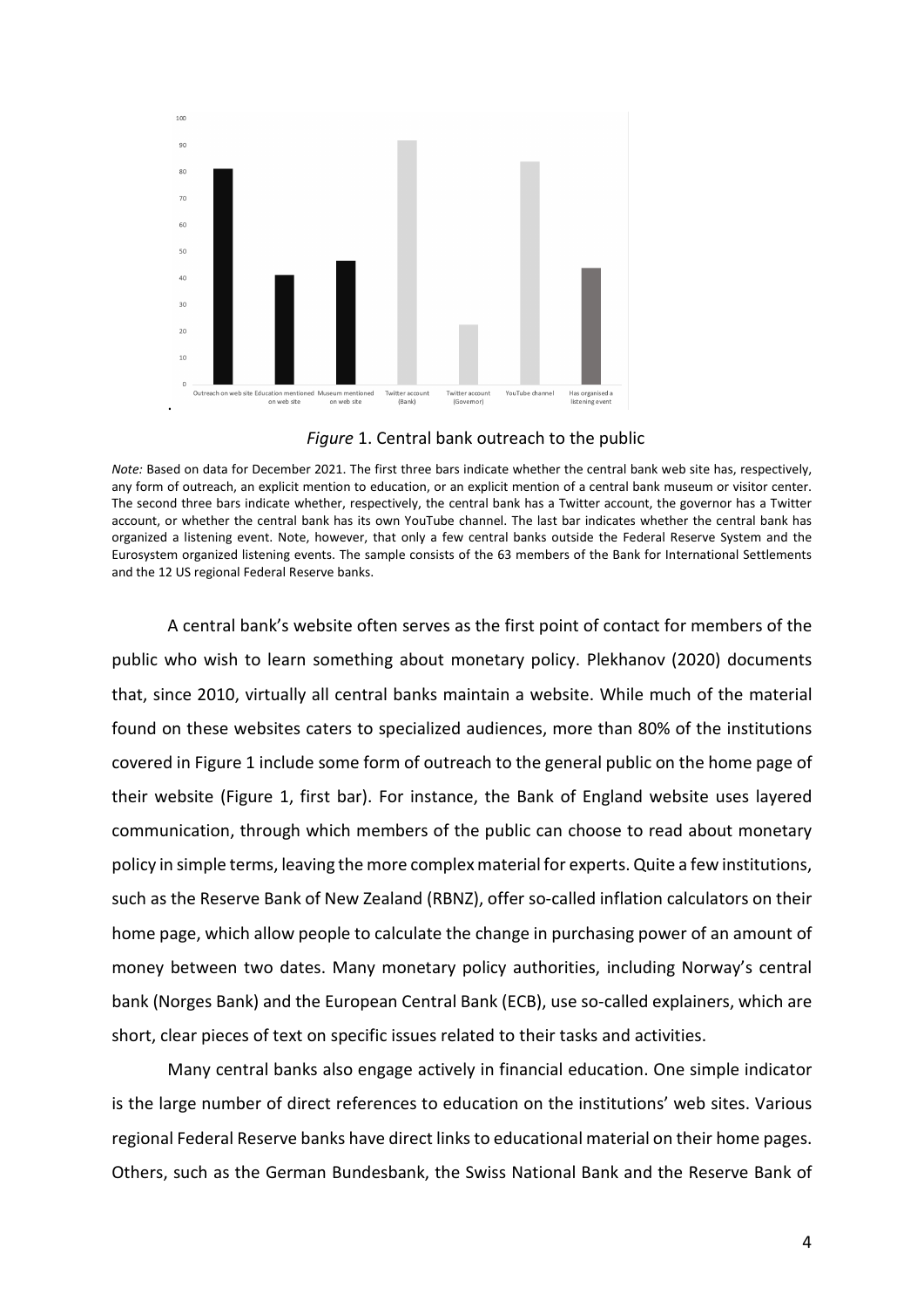*Figure* 1. Central bank outreach to the public

*Note:* Based on data for December 2021. The first three bars indicate whether the central bank web site has, respectively, any form of outreach, an explicit mention to education, or an explicit mention of a central bank museum or visitor center. The second three bars indicate whether, respectively, the central bank has a Twitter account, the governor has a Twitter account, or whether the central bank has its own YouTube channel. The last bar indicates whether the central bank has organized a listening event. Note, however, that only a few central banks outside the Federal Reserve System and the Eurosystem organized listening events. The sample consists of the 63 members of the Bank for International Settlements and the 12 US regional Federal Reserve banks.

A central bank's website often serves as the first point of contact for members of the public who wish to learn something about monetary policy. Plekhanov (2020) documents that, since 2010, virtually all central banks maintain a website. While much of the material found on these websites caters to specialized audiences, more than 80% of the institutions covered in Figure 1 include some form of outreach to the general public on the home page of their website (Figure 1, first bar). For instance, the Bank of England website uses layered communication, through which members of the public can choose to read about monetary policy in simple terms, leaving the more complex material for experts. Quite a few institutions, such as the Reserve Bank of New Zealand (RBNZ), offer so-called inflation calculators on their home page, which allow people to calculate the change in purchasing power of an amount of money between two dates. Many monetary policy authorities, including Norway's central bank (Norges Bank) and the European Central Bank (ECB), use so-called explainers, which are short, clear pieces of text on specific issues related to their tasks and activities.

Many central banks also engage actively in financial education. One simple indicator is the large number of direct references to education on the institutions' web sites. Various regional Federal Reserve banks have direct links to educational material on their home pages. Others, such as the German Bundesbank, the Swiss National Bank and the Reserve Bank of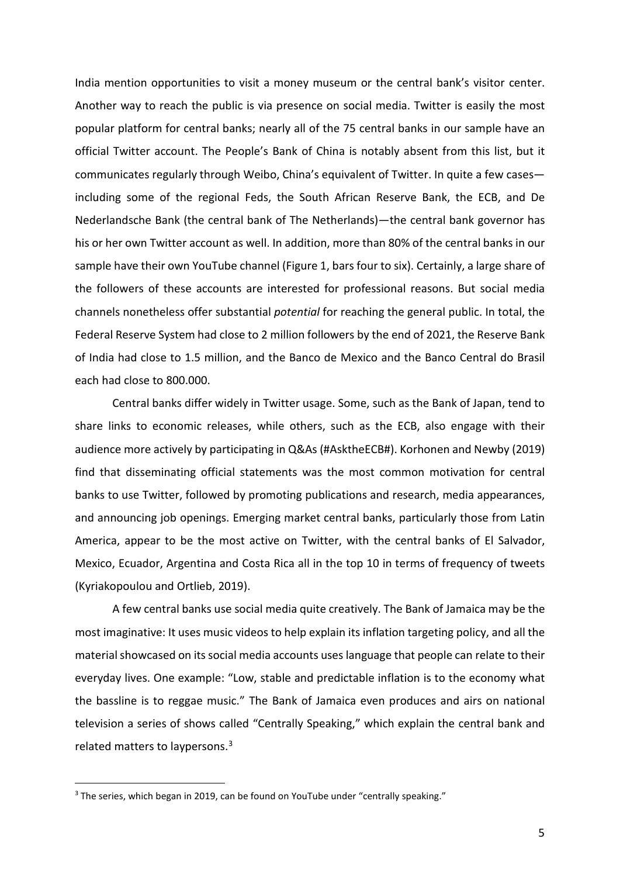India mention opportunities to visit a money museum or the central bank's visitor center. Another way to reach the public is via presence on social media. Twitter is easily the most popular platform for central banks; nearly all of the 75 central banks in our sample have an official Twitter account. The People's Bank of China is notably absent from this list, but it communicates regularly through Weibo, China's equivalent of Twitter. In quite a few cases—including some of the regional Feds, the South African Reserve Bank, the ECB, and De Nederlandsche Bank (the central bank of The Netherlands)—the central bank governor has his or her own Twitter account as well. In addition, more than 80% of the central banks in our sample have their own YouTube channel (Figure 1, bars four to six). Certainly, a large share of the followers of these accounts are interested for professional reasons. But social media channels nonetheless offer substantial *potential* for reaching the general public. In total, the Federal Reserve System had close to 2 million followers by the end of 2021, the Reserve Bank of India had close to 1.5 million, and the Banco de Mexico and the Banco Central do Brasil each had close to 800.000.

Central banks differ widely in Twitter usage. Some, such as the Bank of Japan, tend to share links to economic releases, while others, such as the ECB, also engage with their audience more actively by participating in Q&As (#AsktheECB#). Korhonen and Newby (2019) find that disseminating official statements was the most common motivation for central banks to use Twitter, followed by promoting publications and research, media appearances, and announcing job openings. Emerging market central banks, particularly those from Latin America, appear to be the most active on Twitter, with the central banks of El Salvador, Mexico, Ecuador, Argentina and Costa Rica all in the top 10 in terms of frequency of tweets (Kyriakopoulou and Ortlieb, 2019).

A few central banks use social media quite creatively. The Bank of Jamaica may be the most imaginative: It uses music videos to help explain its inflation targeting policy, and all the material showcased on its social media accounts uses language that people can relate to their everyday lives. One example: "Low, stable and predictable inflation is to the economy what the bassline is to reggae music." The Bank of Jamaica even produces and airs on national television a series of shows called "Centrally Speaking," which explain the central bank and related matters to laypersons.[3]

[3] The series, which began in 2019, can be found on YouTube under "centrally speaking."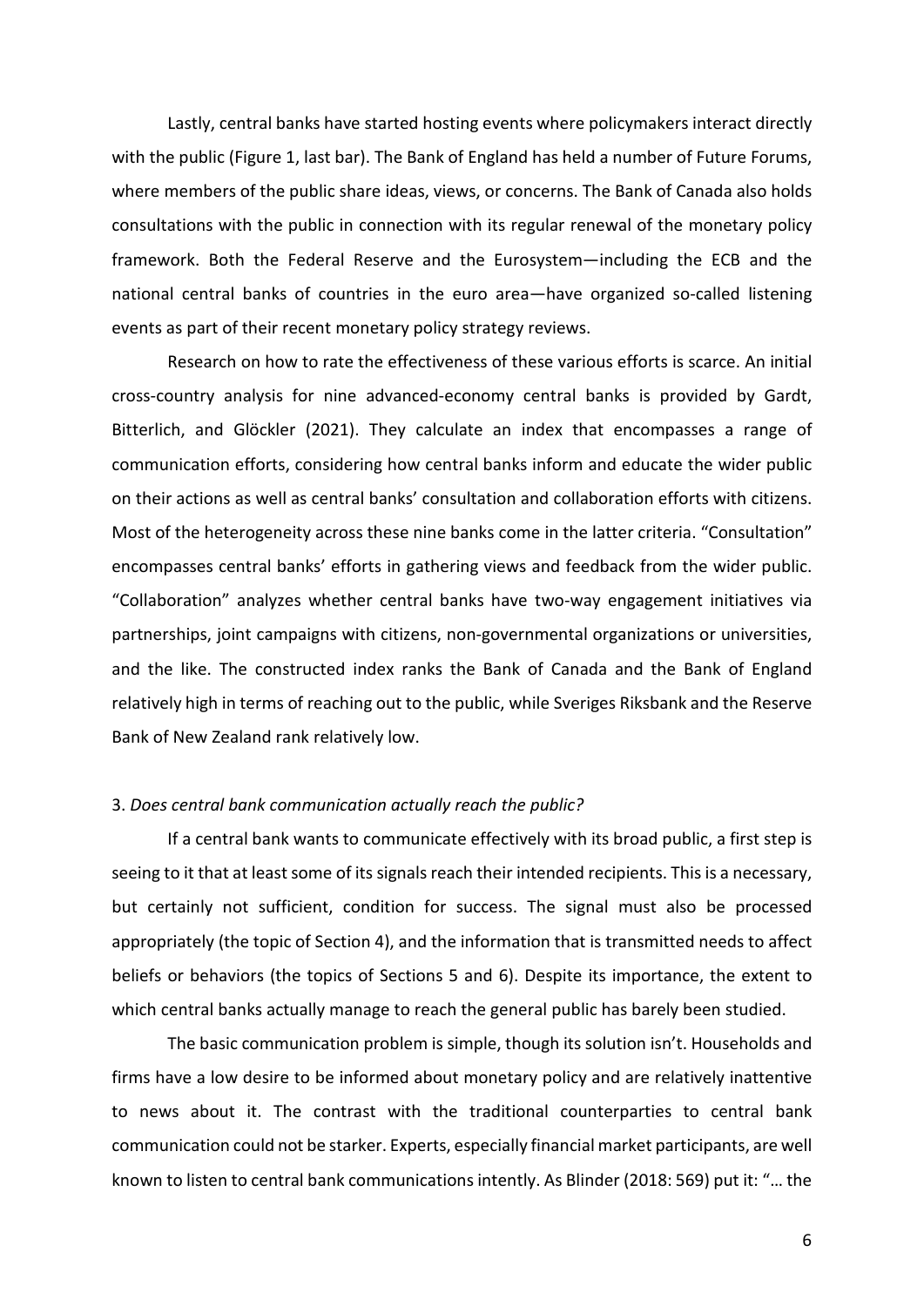Lastly, central banks have started hosting events where policymakers interact directly with the public (Figure 1, last bar). The Bank of England has held a number of Future Forums, where members of the public share ideas, views, or concerns. The Bank of Canada also holds consultations with the public in connection with its regular renewal of the monetary policy framework. Both the Federal Reserve and the Eurosystem—including the ECB and the national central banks of countries in the euro area—have organized so-called listening events as part of their recent monetary policy strategy reviews.

Research on how to rate the effectiveness of these various efforts is scarce. An initial cross-country analysis for nine advanced-economy central banks is provided by Gardt, Bitterlich, and Glöckler (2021). They calculate an index that encompasses a range of communication efforts, considering how central banks inform and educate the wider public on their actions as well as central banks' consultation and collaboration efforts with citizens. Most of the heterogeneity across these nine banks come in the latter criteria. "Consultation" encompasses central banks' efforts in gathering views and feedback from the wider public. "Collaboration" analyzes whether central banks have two-way engagement initiatives via partnerships, joint campaigns with citizens, non-governmental organizations or universities, and the like. The constructed index ranks the Bank of Canada and the Bank of England relatively high in terms of reaching out to the public, while Sveriges Riksbank and the Reserve Bank of New Zealand rank relatively low.

## 3. *Does central bank communication actually reach the public?*

If a central bank wants to communicate effectively with its broad public, a first step is seeing to it that at least some of its signals reach their intended recipients. This is a necessary, but certainly not sufficient, condition for success. The signal must also be processed appropriately (the topic of Section 4), and the information that is transmitted needs to affect beliefs or behaviors (the topics of Sections 5 and 6). Despite its importance, the extent to which central banks actually manage to reach the general public has barely been studied.

The basic communication problem is simple, though its solution isn't. Households and firms have a low desire to be informed about monetary policy and are relatively inattentive to news about it. The contrast with the traditional counterparties to central bank communication could not be starker. Experts, especially financial market participants, are well known to listen to central bank communications intently. As Blinder (2018: 569) put it: "… the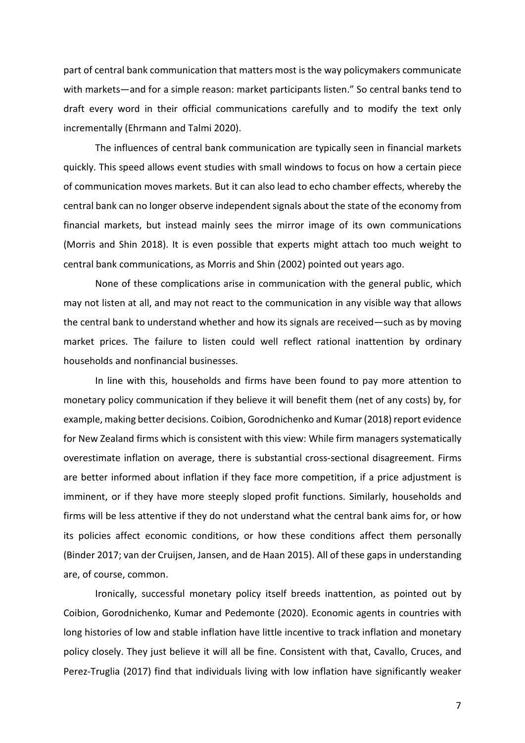part of central bank communication that matters most is the way policymakers communicate with markets—and for a simple reason: market participants listen." So central banks tend to draft every word in their official communications carefully and to modify the text only incrementally (Ehrmann and Talmi 2020).

The influences of central bank communication are typically seen in financial markets quickly. This speed allows event studies with small windows to focus on how a certain piece of communication moves markets. But it can also lead to echo chamber effects, whereby the central bank can no longer observe independent signals about the state of the economy from financial markets, but instead mainly sees the mirror image of its own communications (Morris and Shin 2018). It is even possible that experts might attach too much weight to central bank communications, as Morris and Shin (2002) pointed out years ago.

None of these complications arise in communication with the general public, which may not listen at all, and may not react to the communication in any visible way that allows the central bank to understand whether and how its signals are received—such as by moving market prices. The failure to listen could well reflect rational inattention by ordinary households and nonfinancial businesses.

In line with this, households and firms have been found to pay more attention to monetary policy communication if they believe it will benefit them (net of any costs) by, for example, making better decisions. Coibion, Gorodnichenko and Kumar (2018) report evidence for New Zealand firms which is consistent with this view: While firm managers systematically overestimate inflation on average, there is substantial cross-sectional disagreement. Firms are better informed about inflation if they face more competition, if a price adjustment is imminent, or if they have more steeply sloped profit functions. Similarly, households and firms will be less attentive if they do not understand what the central bank aims for, or how its policies affect economic conditions, or how these conditions affect them personally (Binder 2017; van der Cruijsen, Jansen, and de Haan 2015). All of these gaps in understanding are, of course, common.

Ironically, successful monetary policy itself breeds inattention, as pointed out by Coibion, Gorodnichenko, Kumar and Pedemonte (2020). Economic agents in countries with long histories of low and stable inflation have little incentive to track inflation and monetary policy closely. They just believe it will all be fine. Consistent with that, Cavallo, Cruces, and Perez-Truglia (2017) find that individuals living with low inflation have significantly weaker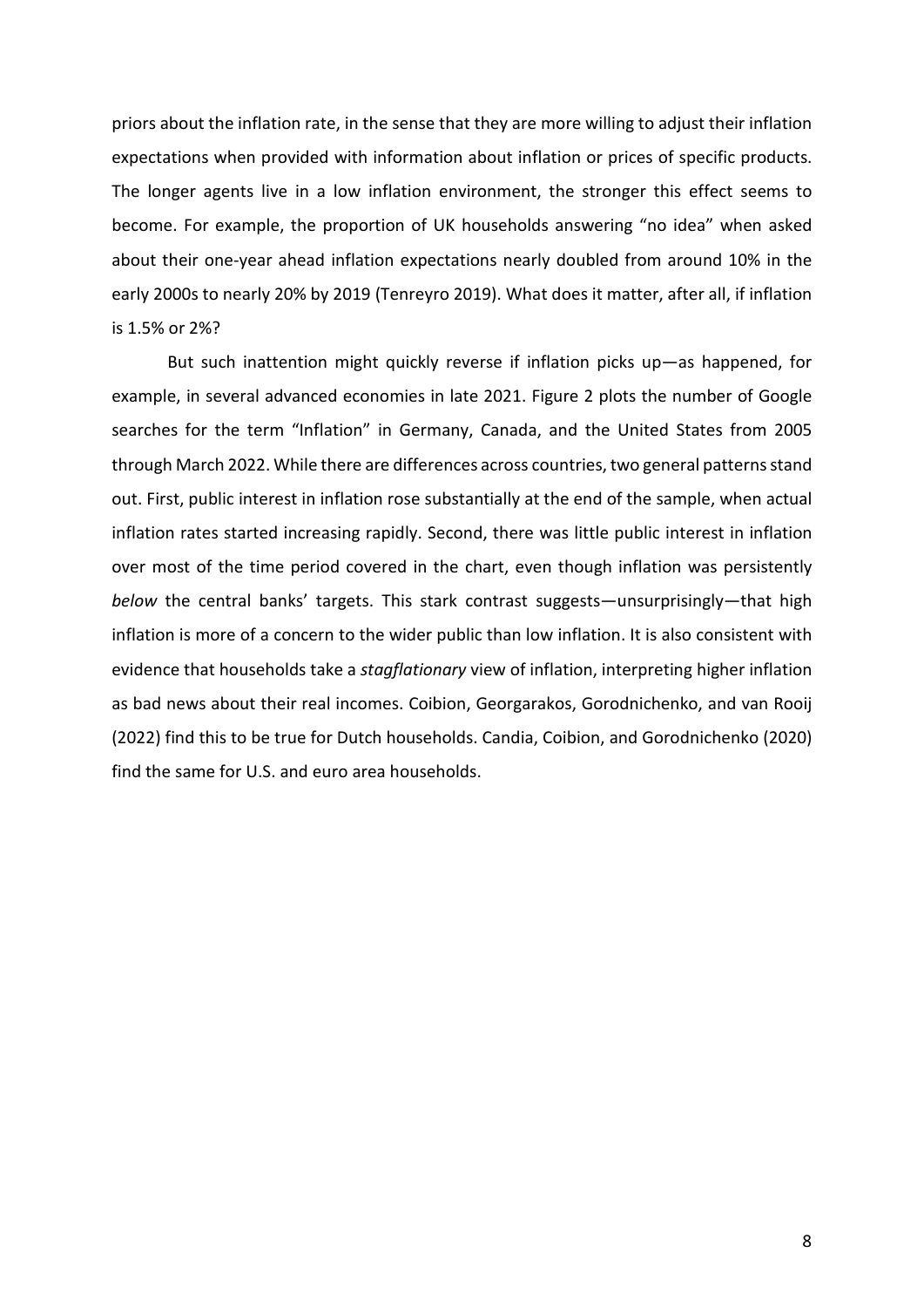priors about the inflation rate, in the sense that they are more willing to adjust their inflation expectations when provided with information about inflation or prices of specific products. The longer agents live in a low inflation environment, the stronger this effect seems to become. For example, the proportion of UK households answering "no idea" when asked about their one-year ahead inflation expectations nearly doubled from around 10% in the early 2000s to nearly 20% by 2019 (Tenreyro 2019). What does it matter, after all, if inflation is 1.5% or 2%?

But such inattention might quickly reverse if inflation picks up—as happened, for example, in several advanced economies in late 2021. Figure 2 plots the number of Google searches for the term "Inflation" in Germany, Canada, and the United States from 2005 through March 2022. While there are differences across countries, two general patterns stand out. First, public interest in inflation rose substantially at the end of the sample, when actual inflation rates started increasing rapidly. Second, there was little public interest in inflation over most of the time period covered in the chart, even though inflation was persistently *below* the central banks' targets. This stark contrast suggests—unsurprisingly—that high inflation is more of a concern to the wider public than low inflation. It is also consistent with evidence that households take a *stagflationary* view of inflation, interpreting higher inflation as bad news about their real incomes. Coibion, Georgarakos, Gorodnichenko, and van Rooij (2022) find this to be true for Dutch households. Candia, Coibion, and Gorodnichenko (2020) find the same for U.S. and euro area households.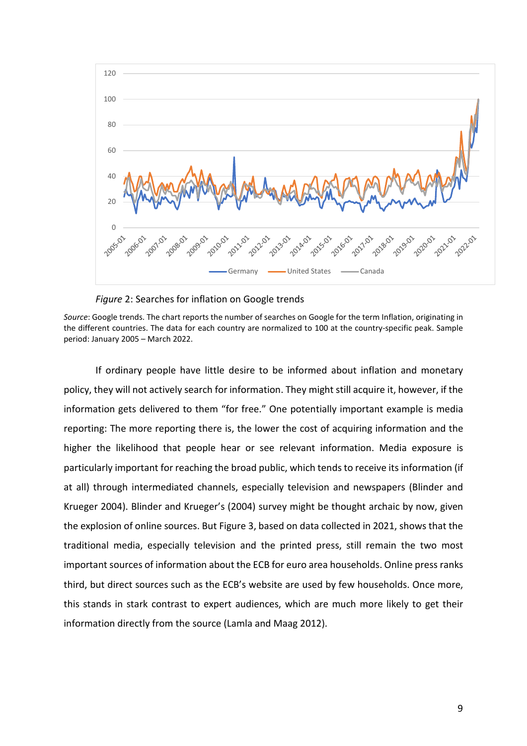*Figure* 2: Searches for inflation on Google trends

*Source*: Google trends. The chart reports the number of searches on Google for the term Inflation, originating in the different countries. The data for each country are normalized to 100 at the country-specific peak. Sample period: January 2005 – March 2022.

If ordinary people have little desire to be informed about inflation and monetary policy, they will not actively search for information. They might still acquire it, however, if the information gets delivered to them "for free." One potentially important example is media reporting: The more reporting there is, the lower the cost of acquiring information and the higher the likelihood that people hear or see relevant information. Media exposure is particularly important for reaching the broad public, which tends to receive its information (if at all) through intermediated channels, especially television and newspapers (Blinder and Krueger 2004). Blinder and Krueger's (2004) survey might be thought archaic by now, given the explosion of online sources. But Figure 3, based on data collected in 2021, shows that the traditional media, especially television and the printed press, still remain the two most important sources of information about the ECB for euro area households. Online press ranks third, but direct sources such as the ECB's website are used by few households. Once more, this stands in stark contrast to expert audiences, which are much more likely to get their information directly from the source (Lamla and Maag 2012).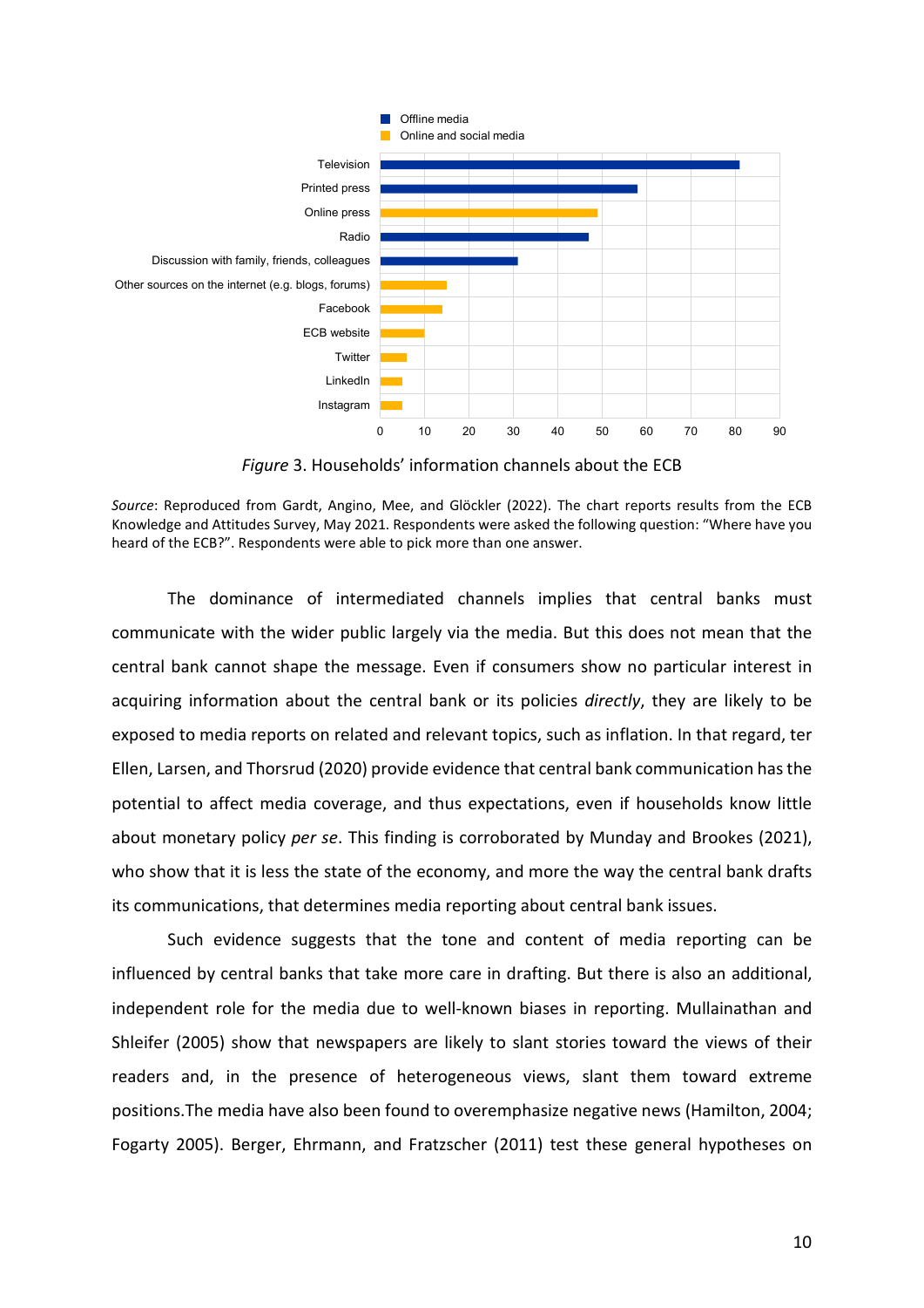*Figure* 3. Households' information channels about the ECB

*Source*: Reproduced from Gardt, Angino, Mee, and Glöckler (2022). The chart reports results from the ECB Knowledge and Attitudes Survey, May 2021. Respondents were asked the following question: "Where have you heard of the ECB?". Respondents were able to pick more than one answer.

The dominance of intermediated channels implies that central banks must communicate with the wider public largely via the media. But this does not mean that the central bank cannot shape the message. Even if consumers show no particular interest in acquiring information about the central bank or its policies *directly*, they are likely to be exposed to media reports on related and relevant topics, such as inflation. In that regard, ter Ellen, Larsen, and Thorsrud (2020) provide evidence that central bank communication has the potential to affect media coverage, and thus expectations, even if households know little about monetary policy *per se*. This finding is corroborated by Munday and Brookes (2021), who show that it is less the state of the economy, and more the way the central bank drafts its communications, that determines media reporting about central bank issues.

Such evidence suggests that the tone and content of media reporting can be influenced by central banks that take more care in drafting. But there is also an additional, independent role for the media due to well-known biases in reporting. Mullainathan and Shleifer (2005) show that newspapers are likely to slant stories toward the views of their readers and, in the presence of heterogeneous views, slant them toward extreme positions.The media have also been found to overemphasize negative news (Hamilton, 2004; Fogarty 2005). Berger, Ehrmann, and Fratzscher (2011) test these general hypotheses on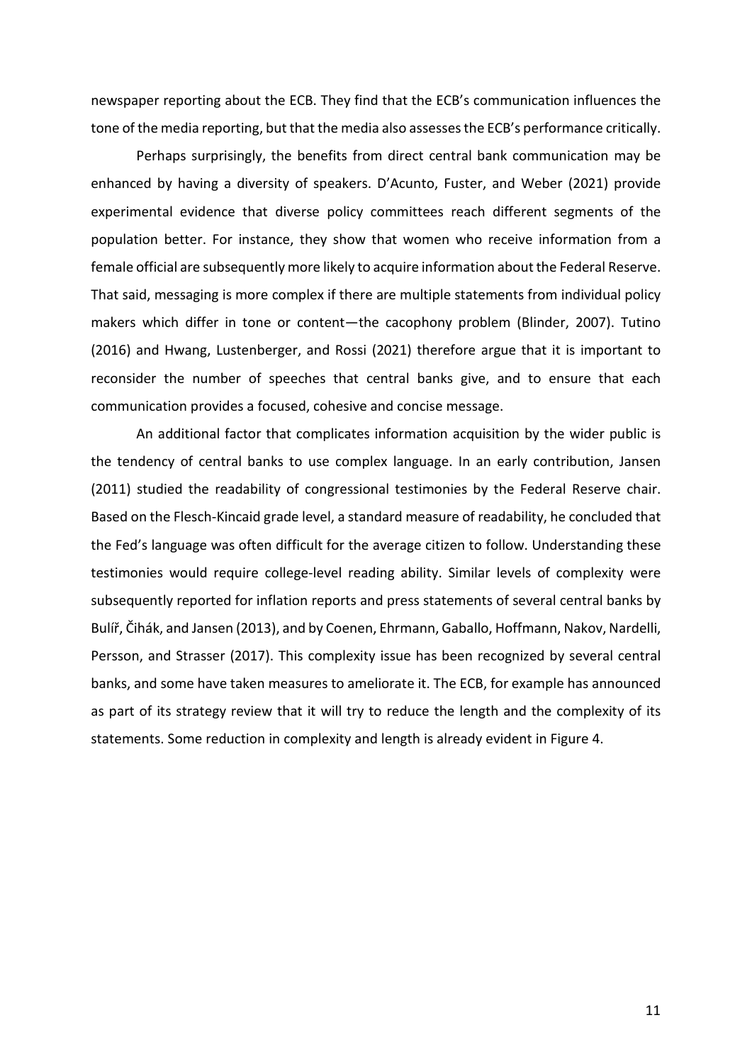newspaper reporting about the ECB. They find that the ECB's communication influences the tone of the media reporting, but that the media also assesses the ECB's performance critically.

Perhaps surprisingly, the benefits from direct central bank communication may be enhanced by having a diversity of speakers. D'Acunto, Fuster, and Weber (2021) provide experimental evidence that diverse policy committees reach different segments of the population better. For instance, they show that women who receive information from a female official are subsequently more likely to acquire information about the Federal Reserve. That said, messaging is more complex if there are multiple statements from individual policy makers which differ in tone or content—the cacophony problem (Blinder, 2007). Tutino (2016) and Hwang, Lustenberger, and Rossi (2021) therefore argue that it is important to reconsider the number of speeches that central banks give, and to ensure that each communication provides a focused, cohesive and concise message.

An additional factor that complicates information acquisition by the wider public is the tendency of central banks to use complex language. In an early contribution, Jansen (2011) studied the readability of congressional testimonies by the Federal Reserve chair. Based on the Flesch-Kincaid grade level, a standard measure of readability, he concluded that the Fed's language was often difficult for the average citizen to follow. Understanding these testimonies would require college-level reading ability. Similar levels of complexity were subsequently reported for inflation reports and press statements of several central banks by Bulíř, Čihák, and Jansen (2013), and by Coenen, Ehrmann, Gaballo, Hoffmann, Nakov, Nardelli, Persson, and Strasser (2017). This complexity issue has been recognized by several central banks, and some have taken measures to ameliorate it. The ECB, for example has announced as part of its strategy review that it will try to reduce the length and the complexity of its statements. Some reduction in complexity and length is already evident in Figure 4.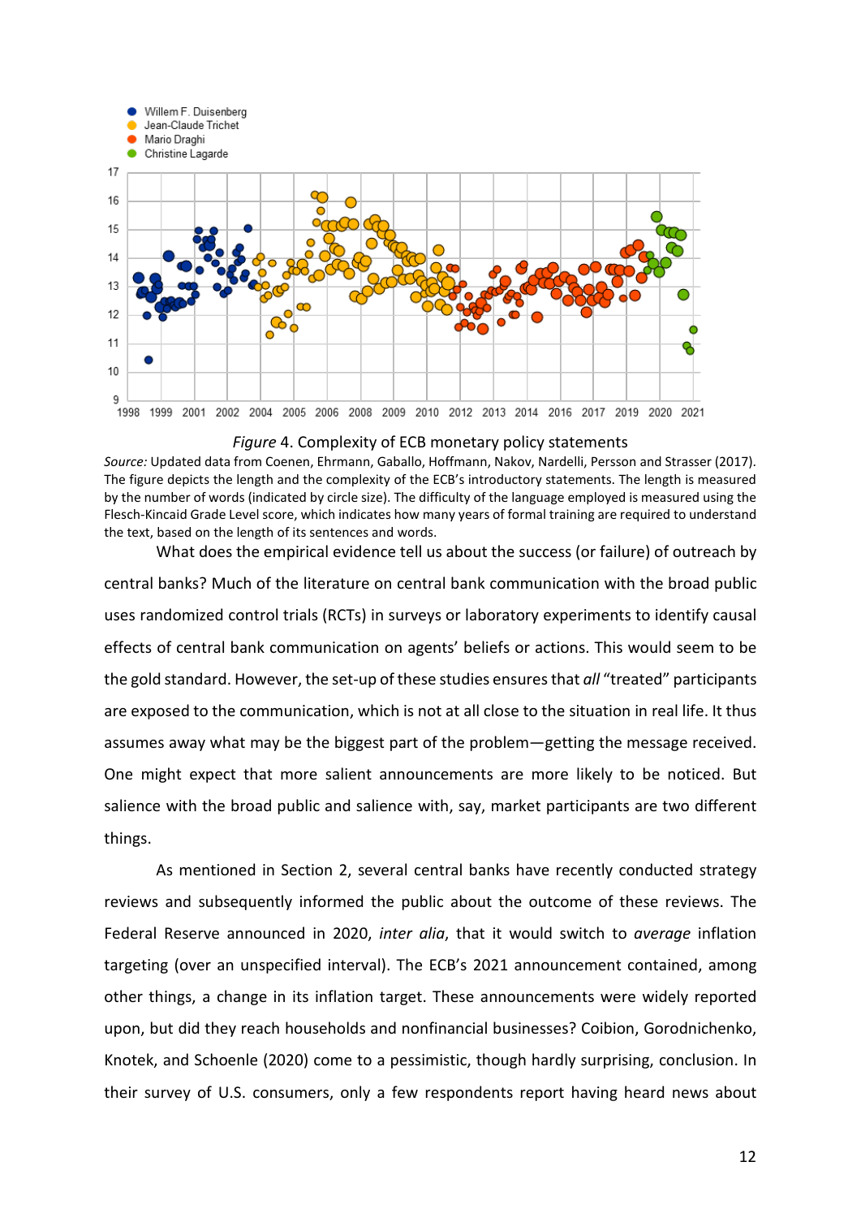*Figure* 4. Complexity of ECB monetary policy statements

*Source:* Updated data from Coenen, Ehrmann, Gaballo, Hoffmann, Nakov, Nardelli, Persson and Strasser (2017). The figure depicts the length and the complexity of the ECB's introductory statements. The length is measured by the number of words (indicated by circle size). The difficulty of the language employed is measured using the Flesch-Kincaid Grade Level score, which indicates how many years of formal training are required to understand the text, based on the length of its sentences and words.

What does the empirical evidence tell us about the success (or failure) of outreach by central banks? Much of the literature on central bank communication with the broad public uses randomized control trials (RCTs) in surveys or laboratory experiments to identify causal effects of central bank communication on agents' beliefs or actions. This would seem to be the gold standard. However, the set-up of these studies ensures that *all* "treated" participants are exposed to the communication, which is not at all close to the situation in real life. It thus assumes away what may be the biggest part of the problem—getting the message received. One might expect that more salient announcements are more likely to be noticed. But salience with the broad public and salience with, say, market participants are two different things.

As mentioned in Section 2, several central banks have recently conducted strategy reviews and subsequently informed the public about the outcome of these reviews. The Federal Reserve announced in 2020, *inter alia*, that it would switch to *average* inflation targeting (over an unspecified interval). The ECB's 2021 announcement contained, among other things, a change in its inflation target. These announcements were widely reported upon, but did they reach households and nonfinancial businesses? Coibion, Gorodnichenko, Knotek, and Schoenle (2020) come to a pessimistic, though hardly surprising, conclusion. In their survey of U.S. consumers, only a few respondents report having heard news about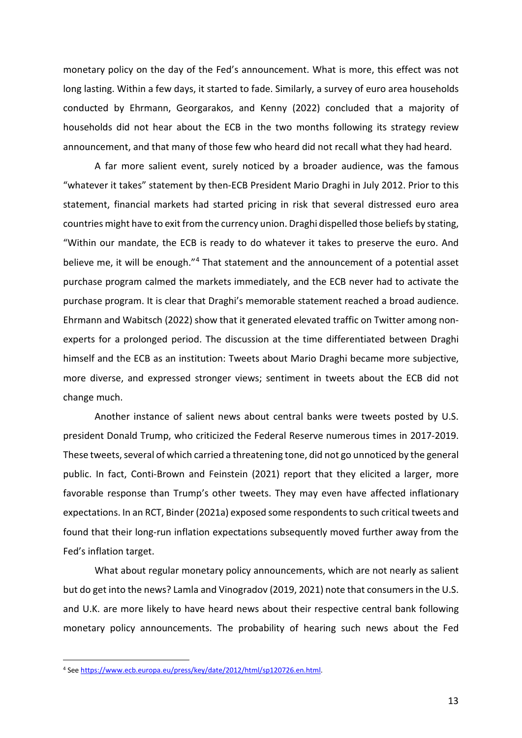monetary policy on the day of the Fed's announcement. What is more, this effect was not long lasting. Within a few days, it started to fade. Similarly, a survey of euro area households conducted by Ehrmann, Georgarakos, and Kenny (2022) concluded that a majority of households did not hear about the ECB in the two months following its strategy review announcement, and that many of those few who heard did not recall what they had heard.

A far more salient event, surely noticed by a broader audience, was the famous "whatever it takes" statement by then-ECB President Mario Draghi in July 2012. Prior to this statement, financial markets had started pricing in risk that several distressed euro area countries might have to exit from the currency union. Draghi dispelled those beliefs by stating, "Within our mandate, the ECB is ready to do whatever it takes to preserve the euro. And believe me, it will be enough."[4] That statement and the announcement of a potential asset purchase program calmed the markets immediately, and the ECB never had to activate the purchase program. It is clear that Draghi's memorable statement reached a broad audience. Ehrmann and Wabitsch (2022) show that it generated elevated traffic on Twitter among non-experts for a prolonged period. The discussion at the time differentiated between Draghi himself and the ECB as an institution: Tweets about Mario Draghi became more subjective, more diverse, and expressed stronger views; sentiment in tweets about the ECB did not change much.

Another instance of salient news about central banks were tweets posted by U.S. president Donald Trump, who criticized the Federal Reserve numerous times in 2017-2019. These tweets, several of which carried a threatening tone, did not go unnoticed by the general public. In fact, Conti-Brown and Feinstein (2021) report that they elicited a larger, more favorable response than Trump's other tweets. They may even have affected inflationary expectations. In an RCT, Binder (2021a) exposed some respondents to such critical tweets and found that their long-run inflation expectations subsequently moved further away from the Fed's inflation target.

What about regular monetary policy announcements, which are not nearly as salient but do get into the news? Lamla and Vinogradov (2019, 2021) note that consumers in the U.S. and U.K. are more likely to have heard news about their respective central bank following monetary policy announcements. The probability of hearing such news about the Fed

[4] See https://www.ecb.europa.eu/press/key/date/2012/html/sp120726.en.html.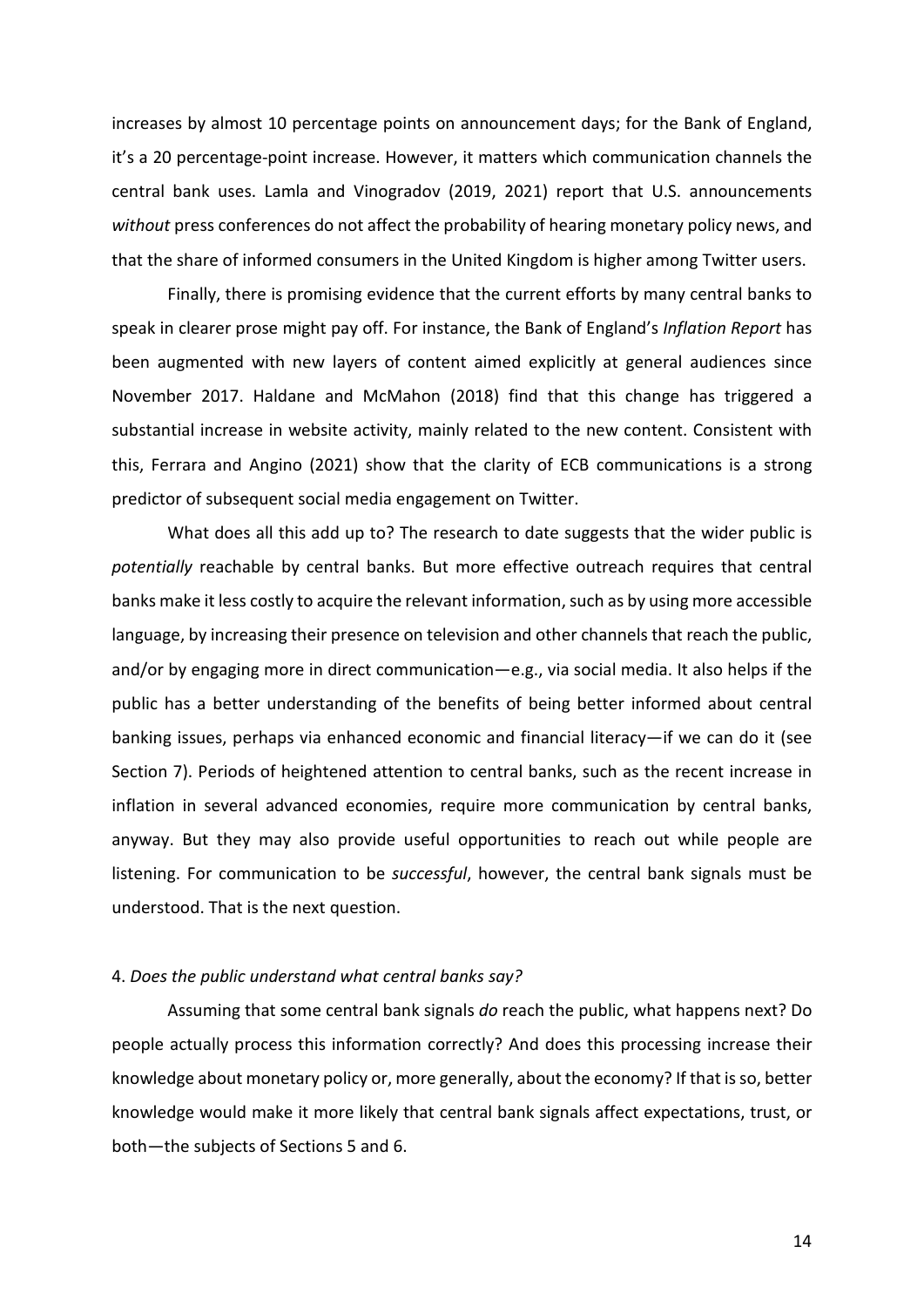increases by almost 10 percentage points on announcement days; for the Bank of England, it's a 20 percentage-point increase. However, it matters which communication channels the central bank uses. Lamla and Vinogradov (2019, 2021) report that U.S. announcements *without* press conferences do not affect the probability of hearing monetary policy news, and that the share of informed consumers in the United Kingdom is higher among Twitter users.

Finally, there is promising evidence that the current efforts by many central banks to speak in clearer prose might pay off. For instance, the Bank of England's *Inflation Report* has been augmented with new layers of content aimed explicitly at general audiences since November 2017. Haldane and McMahon (2018) find that this change has triggered a substantial increase in website activity, mainly related to the new content. Consistent with this, Ferrara and Angino (2021) show that the clarity of ECB communications is a strong predictor of subsequent social media engagement on Twitter.

What does all this add up to? The research to date suggests that the wider public is *potentially* reachable by central banks. But more effective outreach requires that central banks make it less costly to acquire the relevant information, such as by using more accessible language, by increasing their presence on television and other channels that reach the public, and/or by engaging more in direct communication—e.g., via social media. It also helps if the public has a better understanding of the benefits of being better informed about central banking issues, perhaps via enhanced economic and financial literacy—if we can do it (see Section 7). Periods of heightened attention to central banks, such as the recent increase in inflation in several advanced economies, require more communication by central banks, anyway. But they may also provide useful opportunities to reach out while people are listening. For communication to be *successful*, however, the central bank signals must be understood. That is the next question.

## 4. *Does the public understand what central banks say?*

Assuming that some central bank signals *do* reach the public, what happens next? Do people actually process this information correctly? And does this processing increase their knowledge about monetary policy or, more generally, about the economy? If that is so, better knowledge would make it more likely that central bank signals affect expectations, trust, or both—the subjects of Sections 5 and 6.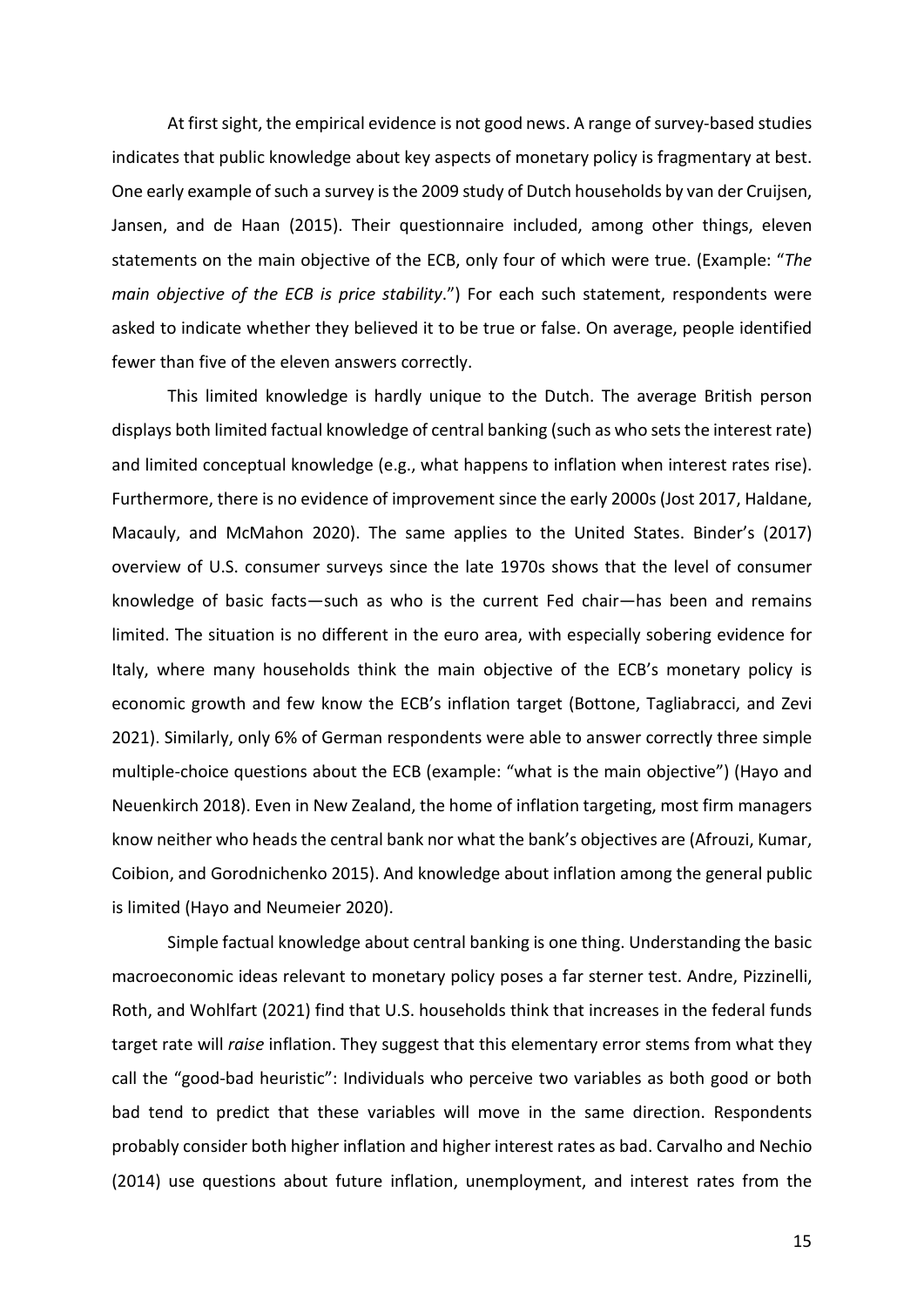At first sight, the empirical evidence is not good news. A range of survey-based studies indicates that public knowledge about key aspects of monetary policy is fragmentary at best. One early example of such a survey is the 2009 study of Dutch households by van der Cruijsen, Jansen, and de Haan (2015). Their questionnaire included, among other things, eleven statements on the main objective of the ECB, only four of which were true. (Example: "*The main objective of the ECB is price stability*.") For each such statement, respondents were asked to indicate whether they believed it to be true or false. On average, people identified fewer than five of the eleven answers correctly.

This limited knowledge is hardly unique to the Dutch. The average British person displays both limited factual knowledge of central banking (such as who sets the interest rate) and limited conceptual knowledge (e.g., what happens to inflation when interest rates rise). Furthermore, there is no evidence of improvement since the early 2000s (Jost 2017, Haldane, Macauly, and McMahon 2020). The same applies to the United States. Binder's (2017) overview of U.S. consumer surveys since the late 1970s shows that the level of consumer knowledge of basic facts—such as who is the current Fed chair—has been and remains limited. The situation is no different in the euro area, with especially sobering evidence for Italy, where many households think the main objective of the ECB's monetary policy is economic growth and few know the ECB's inflation target (Bottone, Tagliabracci, and Zevi 2021). Similarly, only 6% of German respondents were able to answer correctly three simple multiple-choice questions about the ECB (example: "what is the main objective") (Hayo and Neuenkirch 2018). Even in New Zealand, the home of inflation targeting, most firm managers know neither who heads the central bank nor what the bank's objectives are (Afrouzi, Kumar, Coibion, and Gorodnichenko 2015). And knowledge about inflation among the general public is limited (Hayo and Neumeier 2020).

Simple factual knowledge about central banking is one thing. Understanding the basic macroeconomic ideas relevant to monetary policy poses a far sterner test. Andre, Pizzinelli, Roth, and Wohlfart (2021) find that U.S. households think that increases in the federal funds target rate will *raise* inflation. They suggest that this elementary error stems from what they call the "good-bad heuristic": Individuals who perceive two variables as both good or both bad tend to predict that these variables will move in the same direction. Respondents probably consider both higher inflation and higher interest rates as bad. Carvalho and Nechio (2014) use questions about future inflation, unemployment, and interest rates from the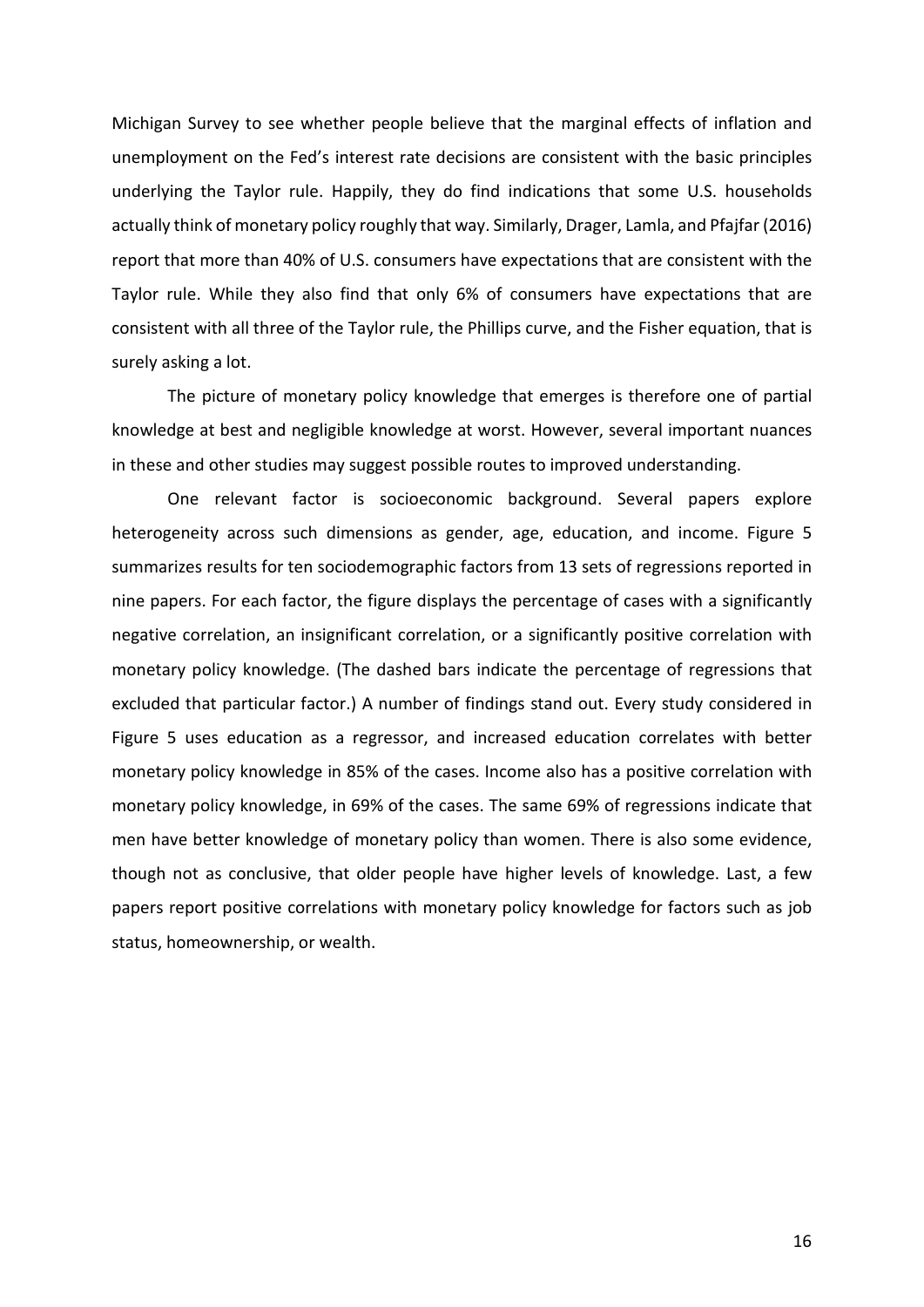Michigan Survey to see whether people believe that the marginal effects of inflation and unemployment on the Fed's interest rate decisions are consistent with the basic principles underlying the Taylor rule. Happily, they do find indications that some U.S. households actually think of monetary policy roughly that way. Similarly, Drager, Lamla, and Pfajfar (2016) report that more than 40% of U.S. consumers have expectations that are consistent with the Taylor rule. While they also find that only 6% of consumers have expectations that are consistent with all three of the Taylor rule, the Phillips curve, and the Fisher equation, that is surely asking a lot.

The picture of monetary policy knowledge that emerges is therefore one of partial knowledge at best and negligible knowledge at worst. However, several important nuances in these and other studies may suggest possible routes to improved understanding.

One relevant factor is socioeconomic background. Several papers explore heterogeneity across such dimensions as gender, age, education, and income. Figure 5 summarizes results for ten sociodemographic factors from 13 sets of regressions reported in nine papers. For each factor, the figure displays the percentage of cases with a significantly negative correlation, an insignificant correlation, or a significantly positive correlation with monetary policy knowledge. (The dashed bars indicate the percentage of regressions that excluded that particular factor.) A number of findings stand out. Every study considered in Figure 5 uses education as a regressor, and increased education correlates with better monetary policy knowledge in 85% of the cases. Income also has a positive correlation with monetary policy knowledge, in 69% of the cases. The same 69% of regressions indicate that men have better knowledge of monetary policy than women. There is also some evidence, though not as conclusive, that older people have higher levels of knowledge. Last, a few papers report positive correlations with monetary policy knowledge for factors such as job status, homeownership, or wealth.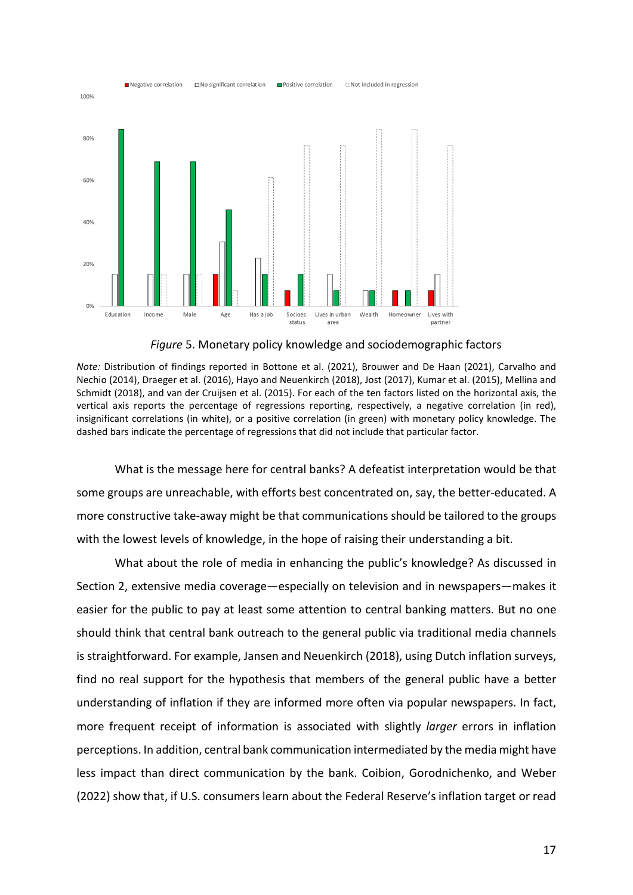*Figure* 5. Monetary policy knowledge and sociodemographic factors

*Note:* Distribution of findings reported in Bottone et al. (2021), Brouwer and De Haan (2021), Carvalho and Nechio (2014), Draeger et al. (2016), Hayo and Neuenkirch (2018), Jost (2017), Kumar et al. (2015), Mellina and Schmidt (2018), and van der Cruijsen et al. (2015). For each of the ten factors listed on the horizontal axis, the vertical axis reports the percentage of regressions reporting, respectively, a negative correlation (in red), insignificant correlations (in white), or a positive correlation (in green) with monetary policy knowledge. The dashed bars indicate the percentage of regressions that did not include that particular factor.

What is the message here for central banks? A defeatist interpretation would be that some groups are unreachable, with efforts best concentrated on, say, the better-educated. A more constructive take-away might be that communications should be tailored to the groups with the lowest levels of knowledge, in the hope of raising their understanding a bit.

What about the role of media in enhancing the public's knowledge? As discussed in Section 2, extensive media coverage—especially on television and in newspapers—makes it easier for the public to pay at least some attention to central banking matters. But no one should think that central bank outreach to the general public via traditional media channels is straightforward. For example, Jansen and Neuenkirch (2018), using Dutch inflation surveys, find no real support for the hypothesis that members of the general public have a better understanding of inflation if they are informed more often via popular newspapers. In fact, more frequent receipt of information is associated with slightly *larger* errors in inflation perceptions. In addition, central bank communication intermediated by the media might have less impact than direct communication by the bank. Coibion, Gorodnichenko, and Weber (2022) show that, if U.S. consumers learn about the Federal Reserve's inflation target or read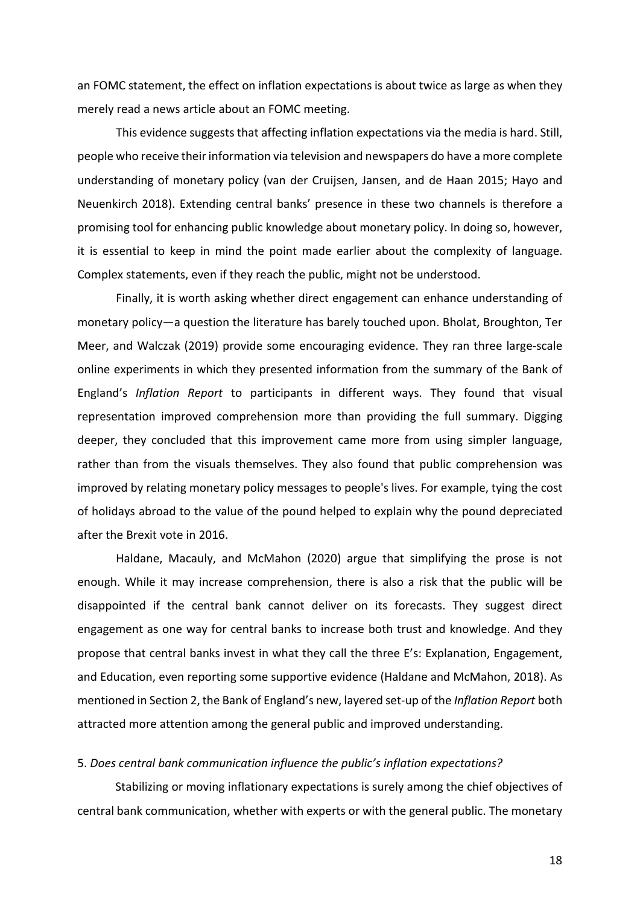an FOMC statement, the effect on inflation expectations is about twice as large as when they merely read a news article about an FOMC meeting.

This evidence suggests that affecting inflation expectations via the media is hard. Still, people who receive their information via television and newspapers do have a more complete understanding of monetary policy (van der Cruijsen, Jansen, and de Haan 2015; Hayo and Neuenkirch 2018). Extending central banks' presence in these two channels is therefore a promising tool for enhancing public knowledge about monetary policy. In doing so, however, it is essential to keep in mind the point made earlier about the complexity of language. Complex statements, even if they reach the public, might not be understood.

Finally, it is worth asking whether direct engagement can enhance understanding of monetary policy—a question the literature has barely touched upon. Bholat, Broughton, Ter Meer, and Walczak (2019) provide some encouraging evidence. They ran three large-scale online experiments in which they presented information from the summary of the Bank of England's *Inflation Report* to participants in different ways. They found that visual representation improved comprehension more than providing the full summary. Digging deeper, they concluded that this improvement came more from using simpler language, rather than from the visuals themselves. They also found that public comprehension was improved by relating monetary policy messages to people's lives. For example, tying the cost of holidays abroad to the value of the pound helped to explain why the pound depreciated after the Brexit vote in 2016.

Haldane, Macauly, and McMahon (2020) argue that simplifying the prose is not enough. While it may increase comprehension, there is also a risk that the public will be disappointed if the central bank cannot deliver on its forecasts. They suggest direct engagement as one way for central banks to increase both trust and knowledge. And they propose that central banks invest in what they call the three E's: Explanation, Engagement, and Education, even reporting some supportive evidence (Haldane and McMahon, 2018). As mentioned in Section 2, the Bank of England's new, layered set-up of the *Inflation Report* both attracted more attention among the general public and improved understanding.

## 5. *Does central bank communication influence the public's inflation expectations?*

Stabilizing or moving inflationary expectations is surely among the chief objectives of central bank communication, whether with experts or with the general public. The monetary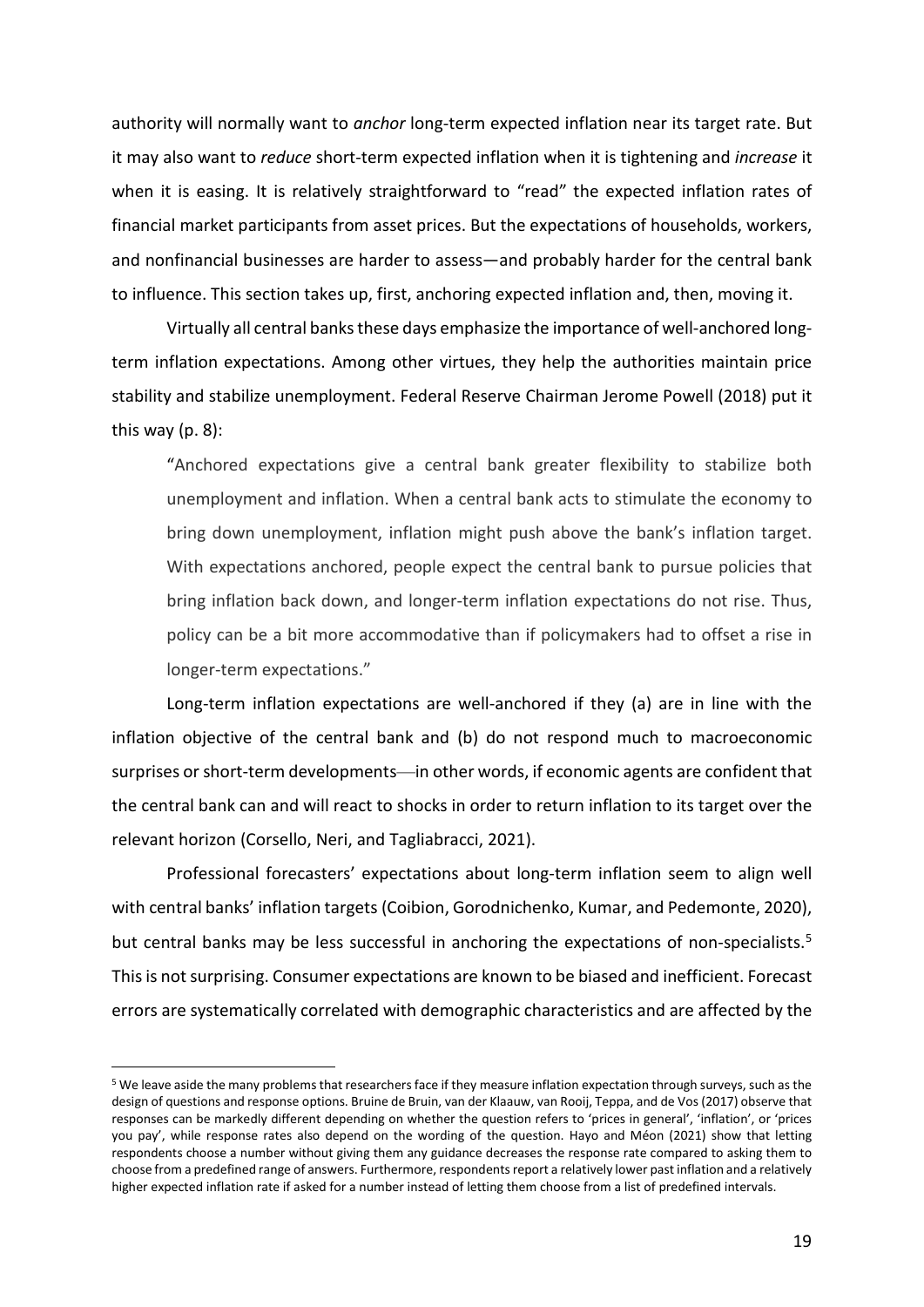authority will normally want to *anchor* long-term expected inflation near its target rate. But it may also want to *reduce* short-term expected inflation when it is tightening and *increase* it when it is easing. It is relatively straightforward to "read" the expected inflation rates of financial market participants from asset prices. But the expectations of households, workers, and nonfinancial businesses are harder to assess—and probably harder for the central bank to influence. This section takes up, first, anchoring expected inflation and, then, moving it.

Virtually all central banks these days emphasize the importance of well-anchored long-term inflation expectations. Among other virtues, they help the authorities maintain price stability and stabilize unemployment. Federal Reserve Chairman Jerome Powell (2018) put it this way (p. 8):

> "Anchored expectations give a central bank greater flexibility to stabilize both unemployment and inflation. When a central bank acts to stimulate the economy to bring down unemployment, inflation might push above the bank's inflation target. With expectations anchored, people expect the central bank to pursue policies that bring inflation back down, and longer-term inflation expectations do not rise. Thus, policy can be a bit more accommodative than if policymakers had to offset a rise in longer-term expectations."

Long-term inflation expectations are well-anchored if they (a) are in line with the inflation objective of the central bank and (b) do not respond much to macroeconomic surprises or short-term developments—in other words, if economic agents are confident that the central bank can and will react to shocks in order to return inflation to its target over the relevant horizon (Corsello, Neri, and Tagliabracci, 2021).

Professional forecasters' expectations about long-term inflation seem to align well with central banks' inflation targets (Coibion, Gorodnichenko, Kumar, and Pedemonte, 2020), but central banks may be less successful in anchoring the expectations of non-specialists.[5] This is not surprising. Consumer expectations are known to be biased and inefficient. Forecast errors are systematically correlated with demographic characteristics and are affected by the

[5] We leave aside the many problems that researchers face if they measure inflation expectation through surveys, such as the design of questions and response options. Bruine de Bruin, van der Klaauw, van Rooij, Teppa, and de Vos (2017) observe that responses can be markedly different depending on whether the question refers to 'prices in general', 'inflation', or 'prices you pay', while response rates also depend on the wording of the question. Hayo and Méon (2021) show that letting respondents choose a number without giving them any guidance decreases the response rate compared to asking them to choose from a predefined range of answers. Furthermore, respondents report a relatively lower past inflation and a relatively higher expected inflation rate if asked for a number instead of letting them choose from a list of predefined intervals.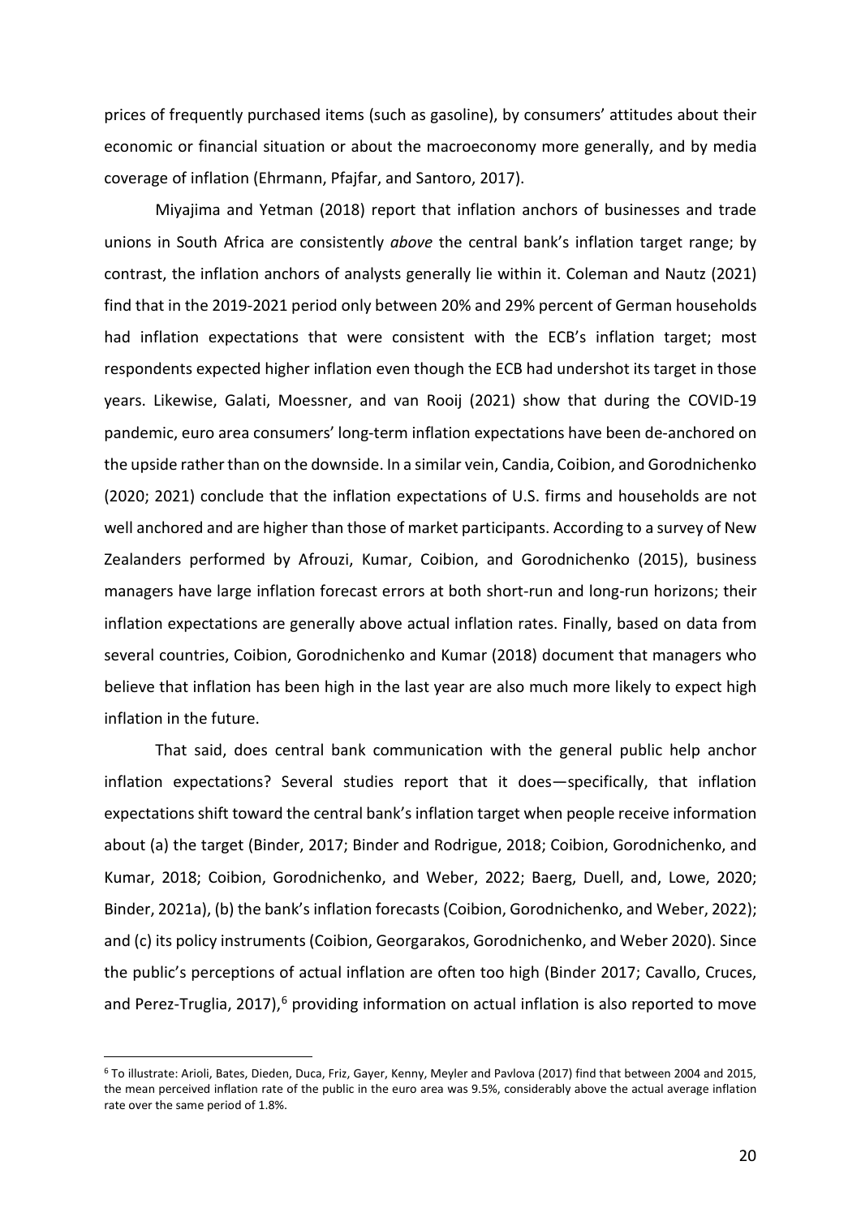prices of frequently purchased items (such as gasoline), by consumers' attitudes about their economic or financial situation or about the macroeconomy more generally, and by media coverage of inflation (Ehrmann, Pfajfar, and Santoro, 2017).

Miyajima and Yetman (2018) report that inflation anchors of businesses and trade unions in South Africa are consistently *above* the central bank's inflation target range; by contrast, the inflation anchors of analysts generally lie within it. Coleman and Nautz (2021) find that in the 2019-2021 period only between 20% and 29% percent of German households had inflation expectations that were consistent with the ECB's inflation target; most respondents expected higher inflation even though the ECB had undershot its target in those years. Likewise, Galati, Moessner, and van Rooij (2021) show that during the COVID-19 pandemic, euro area consumers' long-term inflation expectations have been de-anchored on the upside rather than on the downside. In a similar vein, Candia, Coibion, and Gorodnichenko (2020; 2021) conclude that the inflation expectations of U.S. firms and households are not well anchored and are higher than those of market participants. According to a survey of New Zealanders performed by Afrouzi, Kumar, Coibion, and Gorodnichenko (2015), business managers have large inflation forecast errors at both short-run and long-run horizons; their inflation expectations are generally above actual inflation rates. Finally, based on data from several countries, Coibion, Gorodnichenko and Kumar (2018) document that managers who believe that inflation has been high in the last year are also much more likely to expect high inflation in the future.

That said, does central bank communication with the general public help anchor inflation expectations? Several studies report that it does—specifically, that inflation expectations shift toward the central bank's inflation target when people receive information about (a) the target (Binder, 2017; Binder and Rodrigue, 2018; Coibion, Gorodnichenko, and Kumar, 2018; Coibion, Gorodnichenko, and Weber, 2022; Baerg, Duell, and, Lowe, 2020; Binder, 2021a), (b) the bank's inflation forecasts (Coibion, Gorodnichenko, and Weber, 2022); and (c) its policy instruments (Coibion, Georgarakos, Gorodnichenko, and Weber 2020). Since the public's perceptions of actual inflation are often too high (Binder 2017; Cavallo, Cruces, and Perez-Truglia, 2017),[6] providing information on actual inflation is also reported to move

[6] To illustrate: Arioli, Bates, Dieden, Duca, Friz, Gayer, Kenny, Meyler and Pavlova (2017) find that between 2004 and 2015, the mean perceived inflation rate of the public in the euro area was 9.5%, considerably above the actual average inflation rate over the same period of 1.8%.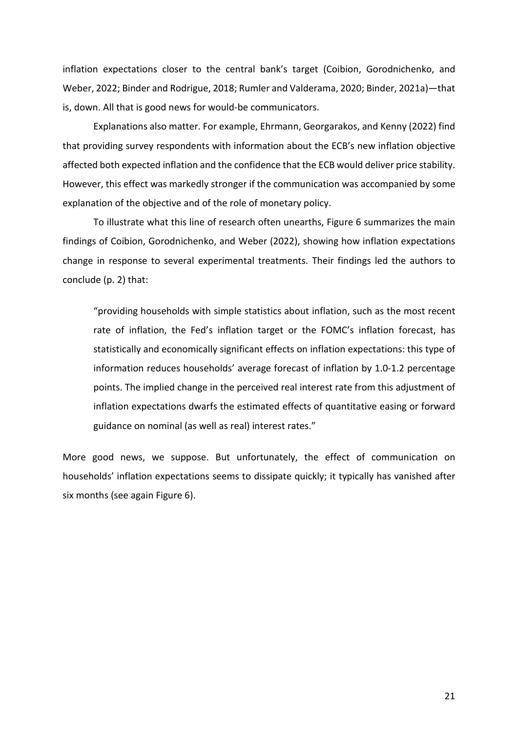inflation expectations closer to the central bank's target (Coibion, Gorodnichenko, and Weber, 2022; Binder and Rodrigue, 2018; Rumler and Valderama, 2020; Binder, 2021a)—that is, down. All that is good news for would-be communicators.

Explanations also matter. For example, Ehrmann, Georgarakos, and Kenny (2022) find that providing survey respondents with information about the ECB's new inflation objective affected both expected inflation and the confidence that the ECB would deliver price stability. However, this effect was markedly stronger if the communication was accompanied by some explanation of the objective and of the role of monetary policy.

To illustrate what this line of research often unearths, Figure 6 summarizes the main findings of Coibion, Gorodnichenko, and Weber (2022), showing how inflation expectations change in response to several experimental treatments. Their findings led the authors to conclude (p. 2) that:

> "providing households with simple statistics about inflation, such as the most recent rate of inflation, the Fed's inflation target or the FOMC's inflation forecast, has statistically and economically significant effects on inflation expectations: this type of information reduces households' average forecast of inflation by 1.0-1.2 percentage points. The implied change in the perceived real interest rate from this adjustment of inflation expectations dwarfs the estimated effects of quantitative easing or forward guidance on nominal (as well as real) interest rates."

More good news, we suppose. But unfortunately, the effect of communication on households' inflation expectations seems to dissipate quickly; it typically has vanished after six months (see again Figure 6).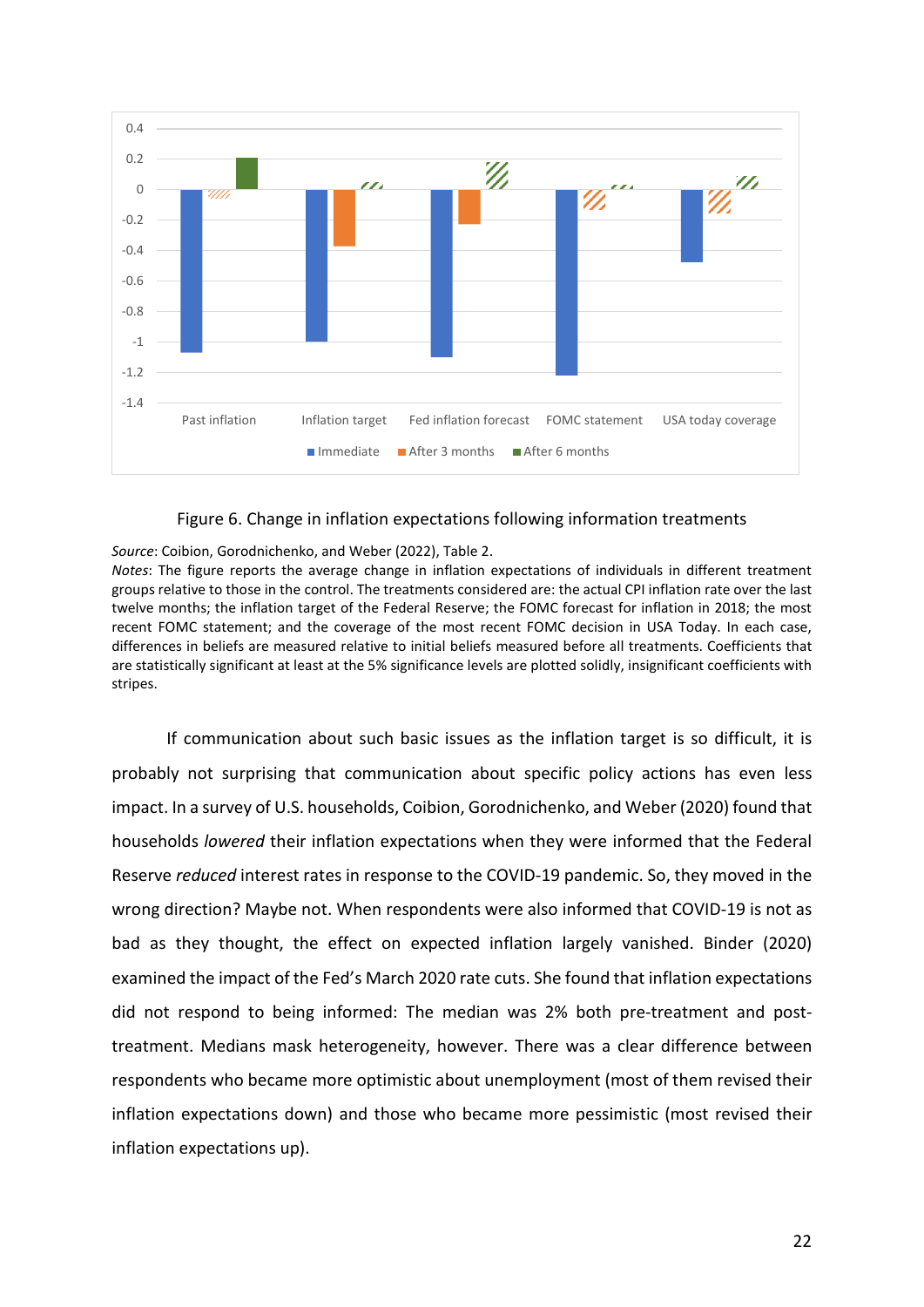Figure 6. Change in inflation expectations following information treatments

*Source*: Coibion, Gorodnichenko, and Weber (2022), Table 2.

*Notes*: The figure reports the average change in inflation expectations of individuals in different treatment groups relative to those in the control. The treatments considered are: the actual CPI inflation rate over the last twelve months; the inflation target of the Federal Reserve; the FOMC forecast for inflation in 2018; the most recent FOMC statement; and the coverage of the most recent FOMC decision in USA Today. In each case, differences in beliefs are measured relative to initial beliefs measured before all treatments. Coefficients that are statistically significant at least at the 5% significance levels are plotted solidly, insignificant coefficients with stripes.

If communication about such basic issues as the inflation target is so difficult, it is probably not surprising that communication about specific policy actions has even less impact. In a survey of U.S. households, Coibion, Gorodnichenko, and Weber (2020) found that households *lowered* their inflation expectations when they were informed that the Federal Reserve *reduced* interest rates in response to the COVID-19 pandemic. So, they moved in the wrong direction? Maybe not. When respondents were also informed that COVID-19 is not as bad as they thought, the effect on expected inflation largely vanished. Binder (2020) examined the impact of the Fed's March 2020 rate cuts. She found that inflation expectations did not respond to being informed: The median was 2% both pre-treatment and post-treatment. Medians mask heterogeneity, however. There was a clear difference between respondents who became more optimistic about unemployment (most of them revised their inflation expectations down) and those who became more pessimistic (most revised their inflation expectations up).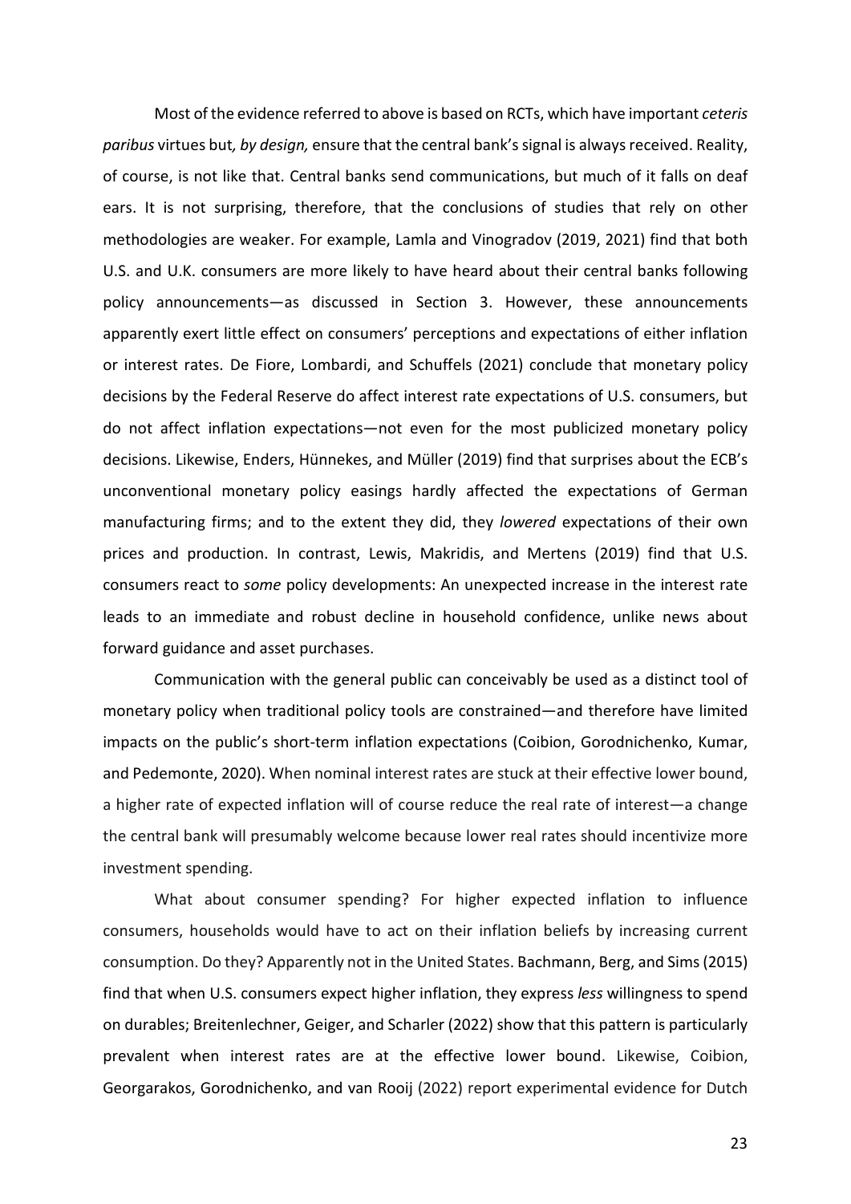Most of the evidence referred to above is based on RCTs, which have important *ceteris paribus* virtues but*, by design,* ensure that the central bank's signal is always received. Reality, of course, is not like that. Central banks send communications, but much of it falls on deaf ears. It is not surprising, therefore, that the conclusions of studies that rely on other methodologies are weaker. For example, Lamla and Vinogradov (2019, 2021) find that both U.S. and U.K. consumers are more likely to have heard about their central banks following policy announcements—as discussed in Section 3. However, these announcements apparently exert little effect on consumers' perceptions and expectations of either inflation or interest rates. De Fiore, Lombardi, and Schuffels (2021) conclude that monetary policy decisions by the Federal Reserve do affect interest rate expectations of U.S. consumers, but do not affect inflation expectations—not even for the most publicized monetary policy decisions. Likewise, Enders, Hünnekes, and Müller (2019) find that surprises about the ECB's unconventional monetary policy easings hardly affected the expectations of German manufacturing firms; and to the extent they did, they *lowered* expectations of their own prices and production. In contrast, Lewis, Makridis, and Mertens (2019) find that U.S. consumers react to *some* policy developments: An unexpected increase in the interest rate leads to an immediate and robust decline in household confidence, unlike news about forward guidance and asset purchases.

Communication with the general public can conceivably be used as a distinct tool of monetary policy when traditional policy tools are constrained—and therefore have limited impacts on the public's short-term inflation expectations (Coibion, Gorodnichenko, Kumar, and Pedemonte, 2020). When nominal interest rates are stuck at their effective lower bound, a higher rate of expected inflation will of course reduce the real rate of interest—a change the central bank will presumably welcome because lower real rates should incentivize more investment spending.

What about consumer spending? For higher expected inflation to influence consumers, households would have to act on their inflation beliefs by increasing current consumption. Do they? Apparently not in the United States. Bachmann, Berg, and Sims (2015) find that when U.S. consumers expect higher inflation, they express *less* willingness to spend on durables; Breitenlechner, Geiger, and Scharler (2022) show that this pattern is particularly prevalent when interest rates are at the effective lower bound. Likewise, Coibion, Georgarakos, Gorodnichenko, and van Rooij (2022) report experimental evidence for Dutch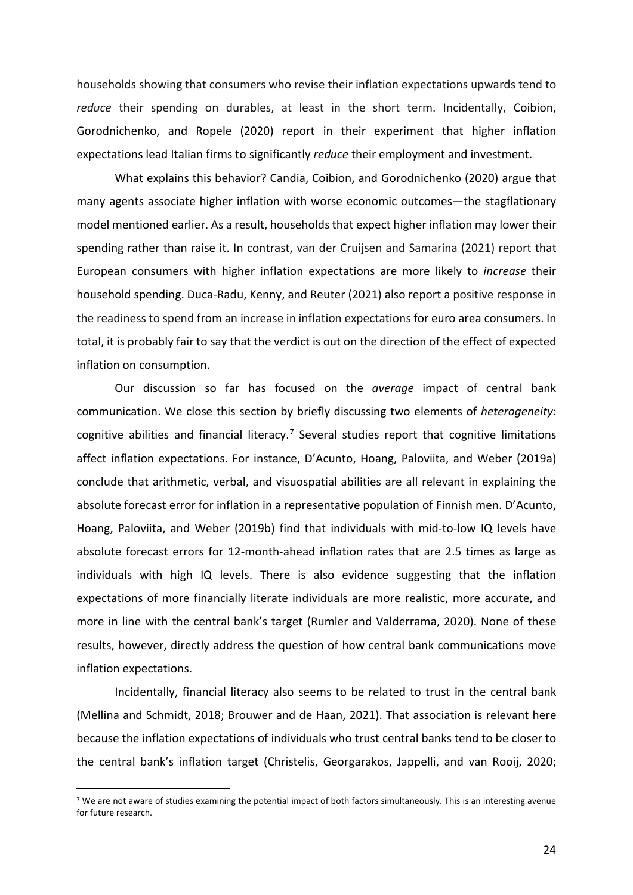households showing that consumers who revise their inflation expectations upwards tend to *reduce* their spending on durables, at least in the short term. Incidentally, Coibion, Gorodnichenko, and Ropele (2020) report in their experiment that higher inflation expectations lead Italian firms to significantly *reduce* their employment and investment.

What explains this behavior? Candia, Coibion, and Gorodnichenko (2020) argue that many agents associate higher inflation with worse economic outcomes—the stagflationary model mentioned earlier. As a result, households that expect higher inflation may lower their spending rather than raise it. In contrast, van der Cruijsen and Samarina (2021) report that European consumers with higher inflation expectations are more likely to *increase* their household spending. Duca-Radu, Kenny, and Reuter (2021) also report a positive response in the readiness to spend from an increase in inflation expectations for euro area consumers. In total, it is probably fair to say that the verdict is out on the direction of the effect of expected inflation on consumption.

Our discussion so far has focused on the *average* impact of central bank communication. We close this section by briefly discussing two elements of *heterogeneity*: cognitive abilities and financial literacy.[7] Several studies report that cognitive limitations affect inflation expectations. For instance, D'Acunto, Hoang, Paloviita, and Weber (2019a) conclude that arithmetic, verbal, and visuospatial abilities are all relevant in explaining the absolute forecast error for inflation in a representative population of Finnish men. D'Acunto, Hoang, Paloviita, and Weber (2019b) find that individuals with mid-to-low IQ levels have absolute forecast errors for 12-month-ahead inflation rates that are 2.5 times as large as individuals with high IQ levels. There is also evidence suggesting that the inflation expectations of more financially literate individuals are more realistic, more accurate, and more in line with the central bank's target (Rumler and Valderrama, 2020). None of these results, however, directly address the question of how central bank communications move inflation expectations.

Incidentally, financial literacy also seems to be related to trust in the central bank (Mellina and Schmidt, 2018; Brouwer and de Haan, 2021). That association is relevant here because the inflation expectations of individuals who trust central banks tend to be closer to the central bank's inflation target (Christelis, Georgarakos, Jappelli, and van Rooij, 2020;

[7] We are not aware of studies examining the potential impact of both factors simultaneously. This is an interesting avenue for future research.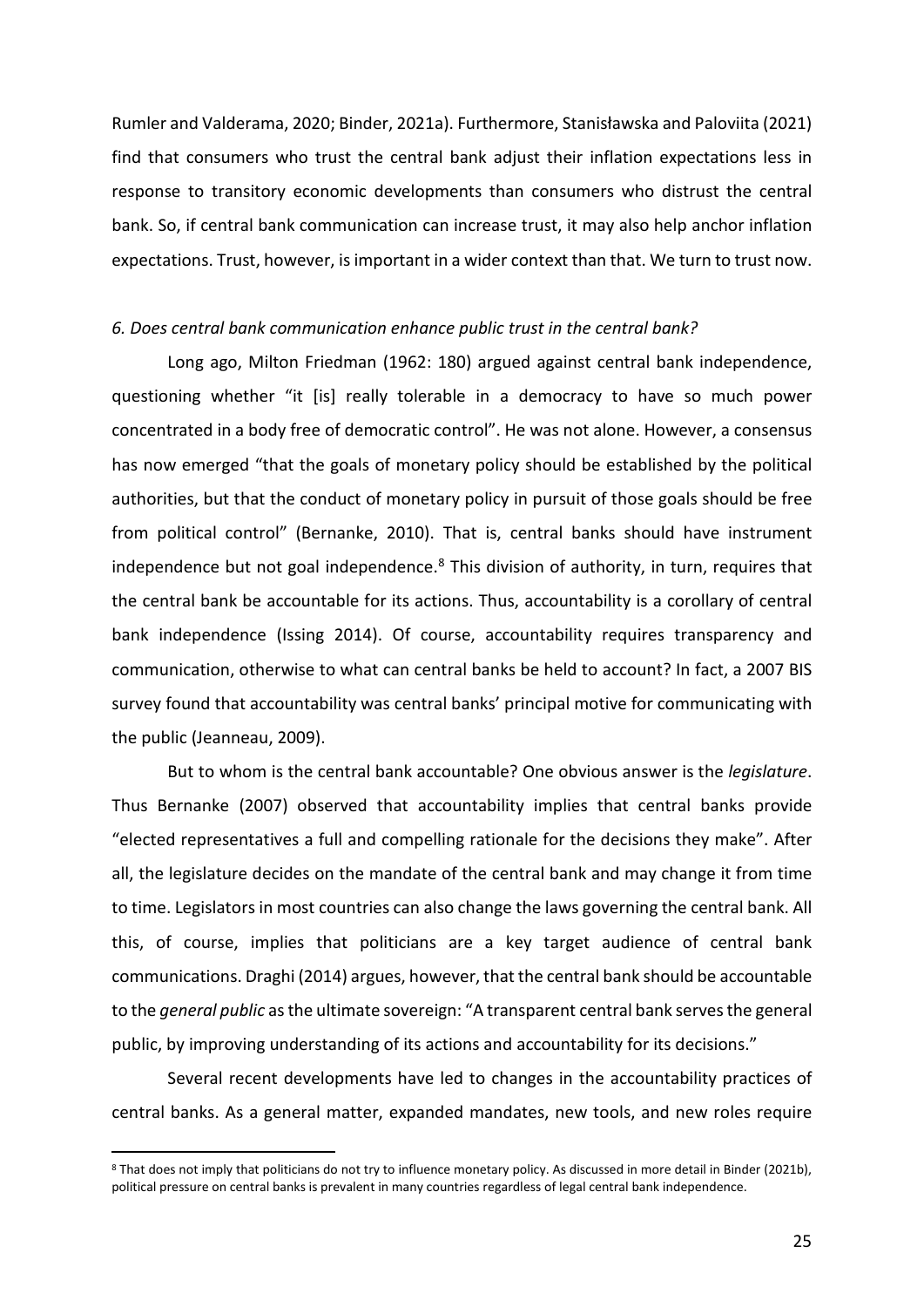Rumler and Valderama, 2020; Binder, 2021a). Furthermore, Stanisławska and Paloviita (2021) find that consumers who trust the central bank adjust their inflation expectations less in response to transitory economic developments than consumers who distrust the central bank. So, if central bank communication can increase trust, it may also help anchor inflation expectations. Trust, however, is important in a wider context than that. We turn to trust now.

### *6. Does central bank communication enhance public trust in the central bank?*

Long ago, Milton Friedman (1962: 180) argued against central bank independence, questioning whether "it [is] really tolerable in a democracy to have so much power concentrated in a body free of democratic control". He was not alone. However, a consensus has now emerged "that the goals of monetary policy should be established by the political authorities, but that the conduct of monetary policy in pursuit of those goals should be free from political control" (Bernanke, 2010). That is, central banks should have instrument independence but not goal independence.[8] This division of authority, in turn, requires that the central bank be accountable for its actions. Thus, accountability is a corollary of central bank independence (Issing 2014). Of course, accountability requires transparency and communication, otherwise to what can central banks be held to account? In fact, a 2007 BIS survey found that accountability was central banks' principal motive for communicating with the public (Jeanneau, 2009).

But to whom is the central bank accountable? One obvious answer is the *legislature*. Thus Bernanke (2007) observed that accountability implies that central banks provide "elected representatives a full and compelling rationale for the decisions they make". After all, the legislature decides on the mandate of the central bank and may change it from time to time. Legislators in most countries can also change the laws governing the central bank. All this, of course, implies that politicians are a key target audience of central bank communications. Draghi (2014) argues, however, that the central bank should be accountable to the *general public* as the ultimate sovereign: "A transparent central bank serves the general public, by improving understanding of its actions and accountability for its decisions."

Several recent developments have led to changes in the accountability practices of central banks. As a general matter, expanded mandates, new tools, and new roles require

[8] That does not imply that politicians do not try to influence monetary policy. As discussed in more detail in Binder (2021b), political pressure on central banks is prevalent in many countries regardless of legal central bank independence.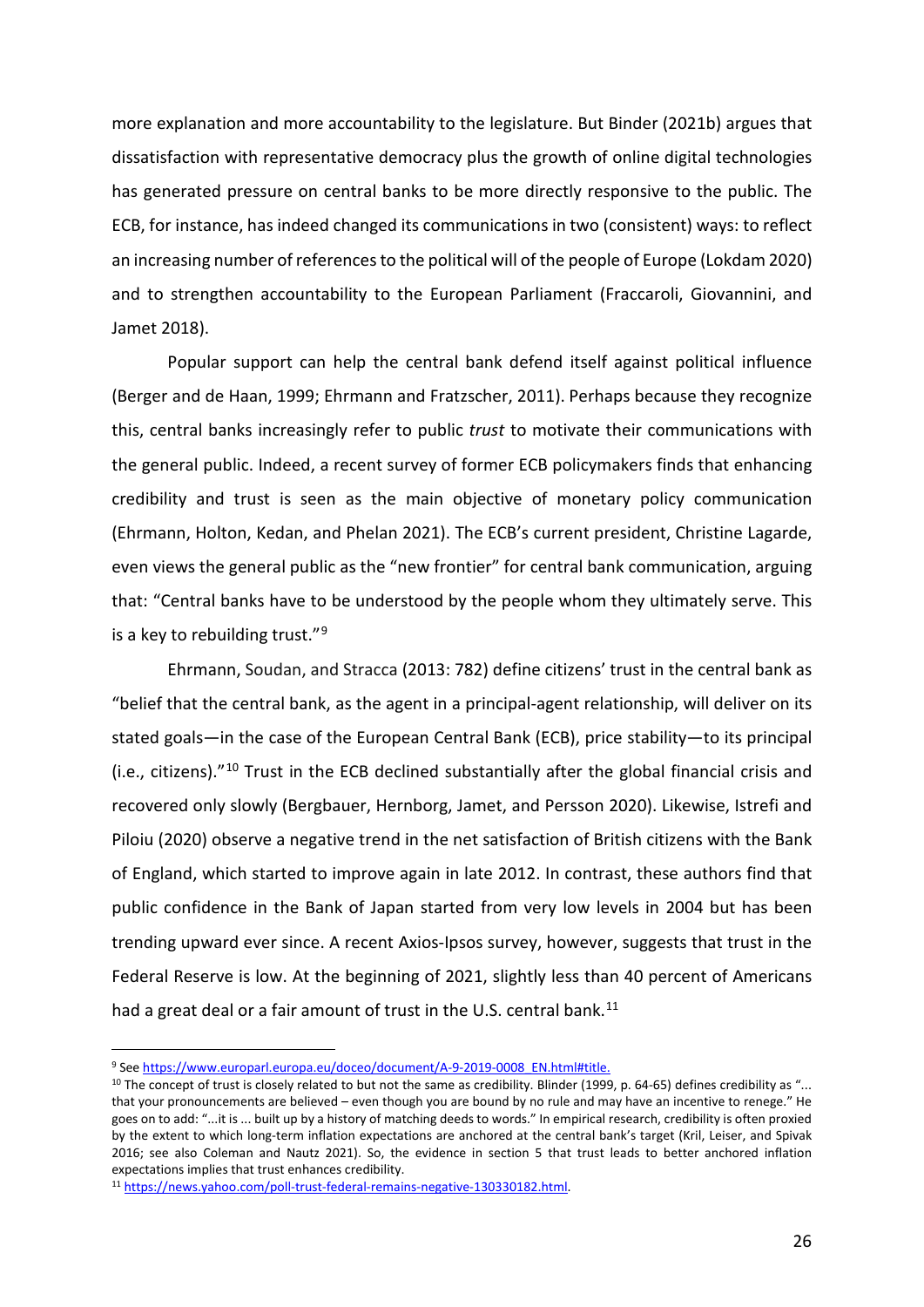more explanation and more accountability to the legislature. But Binder (2021b) argues that dissatisfaction with representative democracy plus the growth of online digital technologies has generated pressure on central banks to be more directly responsive to the public. The ECB, for instance, has indeed changed its communications in two (consistent) ways: to reflect an increasing number of references to the political will of the people of Europe (Lokdam 2020) and to strengthen accountability to the European Parliament (Fraccaroli, Giovannini, and Jamet 2018).

Popular support can help the central bank defend itself against political influence (Berger and de Haan, 1999; Ehrmann and Fratzscher, 2011). Perhaps because they recognize this, central banks increasingly refer to public *trust* to motivate their communications with the general public. Indeed, a recent survey of former ECB policymakers finds that enhancing credibility and trust is seen as the main objective of monetary policy communication (Ehrmann, Holton, Kedan, and Phelan 2021). The ECB's current president, Christine Lagarde, even views the general public as the "new frontier" for central bank communication, arguing that: "Central banks have to be understood by the people whom they ultimately serve. This is a key to rebuilding trust."[9]

Ehrmann, Soudan, and Stracca (2013: 782) define citizens' trust in the central bank as "belief that the central bank, as the agent in a principal-agent relationship, will deliver on its stated goals—in the case of the European Central Bank (ECB), price stability—to its principal (i.e., citizens)."[10] Trust in the ECB declined substantially after the global financial crisis and recovered only slowly (Bergbauer, Hernborg, Jamet, and Persson 2020). Likewise, Istrefi and Piloiu (2020) observe a negative trend in the net satisfaction of British citizens with the Bank of England, which started to improve again in late 2012. In contrast, these authors find that public confidence in the Bank of Japan started from very low levels in 2004 but has been trending upward ever since. A recent Axios-Ipsos survey, however, suggests that trust in the Federal Reserve is low. At the beginning of 2021, slightly less than 40 percent of Americans had a great deal or a fair amount of trust in the U.S. central bank.[11]

---

[9] See https://www.europarl.europa.eu/doceo/document/A-9-2019-0008_EN.html#title.

[10] The concept of trust is closely related to but not the same as credibility. Blinder (1999, p. 64-65) defines credibility as "... that your pronouncements are believed – even though you are bound by no rule and may have an incentive to renege." He goes on to add: "...it is ... built up by a history of matching deeds to words." In empirical research, credibility is often proxied by the extent to which long-term inflation expectations are anchored at the central bank's target (Kril, Leiser, and Spivak 2016; see also Coleman and Nautz 2021). So, the evidence in section 5 that trust leads to better anchored inflation expectations implies that trust enhances credibility.

[11] https://news.yahoo.com/poll-trust-federal-remains-negative-130330182.html.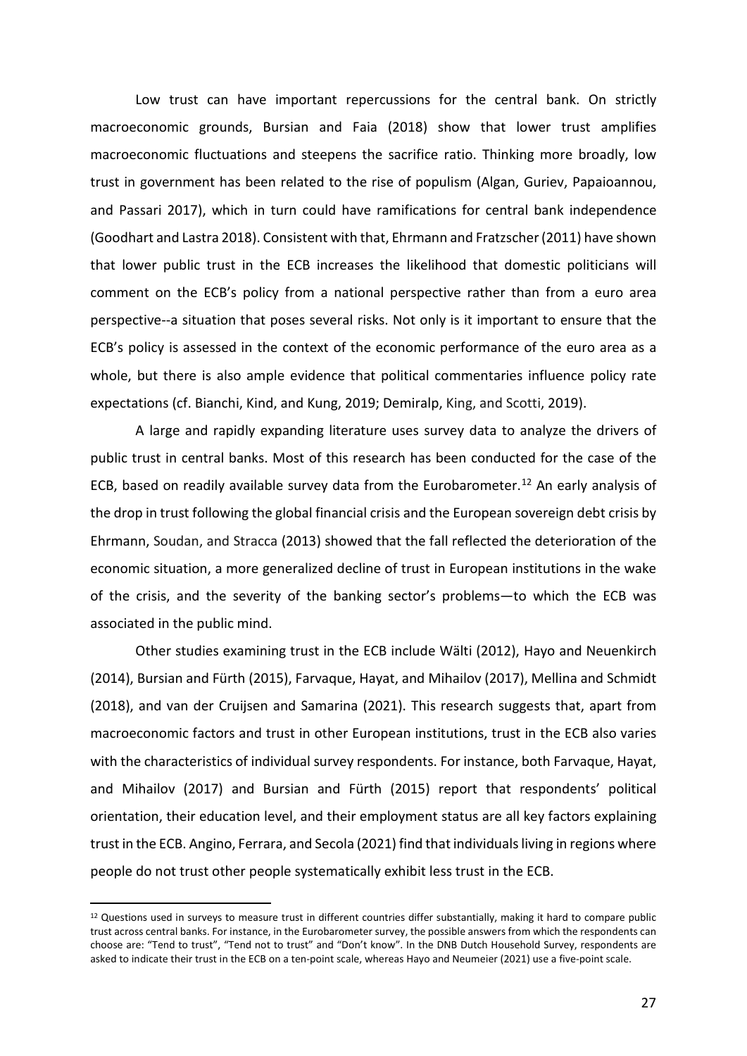Low trust can have important repercussions for the central bank. On strictly macroeconomic grounds, Bursian and Faia (2018) show that lower trust amplifies macroeconomic fluctuations and steepens the sacrifice ratio. Thinking more broadly, low trust in government has been related to the rise of populism (Algan, Guriev, Papaioannou, and Passari 2017), which in turn could have ramifications for central bank independence (Goodhart and Lastra 2018). Consistent with that, Ehrmann and Fratzscher (2011) have shown that lower public trust in the ECB increases the likelihood that domestic politicians will comment on the ECB's policy from a national perspective rather than from a euro area perspective--a situation that poses several risks. Not only is it important to ensure that the ECB's policy is assessed in the context of the economic performance of the euro area as a whole, but there is also ample evidence that political commentaries influence policy rate expectations (cf. Bianchi, Kind, and Kung, 2019; Demiralp, King, and Scotti, 2019).

A large and rapidly expanding literature uses survey data to analyze the drivers of public trust in central banks. Most of this research has been conducted for the case of the ECB, based on readily available survey data from the Eurobarometer.[12] An early analysis of the drop in trust following the global financial crisis and the European sovereign debt crisis by Ehrmann, Soudan, and Stracca (2013) showed that the fall reflected the deterioration of the economic situation, a more generalized decline of trust in European institutions in the wake of the crisis, and the severity of the banking sector's problems—to which the ECB was associated in the public mind.

Other studies examining trust in the ECB include Wälti (2012), Hayo and Neuenkirch (2014), Bursian and Fürth (2015), Farvaque, Hayat, and Mihailov (2017), Mellina and Schmidt (2018), and van der Cruijsen and Samarina (2021). This research suggests that, apart from macroeconomic factors and trust in other European institutions, trust in the ECB also varies with the characteristics of individual survey respondents. For instance, both Farvaque, Hayat, and Mihailov (2017) and Bursian and Fürth (2015) report that respondents' political orientation, their education level, and their employment status are all key factors explaining trust in the ECB. Angino, Ferrara, and Secola (2021) find that individuals living in regions where people do not trust other people systematically exhibit less trust in the ECB.

[12] Questions used in surveys to measure trust in different countries differ substantially, making it hard to compare public trust across central banks. For instance, in the Eurobarometer survey, the possible answers from which the respondents can choose are: "Tend to trust", "Tend not to trust" and "Don't know". In the DNB Dutch Household Survey, respondents are asked to indicate their trust in the ECB on a ten-point scale, whereas Hayo and Neumeier (2021) use a five-point scale.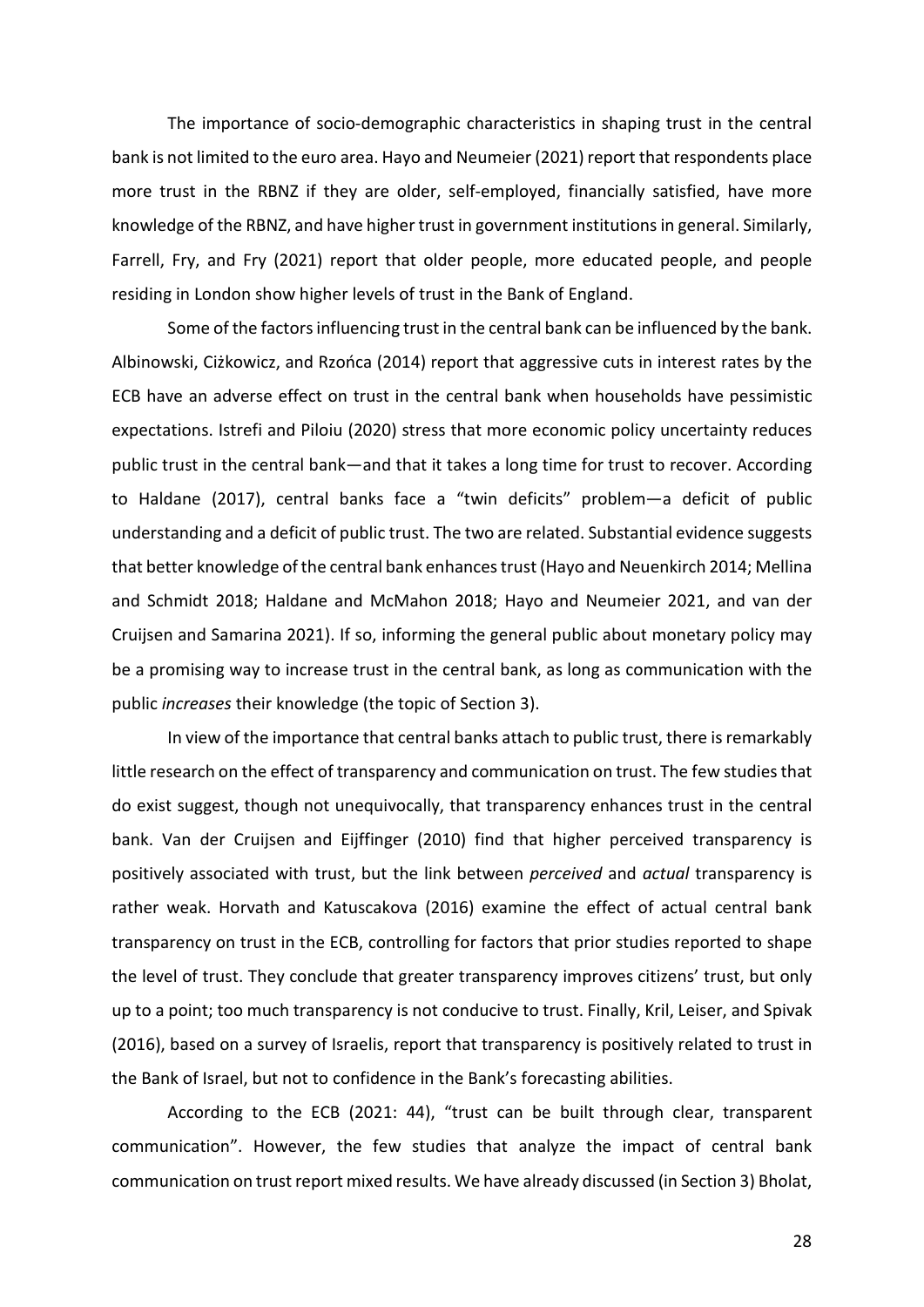The importance of socio-demographic characteristics in shaping trust in the central bank is not limited to the euro area. Hayo and Neumeier (2021) report that respondents place more trust in the RBNZ if they are older, self-employed, financially satisfied, have more knowledge of the RBNZ, and have higher trust in government institutions in general. Similarly, Farrell, Fry, and Fry (2021) report that older people, more educated people, and people residing in London show higher levels of trust in the Bank of England.

Some of the factors influencing trust in the central bank can be influenced by the bank. Albinowski, Ciżkowicz, and Rzońca (2014) report that aggressive cuts in interest rates by the ECB have an adverse effect on trust in the central bank when households have pessimistic expectations. Istrefi and Piloiu (2020) stress that more economic policy uncertainty reduces public trust in the central bank—and that it takes a long time for trust to recover. According to Haldane (2017), central banks face a "twin deficits" problem—a deficit of public understanding and a deficit of public trust. The two are related. Substantial evidence suggests that better knowledge of the central bank enhances trust (Hayo and Neuenkirch 2014; Mellina and Schmidt 2018; Haldane and McMahon 2018; Hayo and Neumeier 2021, and van der Cruijsen and Samarina 2021). If so, informing the general public about monetary policy may be a promising way to increase trust in the central bank, as long as communication with the public *increases* their knowledge (the topic of Section 3).

In view of the importance that central banks attach to public trust, there is remarkably little research on the effect of transparency and communication on trust. The few studies that do exist suggest, though not unequivocally, that transparency enhances trust in the central bank. Van der Cruijsen and Eijffinger (2010) find that higher perceived transparency is positively associated with trust, but the link between *perceived* and *actual* transparency is rather weak. Horvath and Katuscakova (2016) examine the effect of actual central bank transparency on trust in the ECB, controlling for factors that prior studies reported to shape the level of trust. They conclude that greater transparency improves citizens' trust, but only up to a point; too much transparency is not conducive to trust. Finally, Kril, Leiser, and Spivak (2016), based on a survey of Israelis, report that transparency is positively related to trust in the Bank of Israel, but not to confidence in the Bank's forecasting abilities.

According to the ECB (2021: 44), "trust can be built through clear, transparent communication". However, the few studies that analyze the impact of central bank communication on trust report mixed results. We have already discussed (in Section 3) Bholat,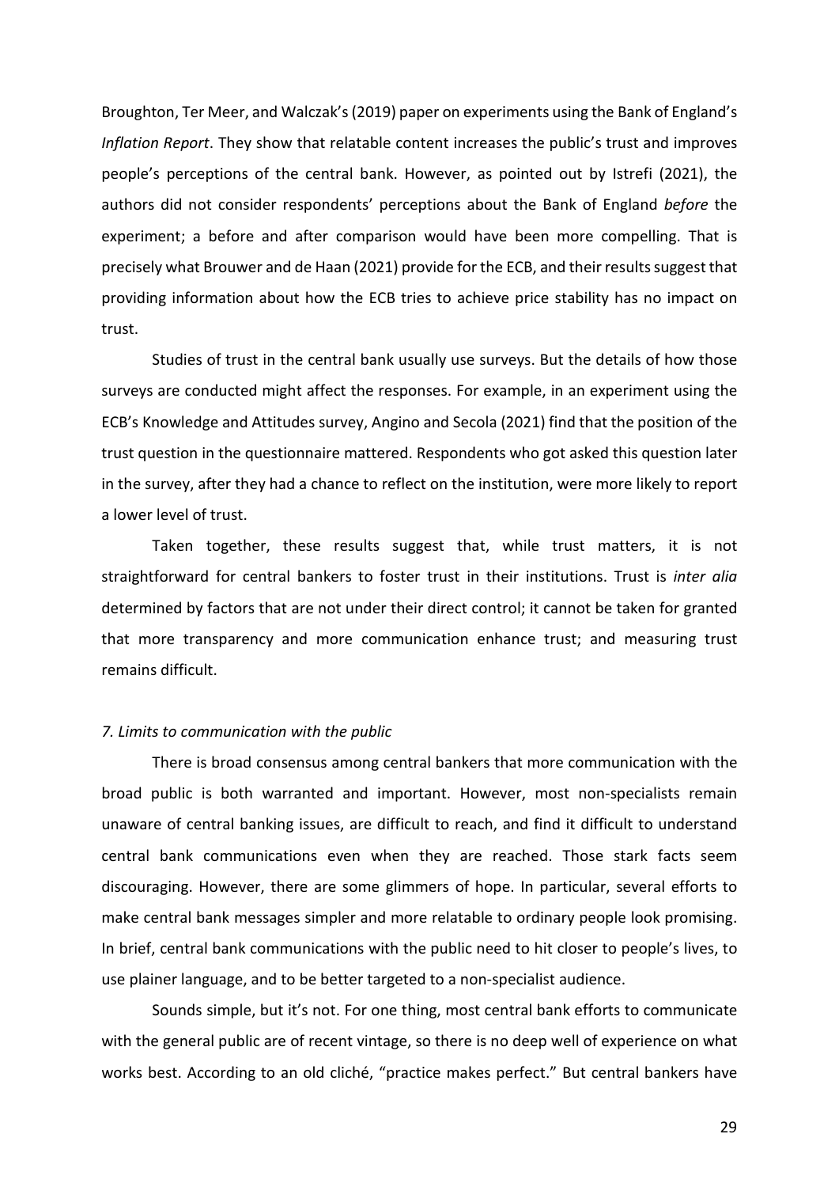Broughton, Ter Meer, and Walczak's (2019) paper on experiments using the Bank of England's *Inflation Report*. They show that relatable content increases the public's trust and improves people's perceptions of the central bank. However, as pointed out by Istrefi (2021), the authors did not consider respondents' perceptions about the Bank of England *before* the experiment; a before and after comparison would have been more compelling. That is precisely what Brouwer and de Haan (2021) provide for the ECB, and their results suggest that providing information about how the ECB tries to achieve price stability has no impact on trust.

Studies of trust in the central bank usually use surveys. But the details of how those surveys are conducted might affect the responses. For example, in an experiment using the ECB's Knowledge and Attitudes survey, Angino and Secola (2021) find that the position of the trust question in the questionnaire mattered. Respondents who got asked this question later in the survey, after they had a chance to reflect on the institution, were more likely to report a lower level of trust.

Taken together, these results suggest that, while trust matters, it is not straightforward for central bankers to foster trust in their institutions. Trust is *inter alia* determined by factors that are not under their direct control; it cannot be taken for granted that more transparency and more communication enhance trust; and measuring trust remains difficult.

### *7. Limits to communication with the public*

There is broad consensus among central bankers that more communication with the broad public is both warranted and important. However, most non-specialists remain unaware of central banking issues, are difficult to reach, and find it difficult to understand central bank communications even when they are reached. Those stark facts seem discouraging. However, there are some glimmers of hope. In particular, several efforts to make central bank messages simpler and more relatable to ordinary people look promising. In brief, central bank communications with the public need to hit closer to people's lives, to use plainer language, and to be better targeted to a non-specialist audience.

Sounds simple, but it's not. For one thing, most central bank efforts to communicate with the general public are of recent vintage, so there is no deep well of experience on what works best. According to an old cliché, "practice makes perfect." But central bankers have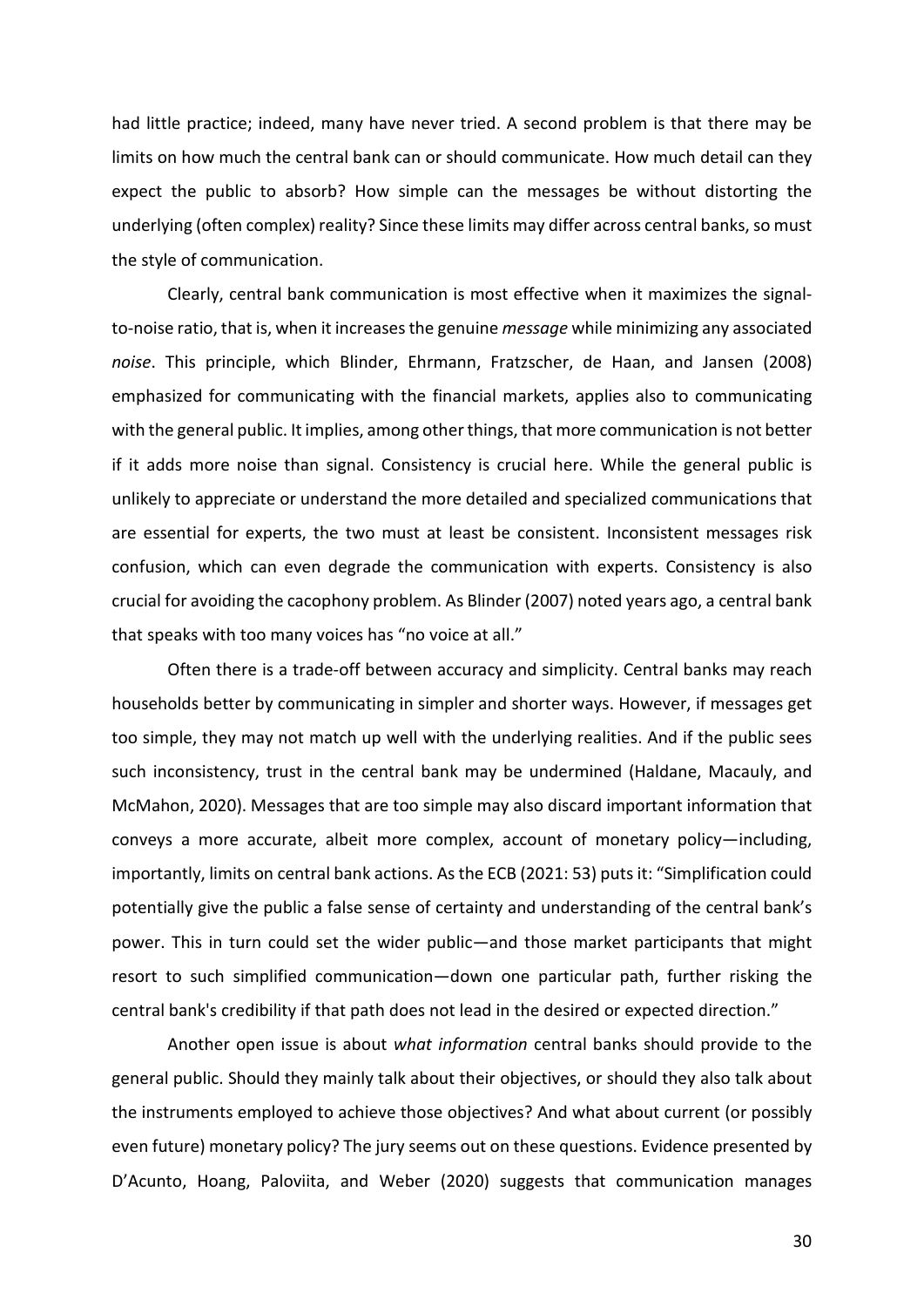had little practice; indeed, many have never tried. A second problem is that there may be limits on how much the central bank can or should communicate. How much detail can they expect the public to absorb? How simple can the messages be without distorting the underlying (often complex) reality? Since these limits may differ across central banks, so must the style of communication.

Clearly, central bank communication is most effective when it maximizes the signal-to-noise ratio, that is, when it increases the genuine *message* while minimizing any associated *noise*. This principle, which Blinder, Ehrmann, Fratzscher, de Haan, and Jansen (2008) emphasized for communicating with the financial markets, applies also to communicating with the general public. It implies, among other things, that more communication is not better if it adds more noise than signal. Consistency is crucial here. While the general public is unlikely to appreciate or understand the more detailed and specialized communications that are essential for experts, the two must at least be consistent. Inconsistent messages risk confusion, which can even degrade the communication with experts. Consistency is also crucial for avoiding the cacophony problem. As Blinder (2007) noted years ago, a central bank that speaks with too many voices has "no voice at all."

Often there is a trade-off between accuracy and simplicity. Central banks may reach households better by communicating in simpler and shorter ways. However, if messages get too simple, they may not match up well with the underlying realities. And if the public sees such inconsistency, trust in the central bank may be undermined (Haldane, Macauly, and McMahon, 2020). Messages that are too simple may also discard important information that conveys a more accurate, albeit more complex, account of monetary policy—including, importantly, limits on central bank actions. As the ECB (2021: 53) puts it: "Simplification could potentially give the public a false sense of certainty and understanding of the central bank's power. This in turn could set the wider public—and those market participants that might resort to such simplified communication—down one particular path, further risking the central bank's credibility if that path does not lead in the desired or expected direction."

Another open issue is about *what information* central banks should provide to the general public. Should they mainly talk about their objectives, or should they also talk about the instruments employed to achieve those objectives? And what about current (or possibly even future) monetary policy? The jury seems out on these questions. Evidence presented by D'Acunto, Hoang, Paloviita, and Weber (2020) suggests that communication manages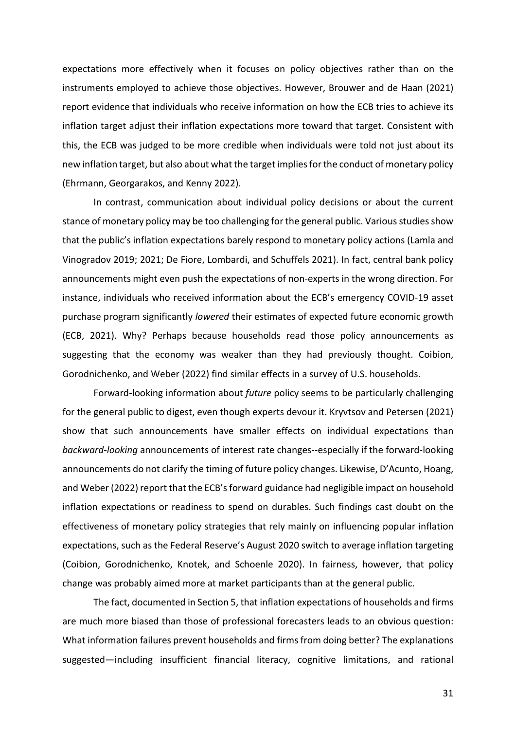expectations more effectively when it focuses on policy objectives rather than on the instruments employed to achieve those objectives. However, Brouwer and de Haan (2021) report evidence that individuals who receive information on how the ECB tries to achieve its inflation target adjust their inflation expectations more toward that target. Consistent with this, the ECB was judged to be more credible when individuals were told not just about its new inflation target, but also about what the target implies for the conduct of monetary policy (Ehrmann, Georgarakos, and Kenny 2022).

In contrast, communication about individual policy decisions or about the current stance of monetary policy may be too challenging for the general public. Various studies show that the public's inflation expectations barely respond to monetary policy actions (Lamla and Vinogradov 2019; 2021; De Fiore, Lombardi, and Schuffels 2021). In fact, central bank policy announcements might even push the expectations of non-experts in the wrong direction. For instance, individuals who received information about the ECB's emergency COVID-19 asset purchase program significantly *lowered* their estimates of expected future economic growth (ECB, 2021). Why? Perhaps because households read those policy announcements as suggesting that the economy was weaker than they had previously thought. Coibion, Gorodnichenko, and Weber (2022) find similar effects in a survey of U.S. households.

Forward-looking information about *future* policy seems to be particularly challenging for the general public to digest, even though experts devour it. Kryvtsov and Petersen (2021) show that such announcements have smaller effects on individual expectations than *backward-looking* announcements of interest rate changes--especially if the forward-looking announcements do not clarify the timing of future policy changes. Likewise, D'Acunto, Hoang, and Weber (2022) report that the ECB's forward guidance had negligible impact on household inflation expectations or readiness to spend on durables. Such findings cast doubt on the effectiveness of monetary policy strategies that rely mainly on influencing popular inflation expectations, such as the Federal Reserve's August 2020 switch to average inflation targeting (Coibion, Gorodnichenko, Knotek, and Schoenle 2020). In fairness, however, that policy change was probably aimed more at market participants than at the general public.

The fact, documented in Section 5, that inflation expectations of households and firms are much more biased than those of professional forecasters leads to an obvious question: What information failures prevent households and firms from doing better? The explanations suggested—including insufficient financial literacy, cognitive limitations, and rational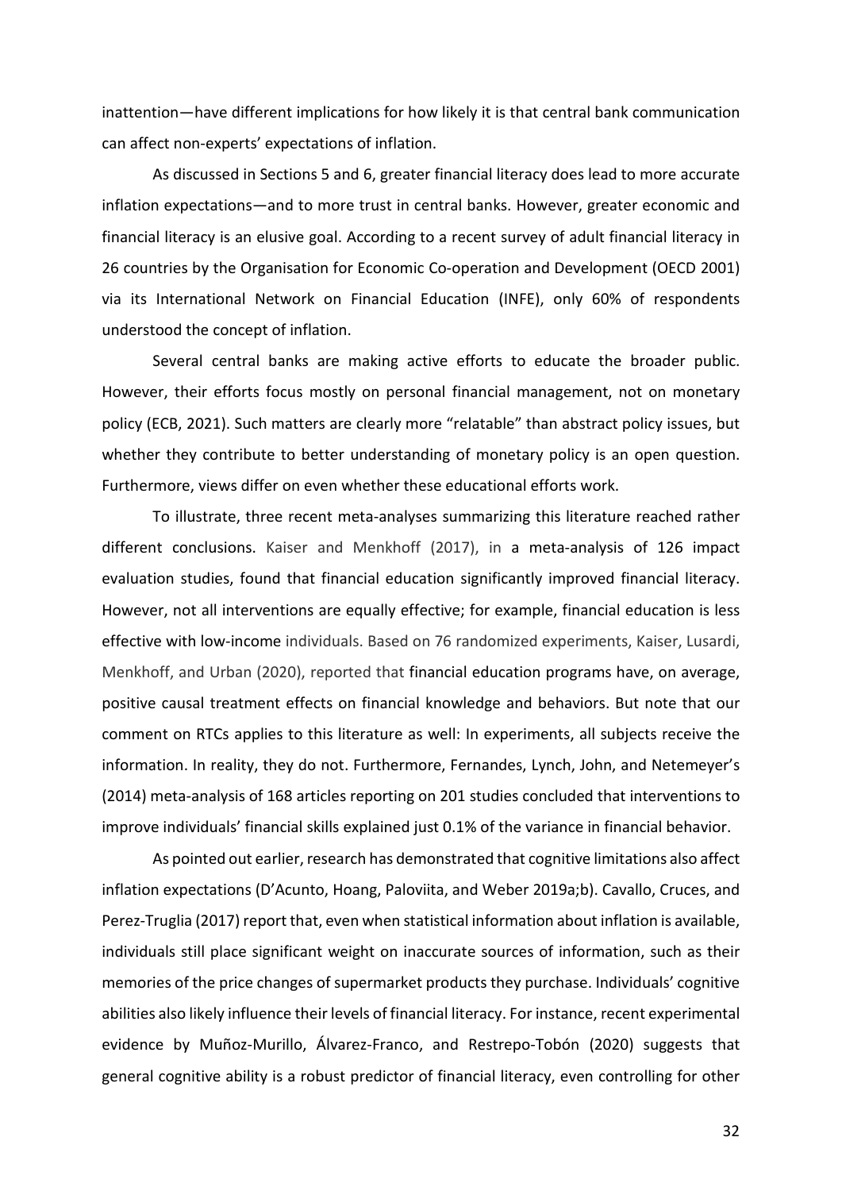inattention—have different implications for how likely it is that central bank communication can affect non-experts' expectations of inflation.

As discussed in Sections 5 and 6, greater financial literacy does lead to more accurate inflation expectations—and to more trust in central banks. However, greater economic and financial literacy is an elusive goal. According to a recent survey of adult financial literacy in 26 countries by the Organisation for Economic Co-operation and Development (OECD 2001) via its International Network on Financial Education (INFE), only 60% of respondents understood the concept of inflation.

Several central banks are making active efforts to educate the broader public. However, their efforts focus mostly on personal financial management, not on monetary policy (ECB, 2021). Such matters are clearly more "relatable" than abstract policy issues, but whether they contribute to better understanding of monetary policy is an open question. Furthermore, views differ on even whether these educational efforts work.

To illustrate, three recent meta-analyses summarizing this literature reached rather different conclusions. Kaiser and Menkhoff (2017), in a meta-analysis of 126 impact evaluation studies, found that financial education significantly improved financial literacy. However, not all interventions are equally effective; for example, financial education is less effective with low-income individuals. Based on 76 randomized experiments, Kaiser, Lusardi, Menkhoff, and Urban (2020), reported that financial education programs have, on average, positive causal treatment effects on financial knowledge and behaviors. But note that our comment on RTCs applies to this literature as well: In experiments, all subjects receive the information. In reality, they do not. Furthermore, Fernandes, Lynch, John, and Netemeyer's (2014) meta-analysis of 168 articles reporting on 201 studies concluded that interventions to improve individuals' financial skills explained just 0.1% of the variance in financial behavior.

As pointed out earlier, research has demonstrated that cognitive limitations also affect inflation expectations (D'Acunto, Hoang, Paloviita, and Weber 2019a;b). Cavallo, Cruces, and Perez-Truglia (2017) report that, even when statistical information about inflation is available, individuals still place significant weight on inaccurate sources of information, such as their memories of the price changes of supermarket products they purchase. Individuals' cognitive abilities also likely influence their levels of financial literacy. For instance, recent experimental evidence by Muñoz-Murillo, Álvarez-Franco, and Restrepo-Tobón (2020) suggests that general cognitive ability is a robust predictor of financial literacy, even controlling for other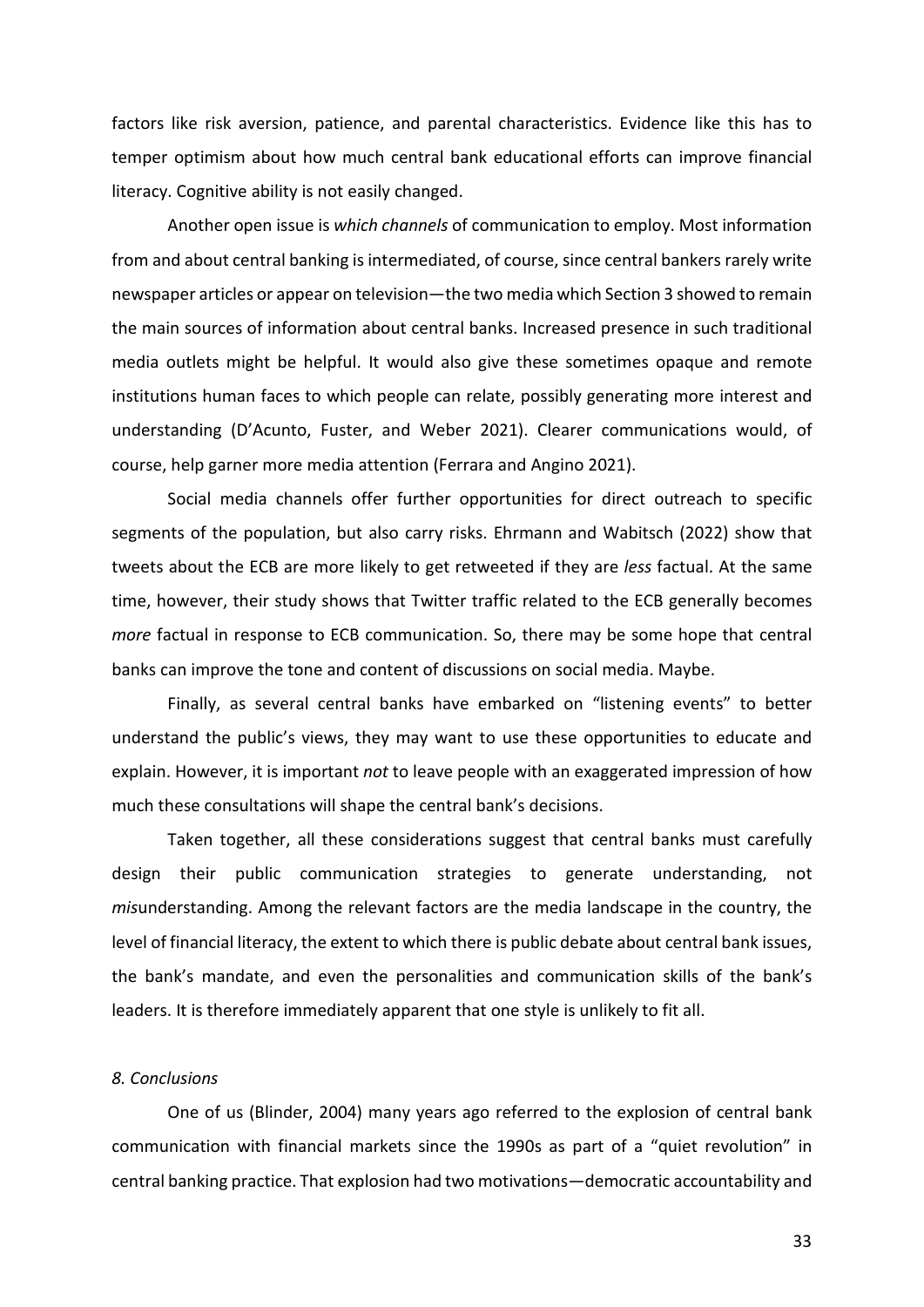factors like risk aversion, patience, and parental characteristics. Evidence like this has to temper optimism about how much central bank educational efforts can improve financial literacy. Cognitive ability is not easily changed.

Another open issue is *which channels* of communication to employ. Most information from and about central banking is intermediated, of course, since central bankers rarely write newspaper articles or appear on television—the two media which Section 3 showed to remain the main sources of information about central banks. Increased presence in such traditional media outlets might be helpful. It would also give these sometimes opaque and remote institutions human faces to which people can relate, possibly generating more interest and understanding (D'Acunto, Fuster, and Weber 2021). Clearer communications would, of course, help garner more media attention (Ferrara and Angino 2021).

Social media channels offer further opportunities for direct outreach to specific segments of the population, but also carry risks. Ehrmann and Wabitsch (2022) show that tweets about the ECB are more likely to get retweeted if they are *less* factual. At the same time, however, their study shows that Twitter traffic related to the ECB generally becomes *more* factual in response to ECB communication. So, there may be some hope that central banks can improve the tone and content of discussions on social media. Maybe.

Finally, as several central banks have embarked on "listening events" to better understand the public's views, they may want to use these opportunities to educate and explain. However, it is important *not* to leave people with an exaggerated impression of how much these consultations will shape the central bank's decisions.

Taken together, all these considerations suggest that central banks must carefully design their public communication strategies to generate understanding, not *mis*understanding. Among the relevant factors are the media landscape in the country, the level of financial literacy, the extent to which there is public debate about central bank issues, the bank's mandate, and even the personalities and communication skills of the bank's leaders. It is therefore immediately apparent that one style is unlikely to fit all.

## *8. Conclusions*

One of us (Blinder, 2004) many years ago referred to the explosion of central bank communication with financial markets since the 1990s as part of a "quiet revolution" in central banking practice. That explosion had two motivations—democratic accountability and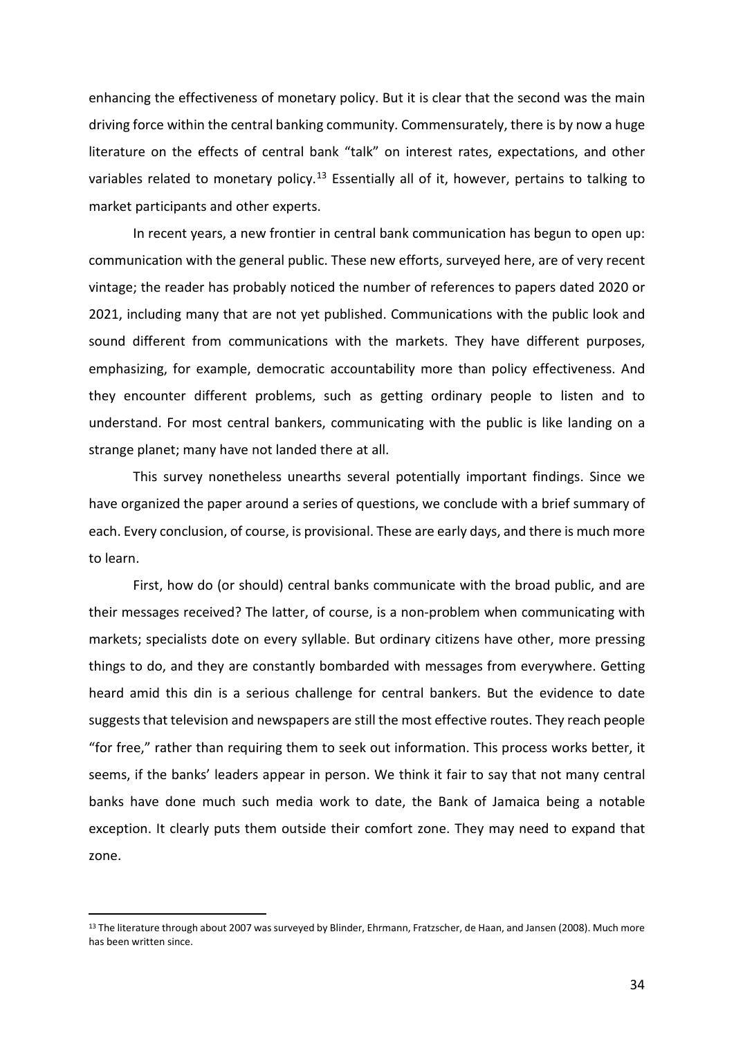enhancing the effectiveness of monetary policy. But it is clear that the second was the main driving force within the central banking community. Commensurately, there is by now a huge literature on the effects of central bank "talk" on interest rates, expectations, and other variables related to monetary policy.[13] Essentially all of it, however, pertains to talking to market participants and other experts.

In recent years, a new frontier in central bank communication has begun to open up: communication with the general public. These new efforts, surveyed here, are of very recent vintage; the reader has probably noticed the number of references to papers dated 2020 or 2021, including many that are not yet published. Communications with the public look and sound different from communications with the markets. They have different purposes, emphasizing, for example, democratic accountability more than policy effectiveness. And they encounter different problems, such as getting ordinary people to listen and to understand. For most central bankers, communicating with the public is like landing on a strange planet; many have not landed there at all.

This survey nonetheless unearths several potentially important findings. Since we have organized the paper around a series of questions, we conclude with a brief summary of each. Every conclusion, of course, is provisional. These are early days, and there is much more to learn.

First, how do (or should) central banks communicate with the broad public, and are their messages received? The latter, of course, is a non-problem when communicating with markets; specialists dote on every syllable. But ordinary citizens have other, more pressing things to do, and they are constantly bombarded with messages from everywhere. Getting heard amid this din is a serious challenge for central bankers. But the evidence to date suggests that television and newspapers are still the most effective routes. They reach people "for free," rather than requiring them to seek out information. This process works better, it seems, if the banks' leaders appear in person. We think it fair to say that not many central banks have done much such media work to date, the Bank of Jamaica being a notable exception. It clearly puts them outside their comfort zone. They may need to expand that zone.

[13] The literature through about 2007 was surveyed by Blinder, Ehrmann, Fratzscher, de Haan, and Jansen (2008). Much more has been written since.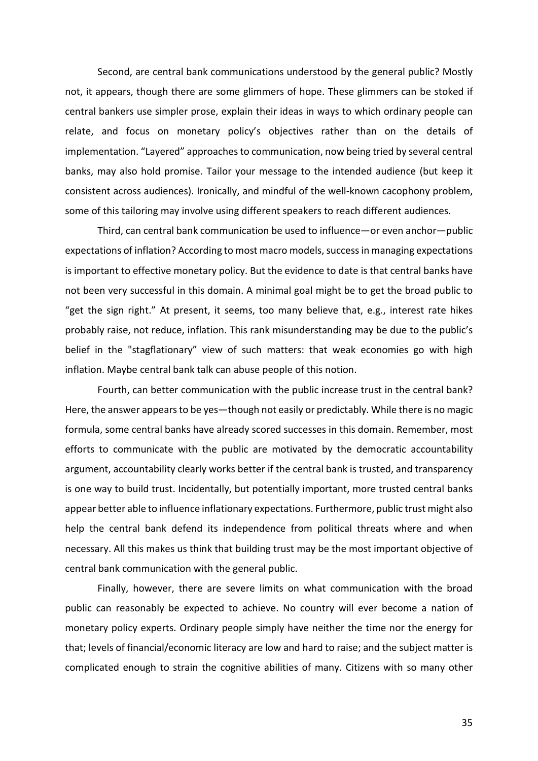Second, are central bank communications understood by the general public? Mostly not, it appears, though there are some glimmers of hope. These glimmers can be stoked if central bankers use simpler prose, explain their ideas in ways to which ordinary people can relate, and focus on monetary policy's objectives rather than on the details of implementation. "Layered" approaches to communication, now being tried by several central banks, may also hold promise. Tailor your message to the intended audience (but keep it consistent across audiences). Ironically, and mindful of the well-known cacophony problem, some of this tailoring may involve using different speakers to reach different audiences.

Third, can central bank communication be used to influence—or even anchor—public expectations of inflation? According to most macro models, success in managing expectations is important to effective monetary policy. But the evidence to date is that central banks have not been very successful in this domain. A minimal goal might be to get the broad public to "get the sign right." At present, it seems, too many believe that, e.g., interest rate hikes probably raise, not reduce, inflation. This rank misunderstanding may be due to the public's belief in the "stagflationary" view of such matters: that weak economies go with high inflation. Maybe central bank talk can abuse people of this notion.

Fourth, can better communication with the public increase trust in the central bank? Here, the answer appears to be yes—though not easily or predictably. While there is no magic formula, some central banks have already scored successes in this domain. Remember, most efforts to communicate with the public are motivated by the democratic accountability argument, accountability clearly works better if the central bank is trusted, and transparency is one way to build trust. Incidentally, but potentially important, more trusted central banks appear better able to influence inflationary expectations. Furthermore, public trust might also help the central bank defend its independence from political threats where and when necessary. All this makes us think that building trust may be the most important objective of central bank communication with the general public.

Finally, however, there are severe limits on what communication with the broad public can reasonably be expected to achieve. No country will ever become a nation of monetary policy experts. Ordinary people simply have neither the time nor the energy for that; levels of financial/economic literacy are low and hard to raise; and the subject matter is complicated enough to strain the cognitive abilities of many. Citizens with so many other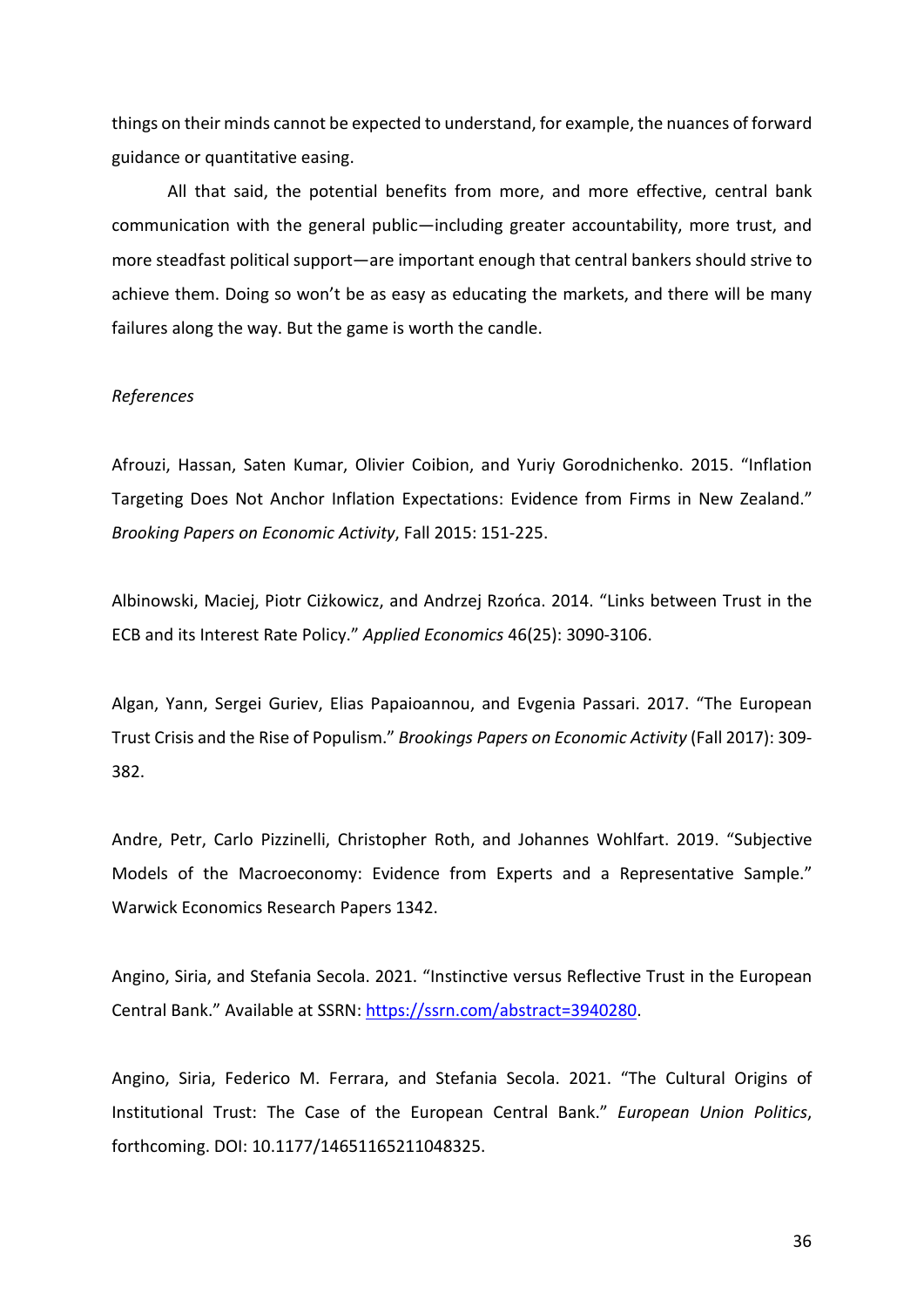things on their minds cannot be expected to understand, for example, the nuances of forward guidance or quantitative easing.

All that said, the potential benefits from more, and more effective, central bank communication with the general public—including greater accountability, more trust, and more steadfast political support—are important enough that central bankers should strive to achieve them. Doing so won't be as easy as educating the markets, and there will be many failures along the way. But the game is worth the candle.

*References*

Afrouzi, Hassan, Saten Kumar, Olivier Coibion, and Yuriy Gorodnichenko. 2015. "Inflation Targeting Does Not Anchor Inflation Expectations: Evidence from Firms in New Zealand." *Brooking Papers on Economic Activity*, Fall 2015: 151-225.

Albinowski, Maciej, Piotr Ciżkowicz, and Andrzej Rzońca. 2014. "Links between Trust in the ECB and its Interest Rate Policy." *Applied Economics* 46(25): 3090-3106.

Algan, Yann, Sergei Guriev, Elias Papaioannou, and Evgenia Passari. 2017. "The European Trust Crisis and the Rise of Populism." *Brookings Papers on Economic Activity* (Fall 2017): 309-382.

Andre, Petr, Carlo Pizzinelli, Christopher Roth, and Johannes Wohlfart. 2019. "Subjective Models of the Macroeconomy: Evidence from Experts and a Representative Sample." Warwick Economics Research Papers 1342.

Angino, Siria, and Stefania Secola. 2021. "Instinctive versus Reflective Trust in the European Central Bank." Available at SSRN: https://ssrn.com/abstract=3940280.

Angino, Siria, Federico M. Ferrara, and Stefania Secola. 2021. "The Cultural Origins of Institutional Trust: The Case of the European Central Bank." *European Union Politics*, forthcoming. DOI: 10.1177/14651165211048325.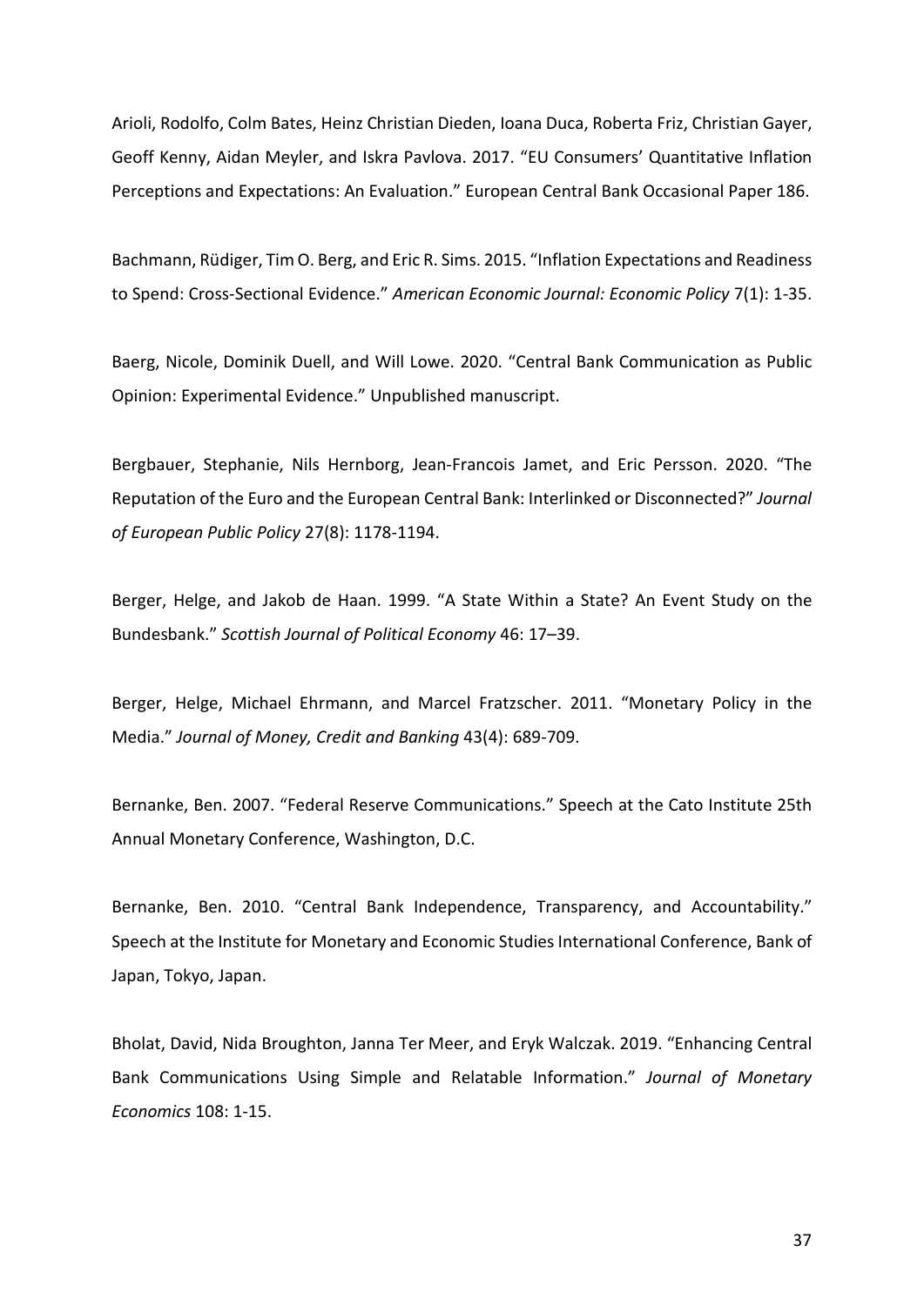Arioli, Rodolfo, Colm Bates, Heinz Christian Dieden, Ioana Duca, Roberta Friz, Christian Gayer, Geoff Kenny, Aidan Meyler, and Iskra Pavlova. 2017. "EU Consumers' Quantitative Inflation Perceptions and Expectations: An Evaluation." European Central Bank Occasional Paper 186.

Bachmann, Rüdiger, Tim O. Berg, and Eric R. Sims. 2015. "Inflation Expectations and Readiness to Spend: Cross-Sectional Evidence." *American Economic Journal: Economic Policy* 7(1): 1-35.

Baerg, Nicole, Dominik Duell, and Will Lowe. 2020. "Central Bank Communication as Public Opinion: Experimental Evidence." Unpublished manuscript.

Bergbauer, Stephanie, Nils Hernborg, Jean-Francois Jamet, and Eric Persson. 2020. "The Reputation of the Euro and the European Central Bank: Interlinked or Disconnected?" *Journal of European Public Policy* 27(8): 1178-1194.

Berger, Helge, and Jakob de Haan. 1999. "A State Within a State? An Event Study on the Bundesbank." *Scottish Journal of Political Economy* 46: 17–39.

Berger, Helge, Michael Ehrmann, and Marcel Fratzscher. 2011. "Monetary Policy in the Media." *Journal of Money, Credit and Banking* 43(4): 689-709.

Bernanke, Ben. 2007. "Federal Reserve Communications." Speech at the Cato Institute 25th Annual Monetary Conference, Washington, D.C.

Bernanke, Ben. 2010. "Central Bank Independence, Transparency, and Accountability." Speech at the Institute for Monetary and Economic Studies International Conference, Bank of Japan, Tokyo, Japan.

Bholat, David, Nida Broughton, Janna Ter Meer, and Eryk Walczak. 2019. "Enhancing Central Bank Communications Using Simple and Relatable Information." *Journal of Monetary Economics* 108: 1-15.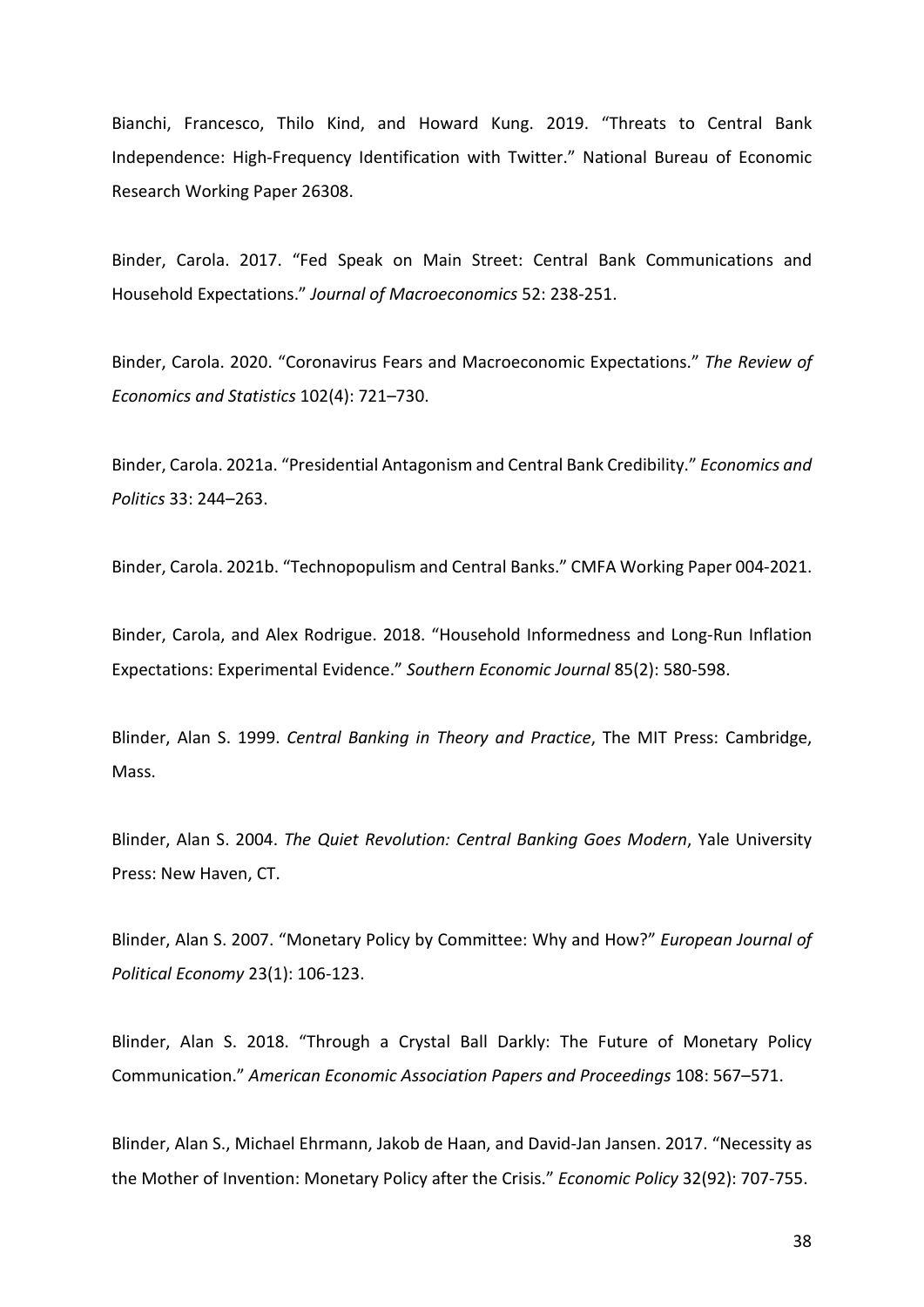Bianchi, Francesco, Thilo Kind, and Howard Kung. 2019. "Threats to Central Bank Independence: High-Frequency Identification with Twitter." National Bureau of Economic Research Working Paper 26308.

Binder, Carola. 2017. "Fed Speak on Main Street: Central Bank Communications and Household Expectations." *Journal of Macroeconomics* 52: 238-251.

Binder, Carola. 2020. "Coronavirus Fears and Macroeconomic Expectations." *The Review of Economics and Statistics* 102(4): 721–730.

Binder, Carola. 2021a. "Presidential Antagonism and Central Bank Credibility." *Economics and Politics* 33: 244–263.

Binder, Carola. 2021b. "Technopopulism and Central Banks." CMFA Working Paper 004-2021.

Binder, Carola, and Alex Rodrigue. 2018. "Household Informedness and Long-Run Inflation Expectations: Experimental Evidence." *Southern Economic Journal* 85(2): 580-598.

Blinder, Alan S. 1999. *Central Banking in Theory and Practice*, The MIT Press: Cambridge, Mass.

Blinder, Alan S. 2004. *The Quiet Revolution: Central Banking Goes Modern*, Yale University Press: New Haven, CT.

Blinder, Alan S. 2007. "Monetary Policy by Committee: Why and How?" *European Journal of Political Economy* 23(1): 106-123.

Blinder, Alan S. 2018. "Through a Crystal Ball Darkly: The Future of Monetary Policy Communication." *American Economic Association Papers and Proceedings* 108: 567–571.

Blinder, Alan S., Michael Ehrmann, Jakob de Haan, and David-Jan Jansen. 2017. "Necessity as the Mother of Invention: Monetary Policy after the Crisis." *Economic Policy* 32(92): 707-755.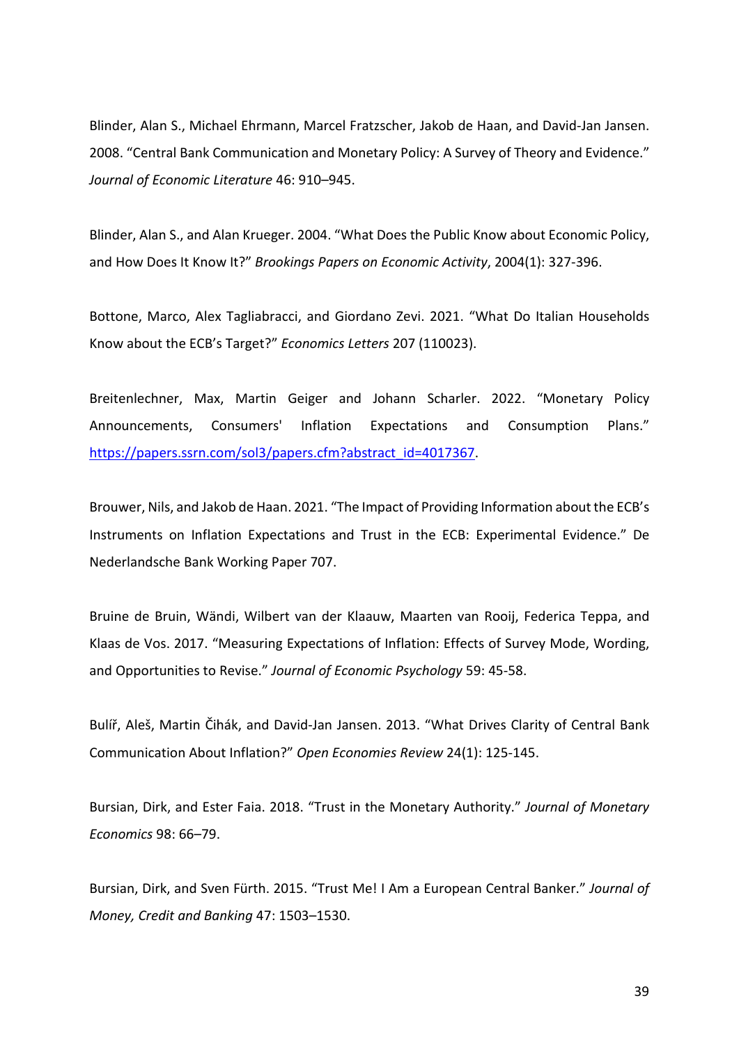Blinder, Alan S., Michael Ehrmann, Marcel Fratzscher, Jakob de Haan, and David-Jan Jansen. 2008. "Central Bank Communication and Monetary Policy: A Survey of Theory and Evidence." *Journal of Economic Literature* 46: 910–945.

Blinder, Alan S., and Alan Krueger. 2004. "What Does the Public Know about Economic Policy, and How Does It Know It?" *Brookings Papers on Economic Activity*, 2004(1): 327-396.

Bottone, Marco, Alex Tagliabracci, and Giordano Zevi. 2021. "What Do Italian Households Know about the ECB's Target?" *Economics Letters* 207 (110023).

Breitenlechner, Max, Martin Geiger and Johann Scharler. 2022. "Monetary Policy Announcements, Consumers' Inflation Expectations and Consumption Plans." https://papers.ssrn.com/sol3/papers.cfm?abstract_id=4017367.

Brouwer, Nils, and Jakob de Haan. 2021. "The Impact of Providing Information about the ECB's Instruments on Inflation Expectations and Trust in the ECB: Experimental Evidence." De Nederlandsche Bank Working Paper 707.

Bruine de Bruin, Wändi, Wilbert van der Klaauw, Maarten van Rooij, Federica Teppa, and Klaas de Vos. 2017. "Measuring Expectations of Inflation: Effects of Survey Mode, Wording, and Opportunities to Revise." *Journal of Economic Psychology* 59: 45-58.

Bulíř, Aleš, Martin Čihák, and David-Jan Jansen. 2013. "What Drives Clarity of Central Bank Communication About Inflation?" *Open Economies Review* 24(1): 125-145.

Bursian, Dirk, and Ester Faia. 2018. "Trust in the Monetary Authority." *Journal of Monetary Economics* 98: 66–79.

Bursian, Dirk, and Sven Fürth. 2015. "Trust Me! I Am a European Central Banker." *Journal of Money, Credit and Banking* 47: 1503–1530.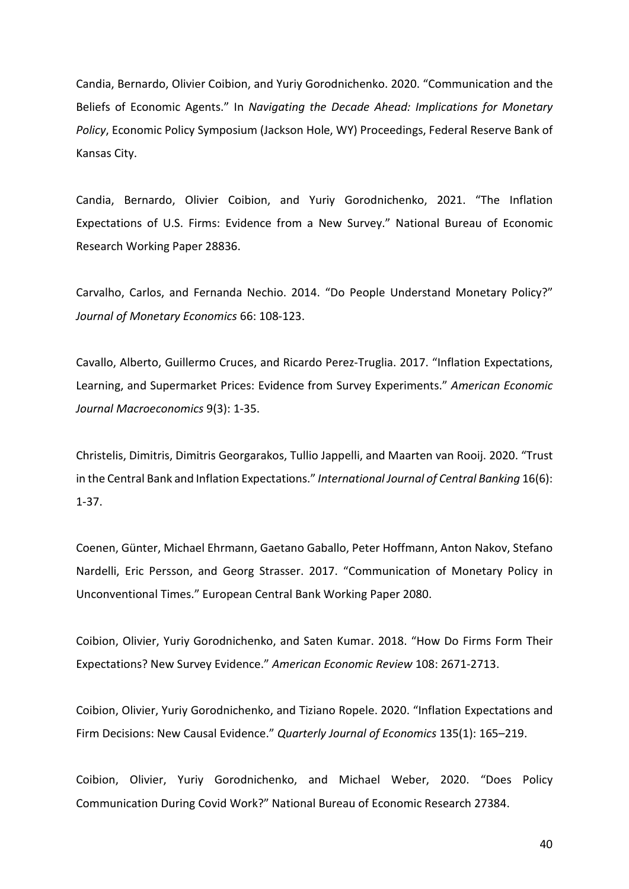Candia, Bernardo, Olivier Coibion, and Yuriy Gorodnichenko. 2020. "Communication and the Beliefs of Economic Agents." In *Navigating the Decade Ahead: Implications for Monetary Policy*, Economic Policy Symposium (Jackson Hole, WY) Proceedings, Federal Reserve Bank of Kansas City.

Candia, Bernardo, Olivier Coibion, and Yuriy Gorodnichenko, 2021. "The Inflation Expectations of U.S. Firms: Evidence from a New Survey." National Bureau of Economic Research Working Paper 28836.

Carvalho, Carlos, and Fernanda Nechio. 2014. "Do People Understand Monetary Policy?" *Journal of Monetary Economics* 66: 108-123.

Cavallo, Alberto, Guillermo Cruces, and Ricardo Perez-Truglia. 2017. "Inflation Expectations, Learning, and Supermarket Prices: Evidence from Survey Experiments." *American Economic Journal Macroeconomics* 9(3): 1-35.

Christelis, Dimitris, Dimitris Georgarakos, Tullio Jappelli, and Maarten van Rooij. 2020. "Trust in the Central Bank and Inflation Expectations." *International Journal of Central Banking* 16(6): 1-37.

Coenen, Günter, Michael Ehrmann, Gaetano Gaballo, Peter Hoffmann, Anton Nakov, Stefano Nardelli, Eric Persson, and Georg Strasser. 2017. "Communication of Monetary Policy in Unconventional Times." European Central Bank Working Paper 2080.

Coibion, Olivier, Yuriy Gorodnichenko, and Saten Kumar. 2018. "How Do Firms Form Their Expectations? New Survey Evidence." *American Economic Review* 108: 2671-2713.

Coibion, Olivier, Yuriy Gorodnichenko, and Tiziano Ropele. 2020. "Inflation Expectations and Firm Decisions: New Causal Evidence." *Quarterly Journal of Economics* 135(1): 165–219.

Coibion, Olivier, Yuriy Gorodnichenko, and Michael Weber, 2020. "Does Policy Communication During Covid Work?" National Bureau of Economic Research 27384.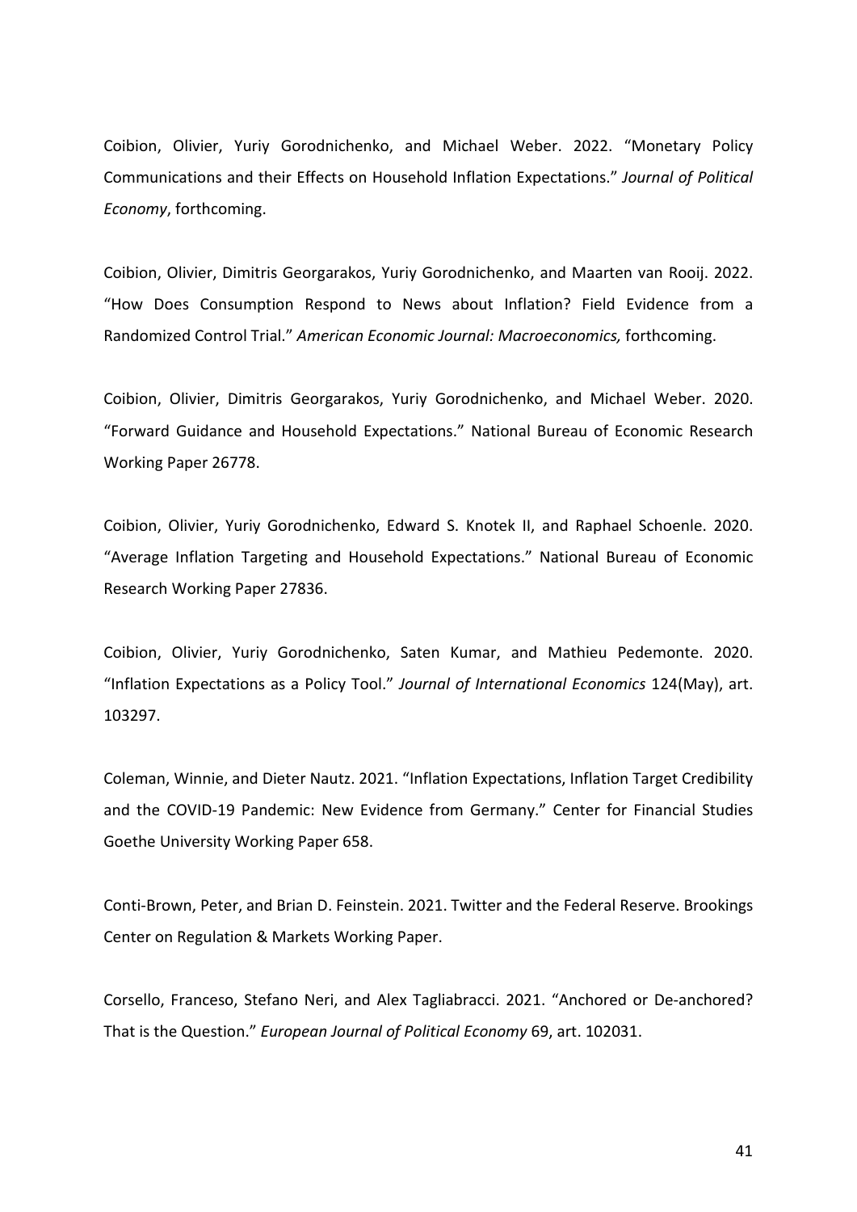Coibion, Olivier, Yuriy Gorodnichenko, and Michael Weber. 2022. "Monetary Policy Communications and their Effects on Household Inflation Expectations." *Journal of Political Economy*, forthcoming.

Coibion, Olivier, Dimitris Georgarakos, Yuriy Gorodnichenko, and Maarten van Rooij. 2022. "How Does Consumption Respond to News about Inflation? Field Evidence from a Randomized Control Trial." *American Economic Journal: Macroeconomics,* forthcoming.

Coibion, Olivier, Dimitris Georgarakos, Yuriy Gorodnichenko, and Michael Weber. 2020. "Forward Guidance and Household Expectations." National Bureau of Economic Research Working Paper 26778.

Coibion, Olivier, Yuriy Gorodnichenko, Edward S. Knotek II, and Raphael Schoenle. 2020. "Average Inflation Targeting and Household Expectations." National Bureau of Economic Research Working Paper 27836.

Coibion, Olivier, Yuriy Gorodnichenko, Saten Kumar, and Mathieu Pedemonte. 2020. "Inflation Expectations as a Policy Tool." *Journal of International Economics* 124(May), art. 103297.

Coleman, Winnie, and Dieter Nautz. 2021. "Inflation Expectations, Inflation Target Credibility and the COVID-19 Pandemic: New Evidence from Germany." Center for Financial Studies Goethe University Working Paper 658.

Conti-Brown, Peter, and Brian D. Feinstein. 2021. Twitter and the Federal Reserve. Brookings Center on Regulation & Markets Working Paper.

Corsello, Franceso, Stefano Neri, and Alex Tagliabracci. 2021. "Anchored or De-anchored? That is the Question." *European Journal of Political Economy* 69, art. 102031.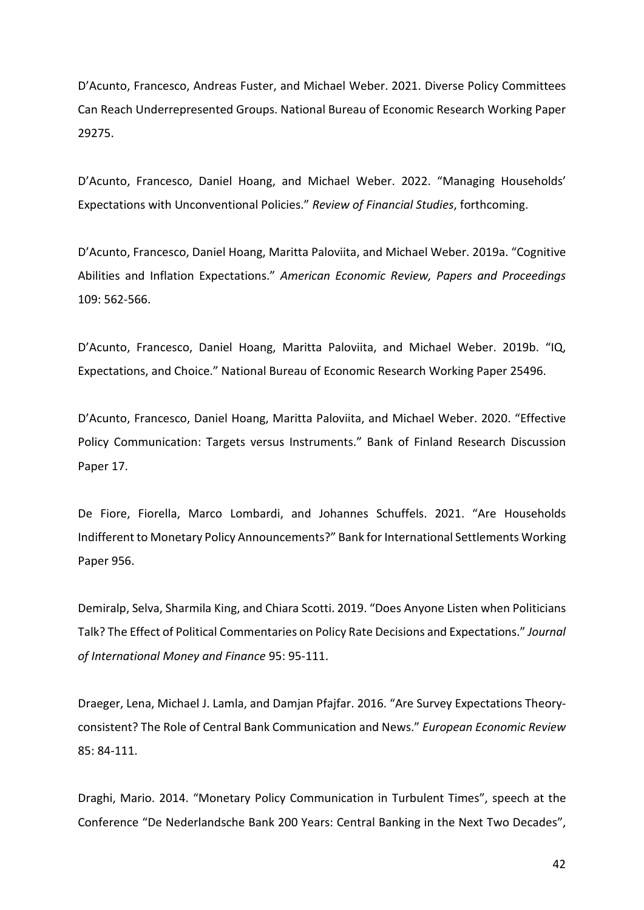D'Acunto, Francesco, Andreas Fuster, and Michael Weber. 2021. Diverse Policy Committees Can Reach Underrepresented Groups. National Bureau of Economic Research Working Paper 29275.

D'Acunto, Francesco, Daniel Hoang, and Michael Weber. 2022. "Managing Households' Expectations with Unconventional Policies." *Review of Financial Studies*, forthcoming.

D'Acunto, Francesco, Daniel Hoang, Maritta Paloviita, and Michael Weber. 2019a. "Cognitive Abilities and Inflation Expectations." *American Economic Review, Papers and Proceedings* 109: 562-566.

D'Acunto, Francesco, Daniel Hoang, Maritta Paloviita, and Michael Weber. 2019b. "IQ, Expectations, and Choice." National Bureau of Economic Research Working Paper 25496.

D'Acunto, Francesco, Daniel Hoang, Maritta Paloviita, and Michael Weber. 2020. "Effective Policy Communication: Targets versus Instruments." Bank of Finland Research Discussion Paper 17.

De Fiore, Fiorella, Marco Lombardi, and Johannes Schuffels. 2021. "Are Households Indifferent to Monetary Policy Announcements?" Bank for International Settlements Working Paper 956.

Demiralp, Selva, Sharmila King, and Chiara Scotti. 2019. "Does Anyone Listen when Politicians Talk? The Effect of Political Commentaries on Policy Rate Decisions and Expectations." *Journal of International Money and Finance* 95: 95-111.

Draeger, Lena, Michael J. Lamla, and Damjan Pfajfar. 2016. "Are Survey Expectations Theory-consistent? The Role of Central Bank Communication and News." *European Economic Review* 85: 84-111.

Draghi, Mario. 2014. "Monetary Policy Communication in Turbulent Times", speech at the Conference "De Nederlandsche Bank 200 Years: Central Banking in the Next Two Decades",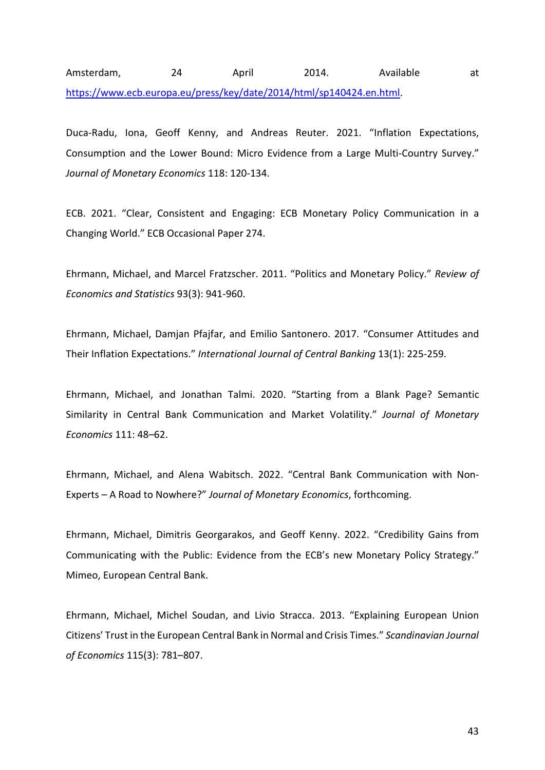Amsterdam, 24 April 2014. Available at https://www.ecb.europa.eu/press/key/date/2014/html/sp140424.en.html.

Duca-Radu, Iona, Geoff Kenny, and Andreas Reuter. 2021. "Inflation Expectations, Consumption and the Lower Bound: Micro Evidence from a Large Multi-Country Survey." *Journal of Monetary Economics* 118: 120-134.

ECB. 2021. "Clear, Consistent and Engaging: ECB Monetary Policy Communication in a Changing World." ECB Occasional Paper 274.

Ehrmann, Michael, and Marcel Fratzscher. 2011. "Politics and Monetary Policy." *Review of Economics and Statistics* 93(3): 941-960.

Ehrmann, Michael, Damjan Pfajfar, and Emilio Santonero. 2017. "Consumer Attitudes and Their Inflation Expectations." *International Journal of Central Banking* 13(1): 225-259.

Ehrmann, Michael, and Jonathan Talmi. 2020. "Starting from a Blank Page? Semantic Similarity in Central Bank Communication and Market Volatility." *Journal of Monetary Economics* 111: 48–62.

Ehrmann, Michael, and Alena Wabitsch. 2022. "Central Bank Communication with Non-Experts – A Road to Nowhere?" *Journal of Monetary Economics*, forthcoming.

Ehrmann, Michael, Dimitris Georgarakos, and Geoff Kenny. 2022. "Credibility Gains from Communicating with the Public: Evidence from the ECB's new Monetary Policy Strategy." Mimeo, European Central Bank.

Ehrmann, Michael, Michel Soudan, and Livio Stracca. 2013. "Explaining European Union Citizens' Trust in the European Central Bank in Normal and Crisis Times." *Scandinavian Journal of Economics* 115(3): 781–807.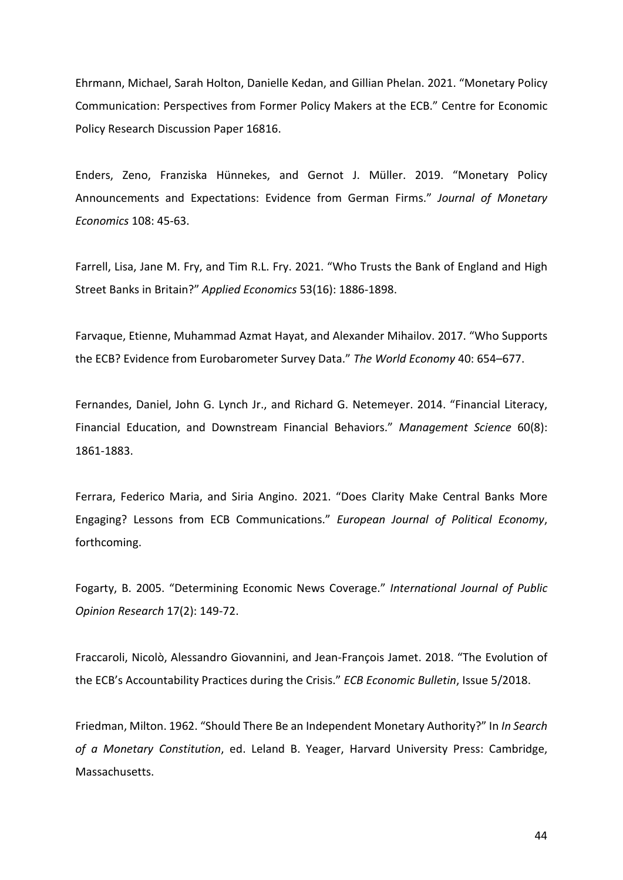Ehrmann, Michael, Sarah Holton, Danielle Kedan, and Gillian Phelan. 2021. "Monetary Policy Communication: Perspectives from Former Policy Makers at the ECB." Centre for Economic Policy Research Discussion Paper 16816.

Enders, Zeno, Franziska Hünnekes, and Gernot J. Müller. 2019. "Monetary Policy Announcements and Expectations: Evidence from German Firms." *Journal of Monetary Economics* 108: 45-63.

Farrell, Lisa, Jane M. Fry, and Tim R.L. Fry. 2021. "Who Trusts the Bank of England and High Street Banks in Britain?" *Applied Economics* 53(16): 1886-1898.

Farvaque, Etienne, Muhammad Azmat Hayat, and Alexander Mihailov. 2017. "Who Supports the ECB? Evidence from Eurobarometer Survey Data." *The World Economy* 40: 654–677.

Fernandes, Daniel, John G. Lynch Jr., and Richard G. Netemeyer. 2014. "Financial Literacy, Financial Education, and Downstream Financial Behaviors." *Management Science* 60(8): 1861-1883.

Ferrara, Federico Maria, and Siria Angino. 2021. "Does Clarity Make Central Banks More Engaging? Lessons from ECB Communications." *European Journal of Political Economy*, forthcoming.

Fogarty, B. 2005. "Determining Economic News Coverage." *International Journal of Public Opinion Research* 17(2): 149-72.

Fraccaroli, Nicolò, Alessandro Giovannini, and Jean-François Jamet. 2018. "The Evolution of the ECB's Accountability Practices during the Crisis." *ECB Economic Bulletin*, Issue 5/2018.

Friedman, Milton. 1962. "Should There Be an Independent Monetary Authority?" In *In Search of a Monetary Constitution*, ed. Leland B. Yeager, Harvard University Press: Cambridge, Massachusetts.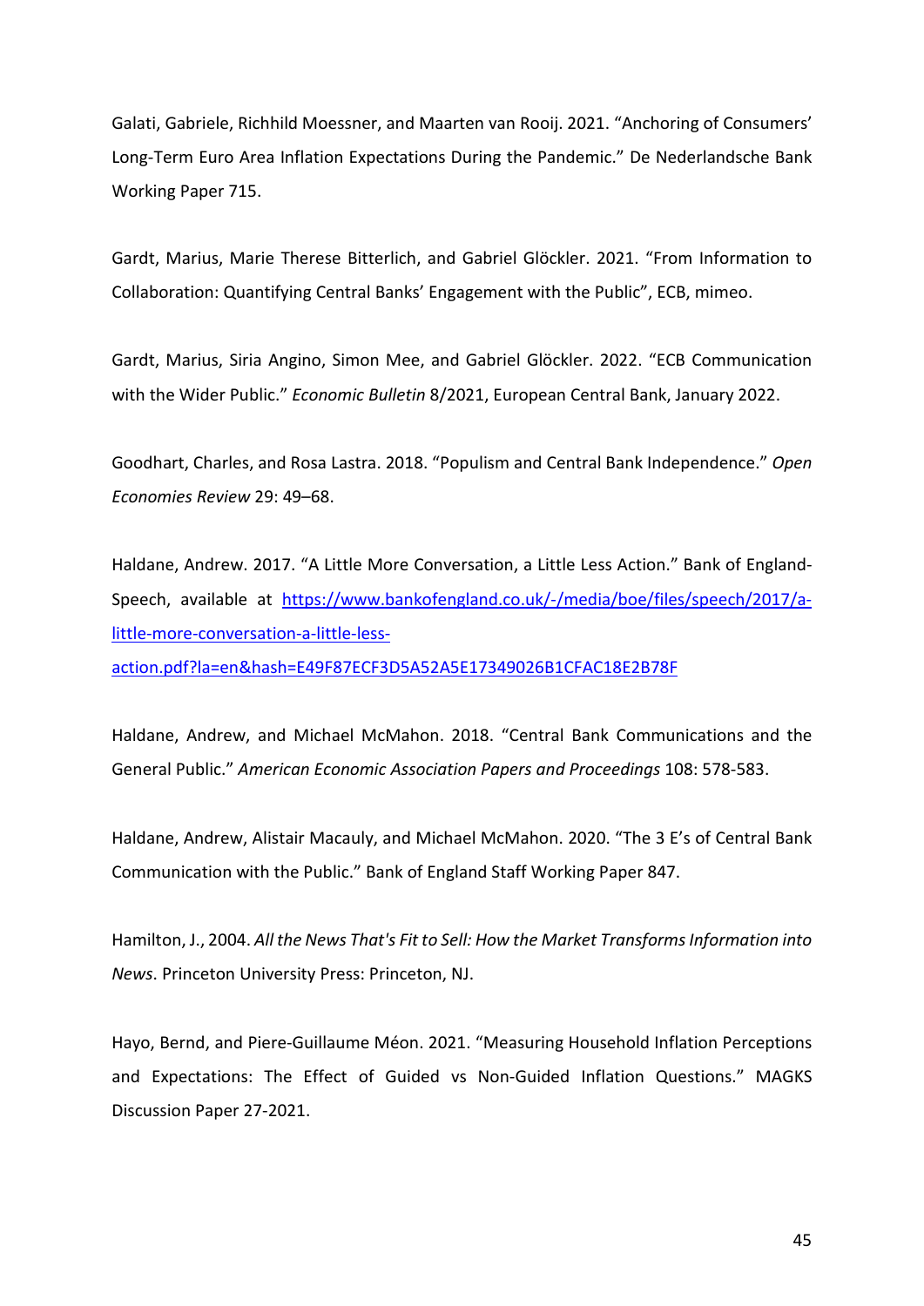Galati, Gabriele, Richhild Moessner, and Maarten van Rooij. 2021. “Anchoring of Consumers’ Long-Term Euro Area Inflation Expectations During the Pandemic.” De Nederlandsche Bank Working Paper 715.

Gardt, Marius, Marie Therese Bitterlich, and Gabriel Glöckler. 2021. “From Information to Collaboration: Quantifying Central Banks’ Engagement with the Public”, ECB, mimeo.

Gardt, Marius, Siria Angino, Simon Mee, and Gabriel Glöckler. 2022. “ECB Communication with the Wider Public.” *Economic Bulletin* 8/2021, European Central Bank, January 2022.

Goodhart, Charles, and Rosa Lastra. 2018. “Populism and Central Bank Independence.” *Open Economies Review* 29: 49–68.

Haldane, Andrew. 2017. “A Little More Conversation, a Little Less Action.” Bank of England-Speech, available at [https://www.bankofengland.co.uk/-/media/boe/files/speech/2017/a-little-more-conversation-a-little-less-action.pdf?la=en&hash=E49F87ECF3D5A52A5E17349026B1CFAC18E2B78F](https://www.bankofengland.co.uk/-/media/boe/files/speech/2017/a-little-more-conversation-a-little-less-action.pdf?la=en&hash=E49F87ECF3D5A52A5E17349026B1CFAC18E2B78F)

Haldane, Andrew, and Michael McMahon. 2018. “Central Bank Communications and the General Public.” *American Economic Association Papers and Proceedings* 108: 578-583.

Haldane, Andrew, Alistair Macauly, and Michael McMahon. 2020. “The 3 E’s of Central Bank Communication with the Public.” Bank of England Staff Working Paper 847.

Hamilton, J., 2004. *All the News That's Fit to Sell: How the Market Transforms Information into News*. Princeton University Press: Princeton, NJ.

Hayo, Bernd, and Piere-Guillaume Méon. 2021. “Measuring Household Inflation Perceptions and Expectations: The Effect of Guided vs Non-Guided Inflation Questions.” MAGKS Discussion Paper 27-2021.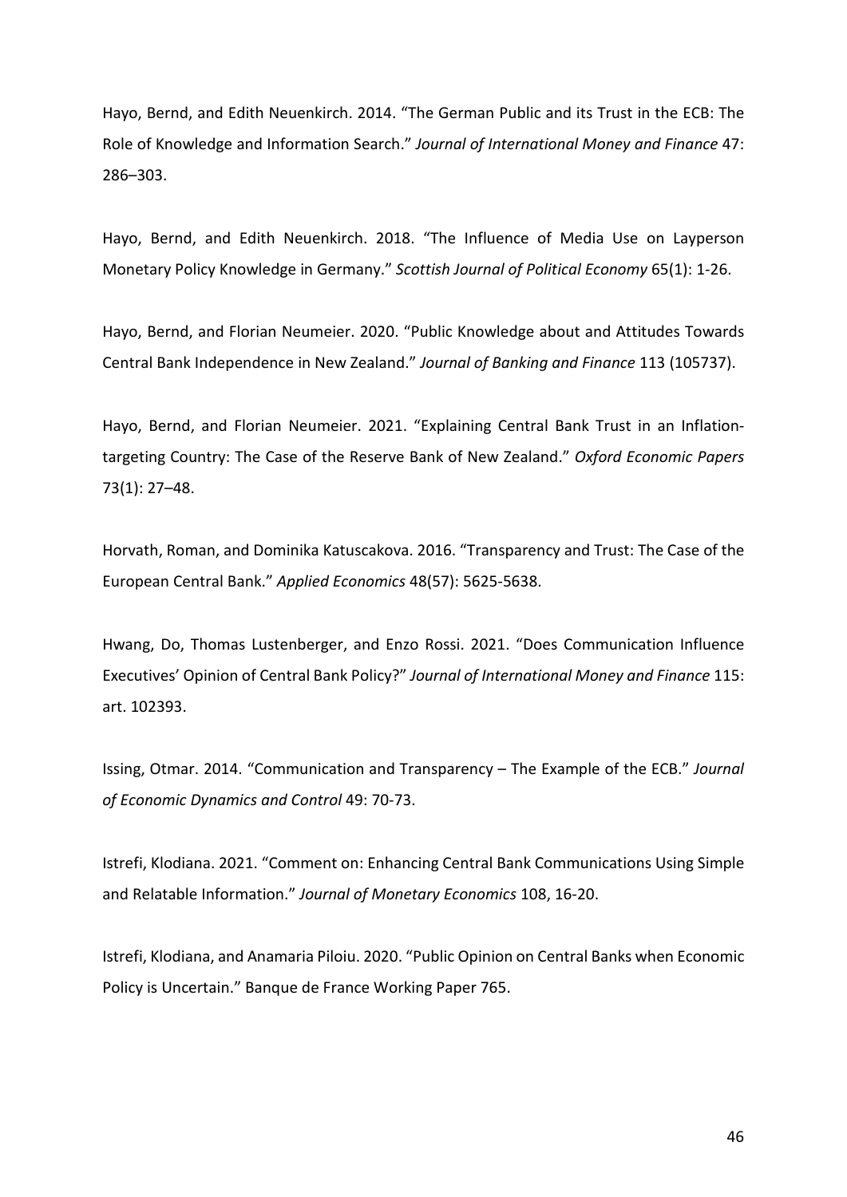Hayo, Bernd, and Edith Neuenkirch. 2014. "The German Public and its Trust in the ECB: The Role of Knowledge and Information Search." *Journal of International Money and Finance* 47: 286–303.

Hayo, Bernd, and Edith Neuenkirch. 2018. "The Influence of Media Use on Layperson Monetary Policy Knowledge in Germany." *Scottish Journal of Political Economy* 65(1): 1-26.

Hayo, Bernd, and Florian Neumeier. 2020. "Public Knowledge about and Attitudes Towards Central Bank Independence in New Zealand." *Journal of Banking and Finance* 113 (105737).

Hayo, Bernd, and Florian Neumeier. 2021. "Explaining Central Bank Trust in an Inflation-targeting Country: The Case of the Reserve Bank of New Zealand." *Oxford Economic Papers* 73(1): 27–48.

Horvath, Roman, and Dominika Katuscakova. 2016. "Transparency and Trust: The Case of the European Central Bank." *Applied Economics* 48(57): 5625-5638.

Hwang, Do, Thomas Lustenberger, and Enzo Rossi. 2021. "Does Communication Influence Executives' Opinion of Central Bank Policy?" *Journal of International Money and Finance* 115: art. 102393.

Issing, Otmar. 2014. "Communication and Transparency – The Example of the ECB." *Journal of Economic Dynamics and Control* 49: 70-73.

Istrefi, Klodiana. 2021. "Comment on: Enhancing Central Bank Communications Using Simple and Relatable Information." *Journal of Monetary Economics* 108, 16-20.

Istrefi, Klodiana, and Anamaria Piloiu. 2020. "Public Opinion on Central Banks when Economic Policy is Uncertain." Banque de France Working Paper 765.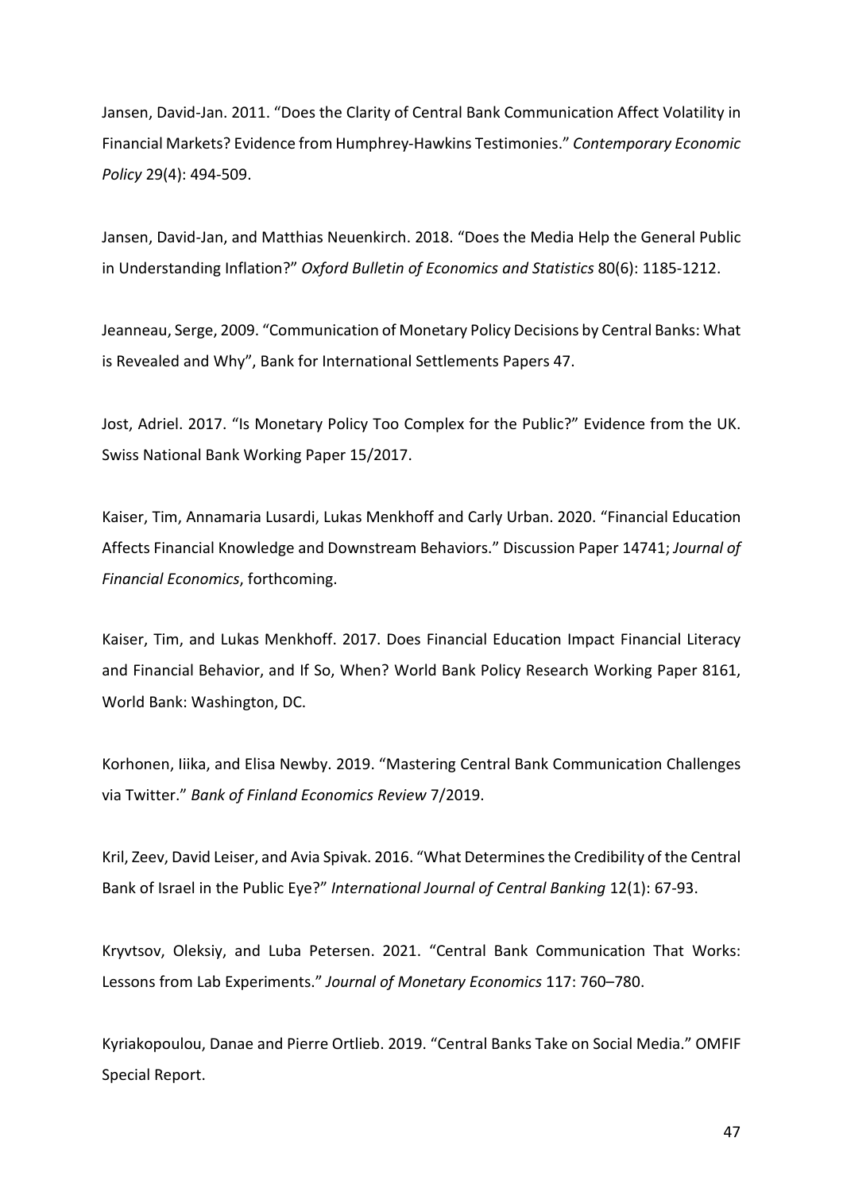Jansen, David-Jan. 2011. “Does the Clarity of Central Bank Communication Affect Volatility in Financial Markets? Evidence from Humphrey-Hawkins Testimonies.” *Contemporary Economic Policy* 29(4): 494-509.

Jansen, David-Jan, and Matthias Neuenkirch. 2018. “Does the Media Help the General Public in Understanding Inflation?” *Oxford Bulletin of Economics and Statistics* 80(6): 1185-1212.

Jeanneau, Serge, 2009. “Communication of Monetary Policy Decisions by Central Banks: What is Revealed and Why”, Bank for International Settlements Papers 47.

Jost, Adriel. 2017. “Is Monetary Policy Too Complex for the Public?” Evidence from the UK. Swiss National Bank Working Paper 15/2017.

Kaiser, Tim, Annamaria Lusardi, Lukas Menkhoff and Carly Urban. 2020. “Financial Education Affects Financial Knowledge and Downstream Behaviors.” Discussion Paper 14741; *Journal of Financial Economics*, forthcoming.

Kaiser, Tim, and Lukas Menkhoff. 2017. Does Financial Education Impact Financial Literacy and Financial Behavior, and If So, When? World Bank Policy Research Working Paper 8161, World Bank: Washington, DC.

Korhonen, Iiika, and Elisa Newby. 2019. “Mastering Central Bank Communication Challenges via Twitter.” *Bank of Finland Economics Review* 7/2019.

Kril, Zeev, David Leiser, and Avia Spivak. 2016. “What Determines the Credibility of the Central Bank of Israel in the Public Eye?” *International Journal of Central Banking* 12(1): 67-93.

Kryvtsov, Oleksiy, and Luba Petersen. 2021. “Central Bank Communication That Works: Lessons from Lab Experiments.” *Journal of Monetary Economics* 117: 760–780.

Kyriakopoulou, Danae and Pierre Ortlieb. 2019. “Central Banks Take on Social Media.” OMFIF Special Report.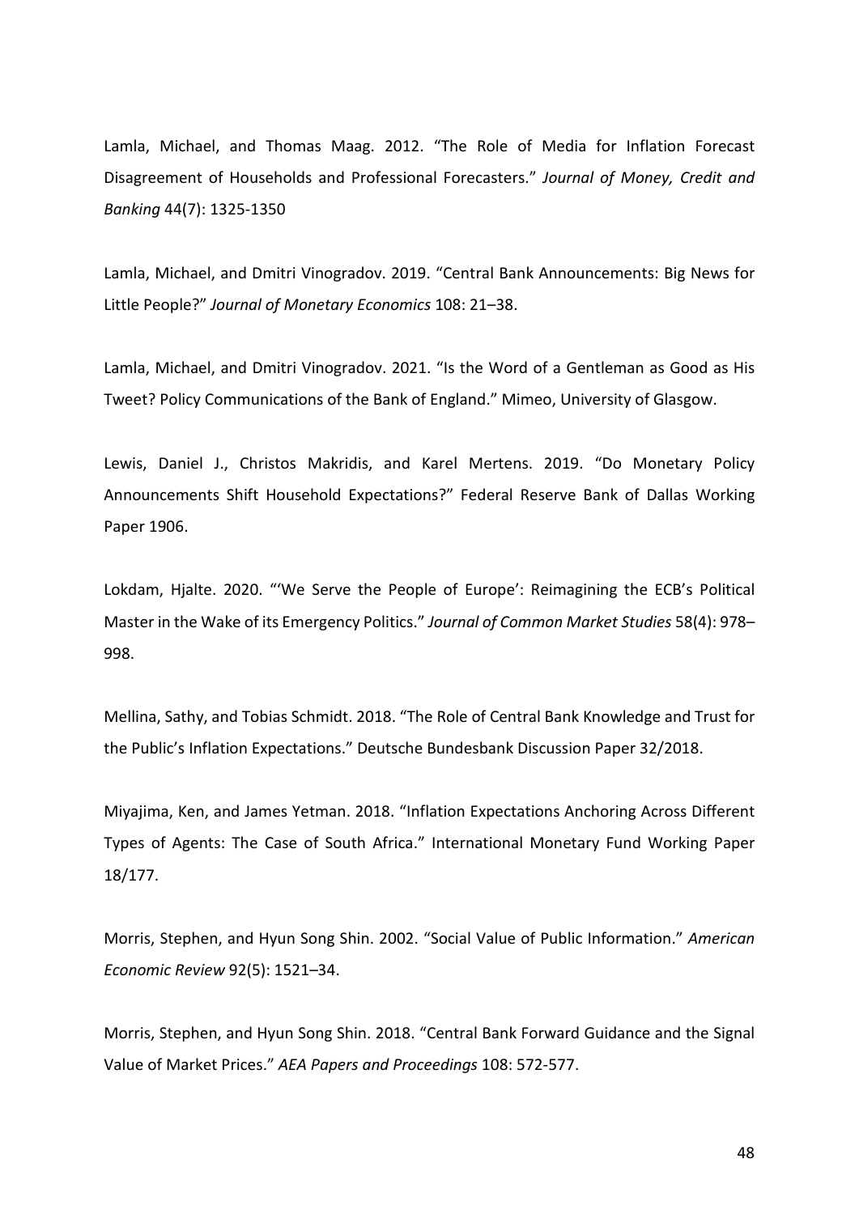Lamla, Michael, and Thomas Maag. 2012. "The Role of Media for Inflation Forecast Disagreement of Households and Professional Forecasters." *Journal of Money, Credit and Banking* 44(7): 1325-1350

Lamla, Michael, and Dmitri Vinogradov. 2019. "Central Bank Announcements: Big News for Little People?" *Journal of Monetary Economics* 108: 21–38.

Lamla, Michael, and Dmitri Vinogradov. 2021. "Is the Word of a Gentleman as Good as His Tweet? Policy Communications of the Bank of England." Mimeo, University of Glasgow.

Lewis, Daniel J., Christos Makridis, and Karel Mertens. 2019. "Do Monetary Policy Announcements Shift Household Expectations?" Federal Reserve Bank of Dallas Working Paper 1906.

Lokdam, Hjalte. 2020. "'We Serve the People of Europe': Reimagining the ECB's Political Master in the Wake of its Emergency Politics." *Journal of Common Market Studies* 58(4): 978–998.

Mellina, Sathy, and Tobias Schmidt. 2018. "The Role of Central Bank Knowledge and Trust for the Public's Inflation Expectations." Deutsche Bundesbank Discussion Paper 32/2018.

Miyajima, Ken, and James Yetman. 2018. "Inflation Expectations Anchoring Across Different Types of Agents: The Case of South Africa." International Monetary Fund Working Paper 18/177.

Morris, Stephen, and Hyun Song Shin. 2002. "Social Value of Public Information." *American Economic Review* 92(5): 1521–34.

Morris, Stephen, and Hyun Song Shin. 2018. "Central Bank Forward Guidance and the Signal Value of Market Prices." *AEA Papers and Proceedings* 108: 572-577.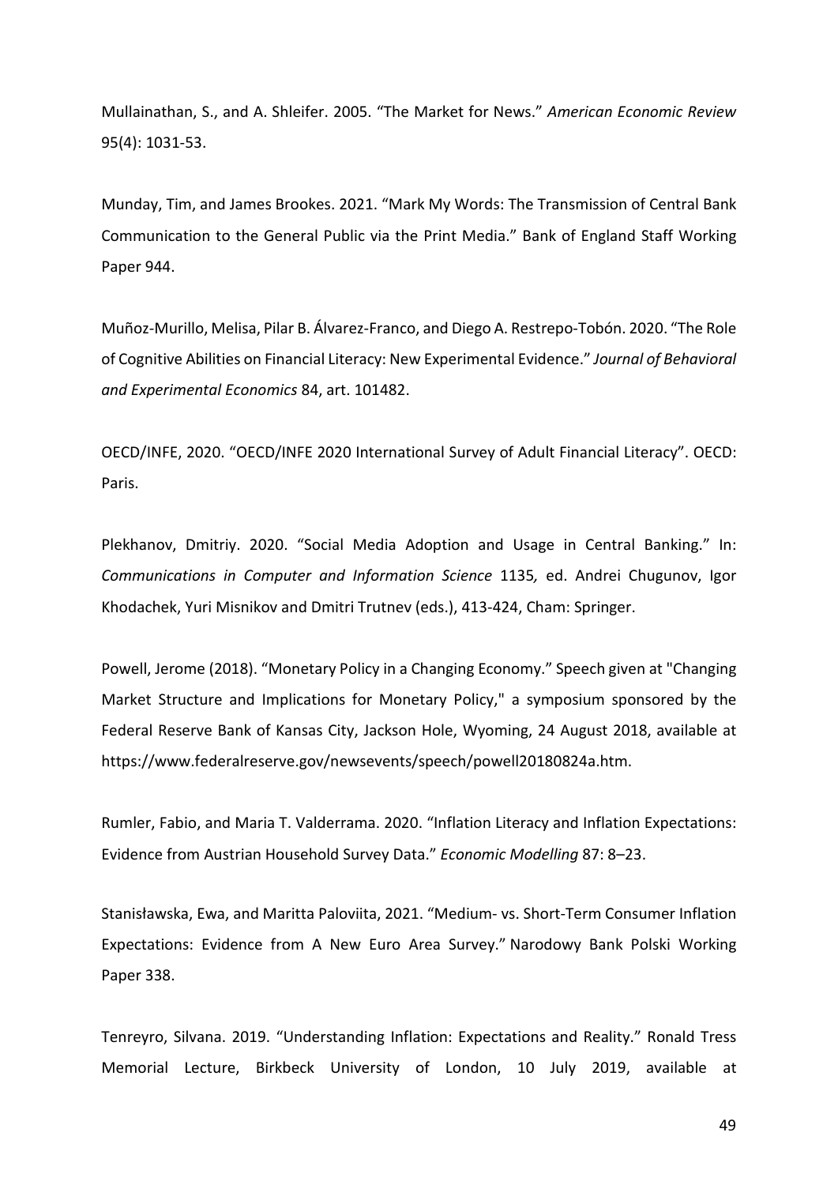Mullainathan, S., and A. Shleifer. 2005. "The Market for News." *American Economic Review* 95(4): 1031-53.

Munday, Tim, and James Brookes. 2021. "Mark My Words: The Transmission of Central Bank Communication to the General Public via the Print Media." Bank of England Staff Working Paper 944.

Muñoz-Murillo, Melisa, Pilar B. Álvarez-Franco, and Diego A. Restrepo-Tobón. 2020. "The Role of Cognitive Abilities on Financial Literacy: New Experimental Evidence." *Journal of Behavioral and Experimental Economics* 84, art. 101482.

OECD/INFE, 2020. "OECD/INFE 2020 International Survey of Adult Financial Literacy". OECD: Paris.

Plekhanov, Dmitriy. 2020. "Social Media Adoption and Usage in Central Banking." In: *Communications in Computer and Information Science* 1135*,* ed. Andrei Chugunov, Igor Khodachek, Yuri Misnikov and Dmitri Trutnev (eds.), 413-424, Cham: Springer.

Powell, Jerome (2018). "Monetary Policy in a Changing Economy." Speech given at "Changing Market Structure and Implications for Monetary Policy," a symposium sponsored by the Federal Reserve Bank of Kansas City, Jackson Hole, Wyoming, 24 August 2018, available at https://www.federalreserve.gov/newsevents/speech/powell20180824a.htm.

Rumler, Fabio, and Maria T. Valderrama. 2020. "Inflation Literacy and Inflation Expectations: Evidence from Austrian Household Survey Data." *Economic Modelling* 87: 8–23.

Stanisławska, Ewa, and Maritta Paloviita, 2021. "Medium- vs. Short-Term Consumer Inflation Expectations: Evidence from A New Euro Area Survey." Narodowy Bank Polski Working Paper 338.

Tenreyro, Silvana. 2019. "Understanding Inflation: Expectations and Reality." Ronald Tress Memorial Lecture, Birkbeck University of London, 10 July 2019, available at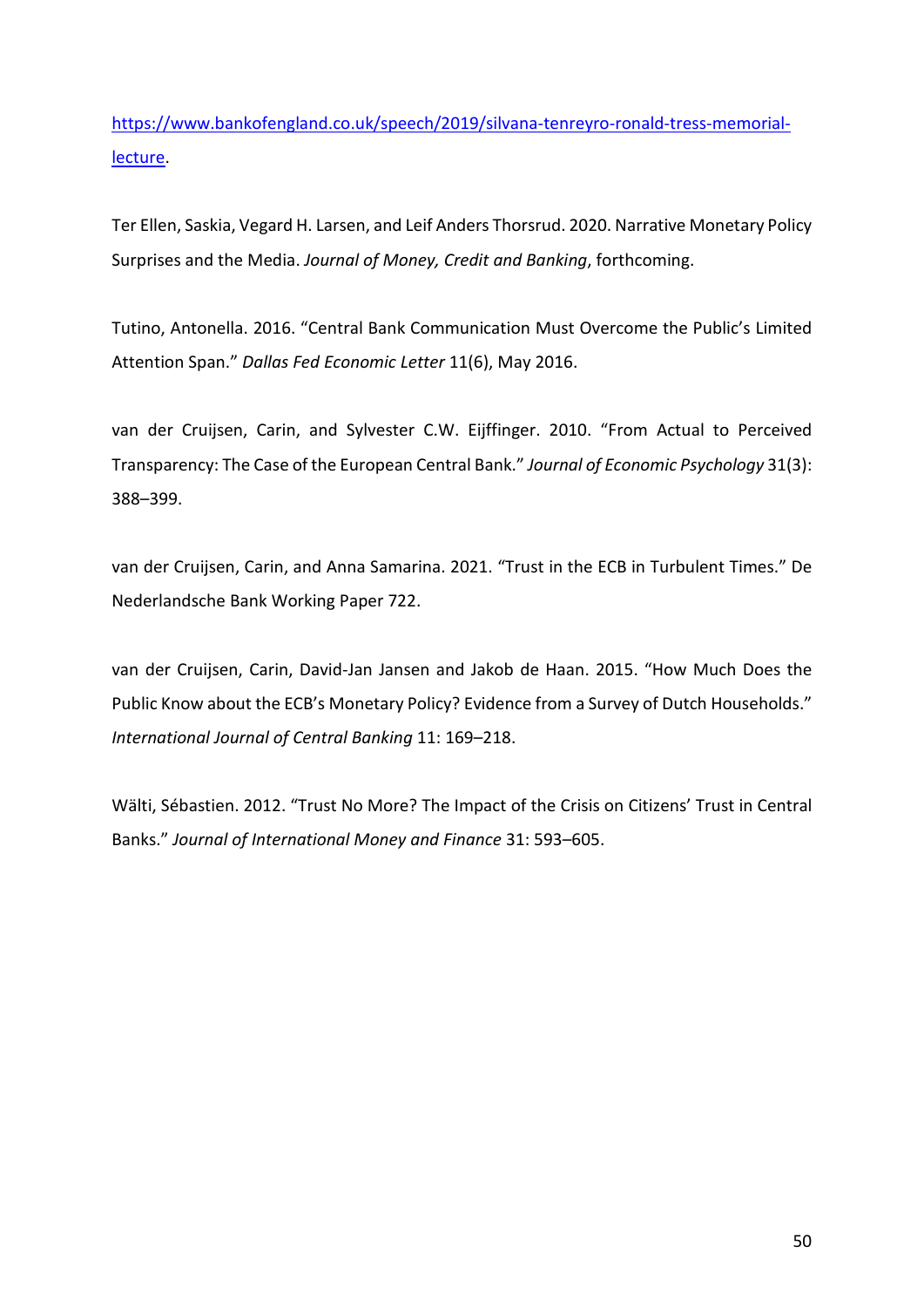https://www.bankofengland.co.uk/speech/2019/silvana-tenreyro-ronald-tress-memorial-lecture.

Ter Ellen, Saskia, Vegard H. Larsen, and Leif Anders Thorsrud. 2020. Narrative Monetary Policy Surprises and the Media. *Journal of Money, Credit and Banking*, forthcoming.

Tutino, Antonella. 2016. "Central Bank Communication Must Overcome the Public's Limited Attention Span." *Dallas Fed Economic Letter* 11(6), May 2016.

van der Cruijsen, Carin, and Sylvester C.W. Eijffinger. 2010. "From Actual to Perceived Transparency: The Case of the European Central Bank." *Journal of Economic Psychology* 31(3): 388–399.

van der Cruijsen, Carin, and Anna Samarina. 2021. "Trust in the ECB in Turbulent Times." De Nederlandsche Bank Working Paper 722.

van der Cruijsen, Carin, David-Jan Jansen and Jakob de Haan. 2015. "How Much Does the Public Know about the ECB's Monetary Policy? Evidence from a Survey of Dutch Households." *International Journal of Central Banking* 11: 169–218.

Wälti, Sébastien. 2012. "Trust No More? The Impact of the Crisis on Citizens' Trust in Central Banks." *Journal of International Money and Finance* 31: 593–605.